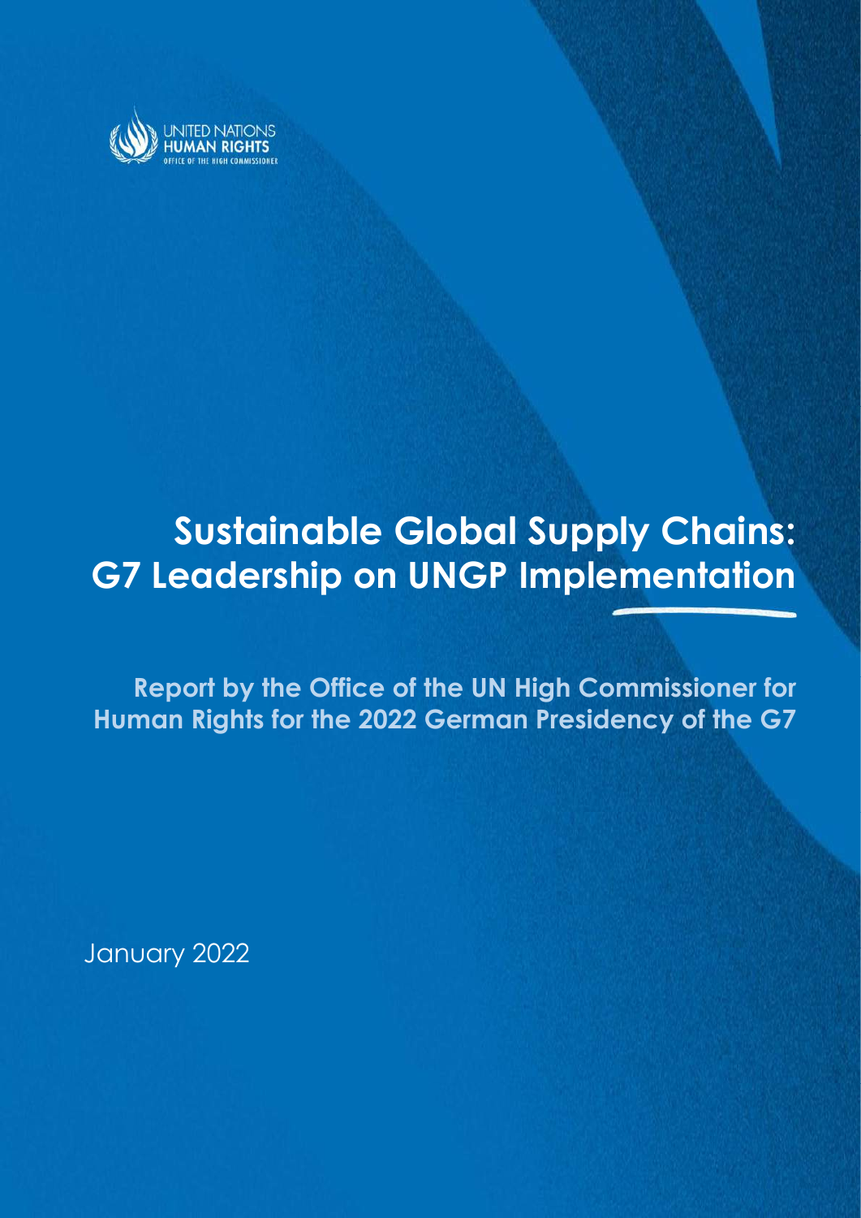UNITED NATIONS
HUMAN RIGHTS
OFFICE OF THE HIGH COMMISSIONER

# Sustainable Global Supply Chains: G7 Leadership on UNGP Implementation

## Report by the Office of the UN High Commissioner for Human Rights for the 2022 German Presidency of the G7

January 2022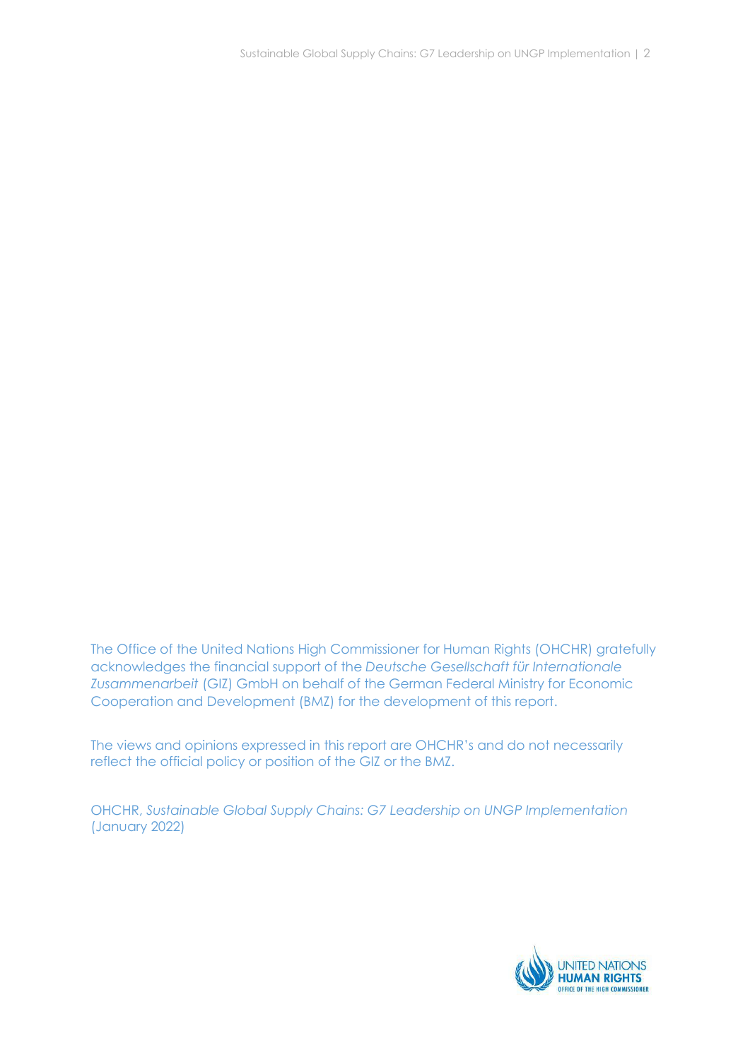The Office of the United Nations High Commissioner for Human Rights (OHCHR) gratefully acknowledges the financial support of the *Deutsche Gesellschaft für Internationale Zusammenarbeit* (GIZ) GmbH on behalf of the German Federal Ministry for Economic Cooperation and Development (BMZ) for the development of this report.

The views and opinions expressed in this report are OHCHR's and do not necessarily reflect the official policy or position of the GIZ or the BMZ.

OHCHR, *Sustainable Global Supply Chains: G7 Leadership on UNGP Implementation* (January 2022)

UNITED NATIONS
HUMAN RIGHTS
OFFICE OF THE HIGH COMMISSIONER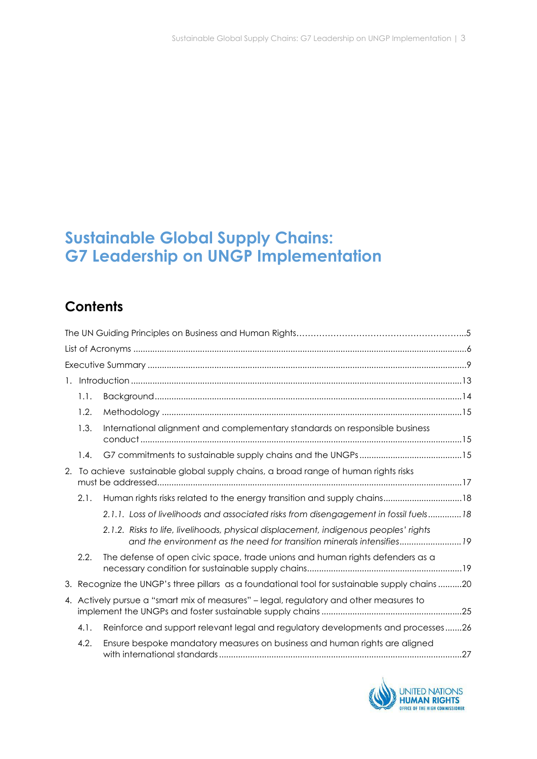# Sustainable Global Supply Chains: G7 Leadership on UNGP Implementation

## Contents

The UN Guiding Principles on Business and Human Rights ........................................................5

List of Acronyms ........................................................6

Executive Summary ........................................................9

1. Introduction ........................................................13
   - 1.1. Background ........................................................14
   - 1.2. Methodology ........................................................15
   - 1.3. International alignment and complementary standards on responsible business conduct ........................................................15
   - 1.4. G7 commitments to sustainable supply chains and the UNGPs ........................................................15
2. To achieve sustainable global supply chains, a broad range of human rights risks must be addressed ........................................................17
   - 2.1. Human rights risks related to the energy transition and supply chains ........................................................18
     - *2.1.1. Loss of livelihoods and associated risks from disengagement in fossil fuels ........................................................18*
     - *2.1.2. Risks to life, livelihoods, physical displacement, indigenous peoples' rights and the environment as the need for transition minerals intensifies ........................................................19*
   - 2.2. The defense of open civic space, trade unions and human rights defenders as a necessary condition for sustainable supply chains ........................................................19
3. Recognize the UNGP's three pillars as a foundational tool for sustainable supply chains ........................................................20
4. Actively pursue a "smart mix of measures" – legal, regulatory and other measures to implement the UNGPs and foster sustainable supply chains ........................................................25
   - 4.1. Reinforce and support relevant legal and regulatory developments and processes ........................................................26
   - 4.2. Ensure bespoke mandatory measures on business and human rights are aligned with international standards ........................................................27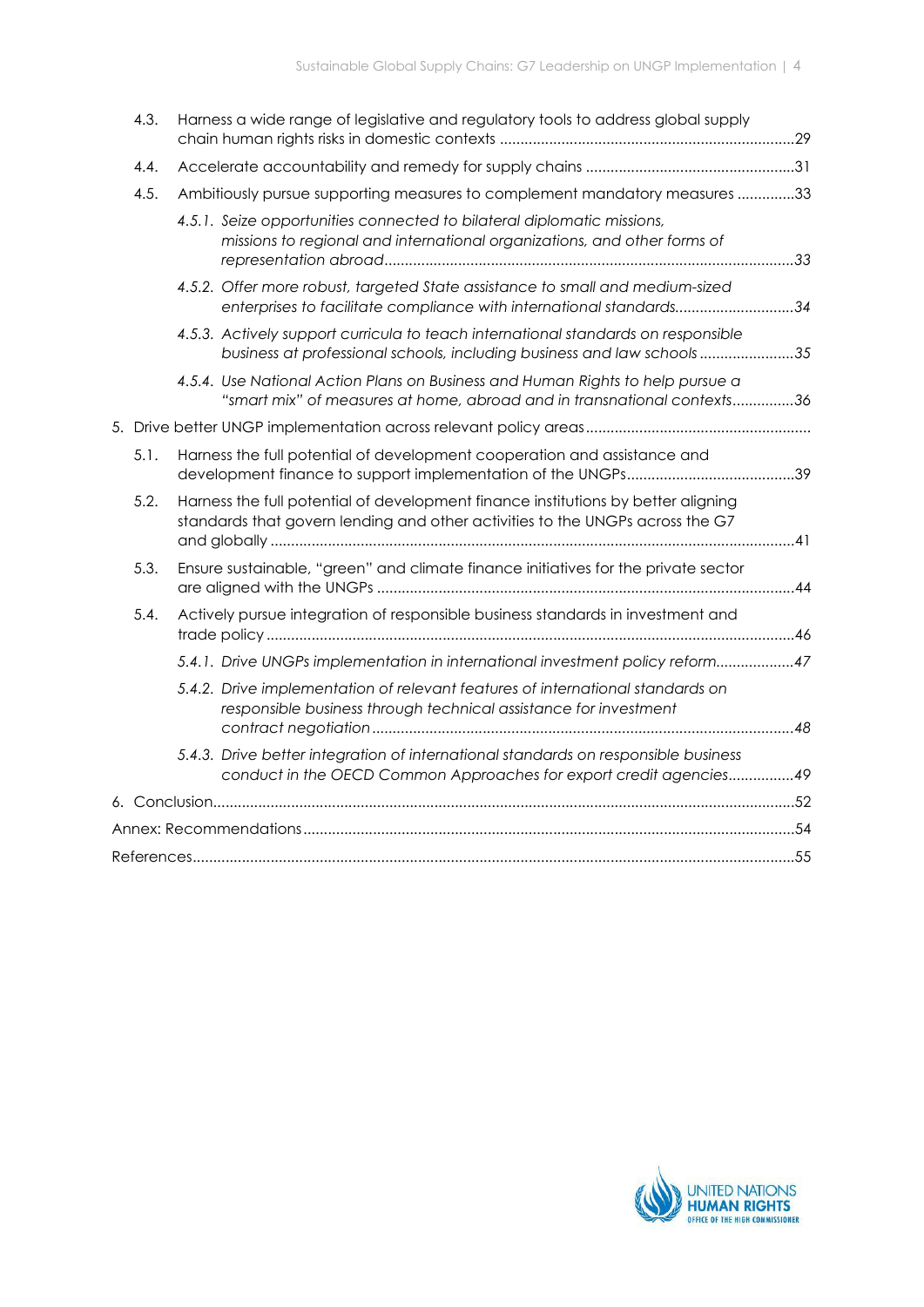- 4.3. Harness a wide range of legislative and regulatory tools to address global supply chain human rights risks in domestic contexts ........................................................................29
- 4.4. Accelerate accountability and remedy for supply chains ..................................................31
- 4.5. Ambitiously pursue supporting measures to complement mandatory measures ..............33
  - *4.5.1. Seize opportunities connected to bilateral diplomatic missions, missions to regional and international organizations, and other forms of representation abroad....................................................................................................33*
  - *4.5.2. Offer more robust, targeted State assistance to small and medium-sized enterprises to facilitate compliance with international standards.............................34*
  - *4.5.3. Actively support curricula to teach international standards on responsible business at professional schools, including business and law schools .......................35*
  - *4.5.4. Use National Action Plans on Business and Human Rights to help pursue a "smart mix" of measures at home, abroad and in transnational contexts...............36*

5. Drive better UNGP implementation across relevant policy areas.......................................................
   - 5.1. Harness the full potential of development cooperation and assistance and development finance to support implementation of the UNGPs.........................................39
   - 5.2. Harness the full potential of development finance institutions by better aligning standards that govern lending and other activities to the UNGPs across the G7 and globally ...............................................................................................................................41
   - 5.3. Ensure sustainable, "green" and climate finance initiatives for the private sector are aligned with the UNGPs .....................................................................................................44
   - 5.4. Actively pursue integration of responsible business standards in investment and trade policy ................................................................................................................................46
     - *5.4.1. Drive UNGPs implementation in international investment policy reform...................47*
     - *5.4.2. Drive implementation of relevant features of international standards on responsible business through technical assistance for investment contract negotiation......................................................................................................48*
     - *5.4.3. Drive better integration of international standards on responsible business conduct in the OECD Common Approaches for export credit agencies................49*

6. Conclusion............................................................................................................................................52

Annex: Recommendations........................................................................................................................54

References..................................................................................................................................................55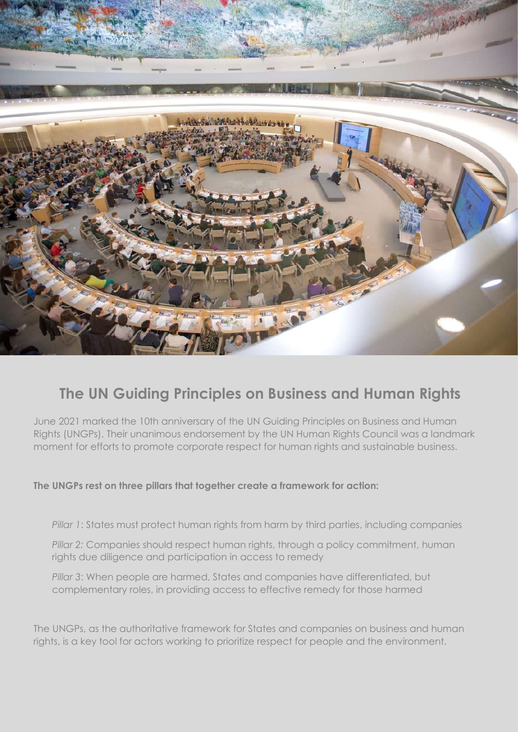## The UN Guiding Principles on Business and Human Rights

June 2021 marked the 10th anniversary of the UN Guiding Principles on Business and Human Rights (UNGPs). Their unanimous endorsement by the UN Human Rights Council was a landmark moment for efforts to promote corporate respect for human rights and sustainable business.

**The UNGPs rest on three pillars that together create a framework for action:**

*Pillar 1*: States must protect human rights from harm by third parties, including companies

*Pillar 2:* Companies should respect human rights, through a policy commitment, human rights due diligence and participation in access to remedy

*Pillar 3*: When people are harmed, States and companies have differentiated, but complementary roles, in providing access to effective remedy for those harmed

The UNGPs, as the authoritative framework for States and companies on business and human rights, is a key tool for actors working to prioritize respect for people and the environment.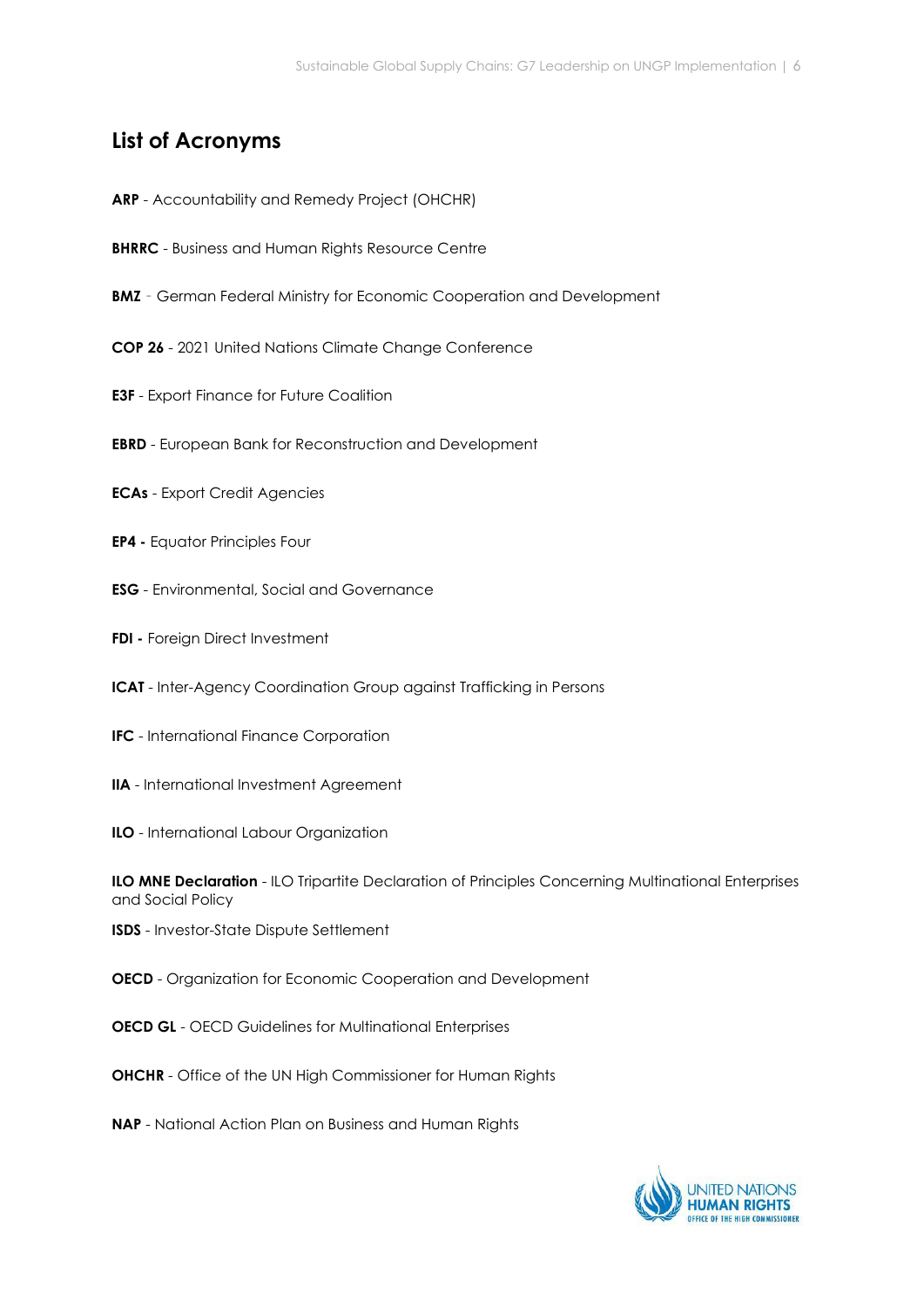## List of Acronyms

**ARP** - Accountability and Remedy Project (OHCHR)

**BHRRC** - Business and Human Rights Resource Centre

**BMZ** - German Federal Ministry for Economic Cooperation and Development

**COP 26** - 2021 United Nations Climate Change Conference

**E3F** - Export Finance for Future Coalition

**EBRD** - European Bank for Reconstruction and Development

**ECAs** - Export Credit Agencies

**EP4 -** Equator Principles Four

**ESG** - Environmental, Social and Governance

**FDI -** Foreign Direct Investment

**ICAT** - Inter-Agency Coordination Group against Trafficking in Persons

**IFC** - International Finance Corporation

**IIA** - International Investment Agreement

**ILO** - International Labour Organization

**ILO MNE Declaration** - ILO Tripartite Declaration of Principles Concerning Multinational Enterprises and Social Policy

**ISDS** - Investor-State Dispute Settlement

**OECD** - Organization for Economic Cooperation and Development

**OECD GL** - OECD Guidelines for Multinational Enterprises

**OHCHR** - Office of the UN High Commissioner for Human Rights

**NAP** - National Action Plan on Business and Human Rights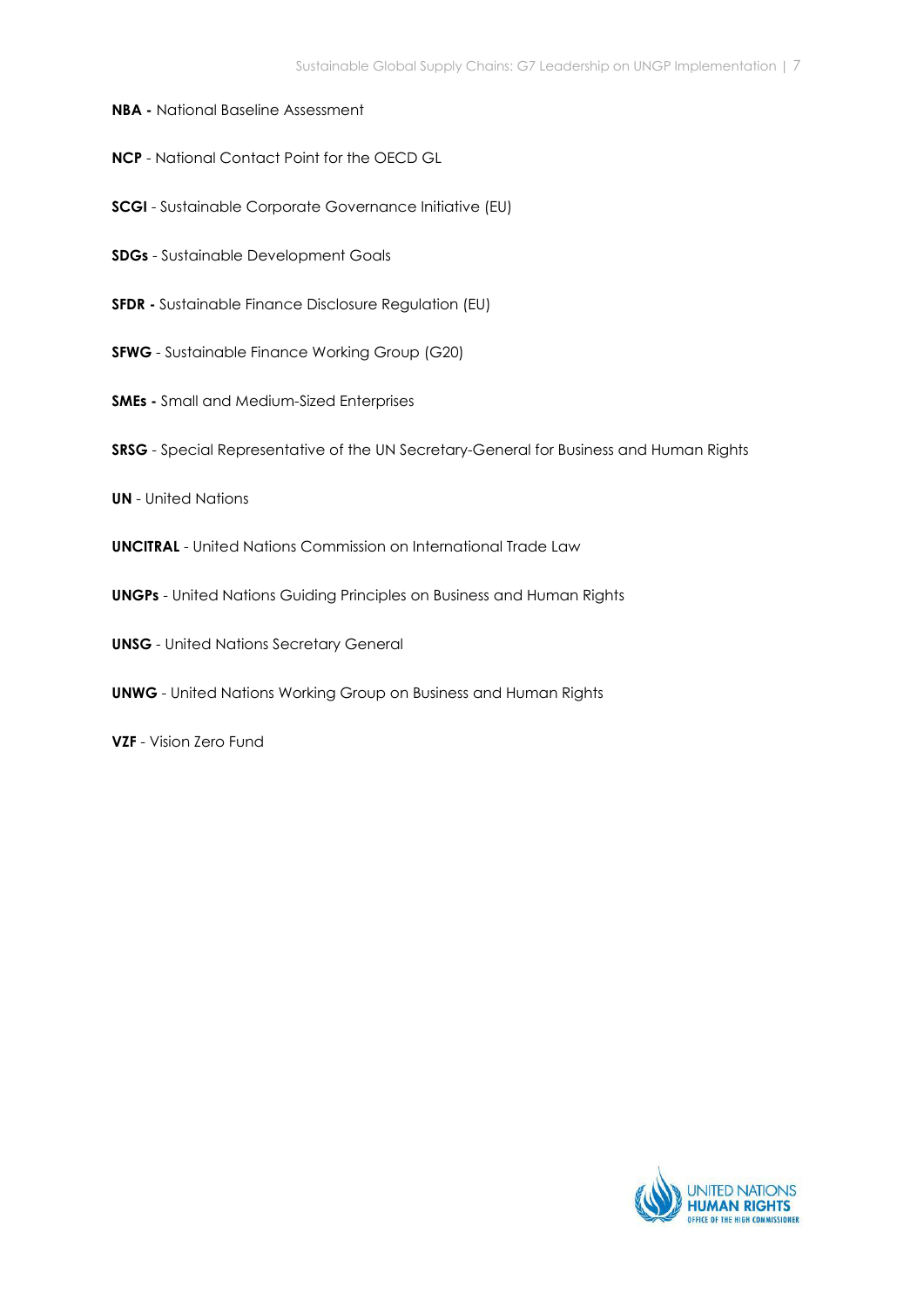**NBA -** National Baseline Assessment

**NCP** - National Contact Point for the OECD GL

**SCGI** - Sustainable Corporate Governance Initiative (EU)

**SDGs** - Sustainable Development Goals

**SFDR -** Sustainable Finance Disclosure Regulation (EU)

**SFWG** - Sustainable Finance Working Group (G20)

**SMEs -** Small and Medium-Sized Enterprises

**SRSG** - Special Representative of the UN Secretary-General for Business and Human Rights

**UN** - United Nations

**UNCITRAL** - United Nations Commission on International Trade Law

**UNGPs** - United Nations Guiding Principles on Business and Human Rights

**UNSG** - United Nations Secretary General

**UNWG** - United Nations Working Group on Business and Human Rights

**VZF** - Vision Zero Fund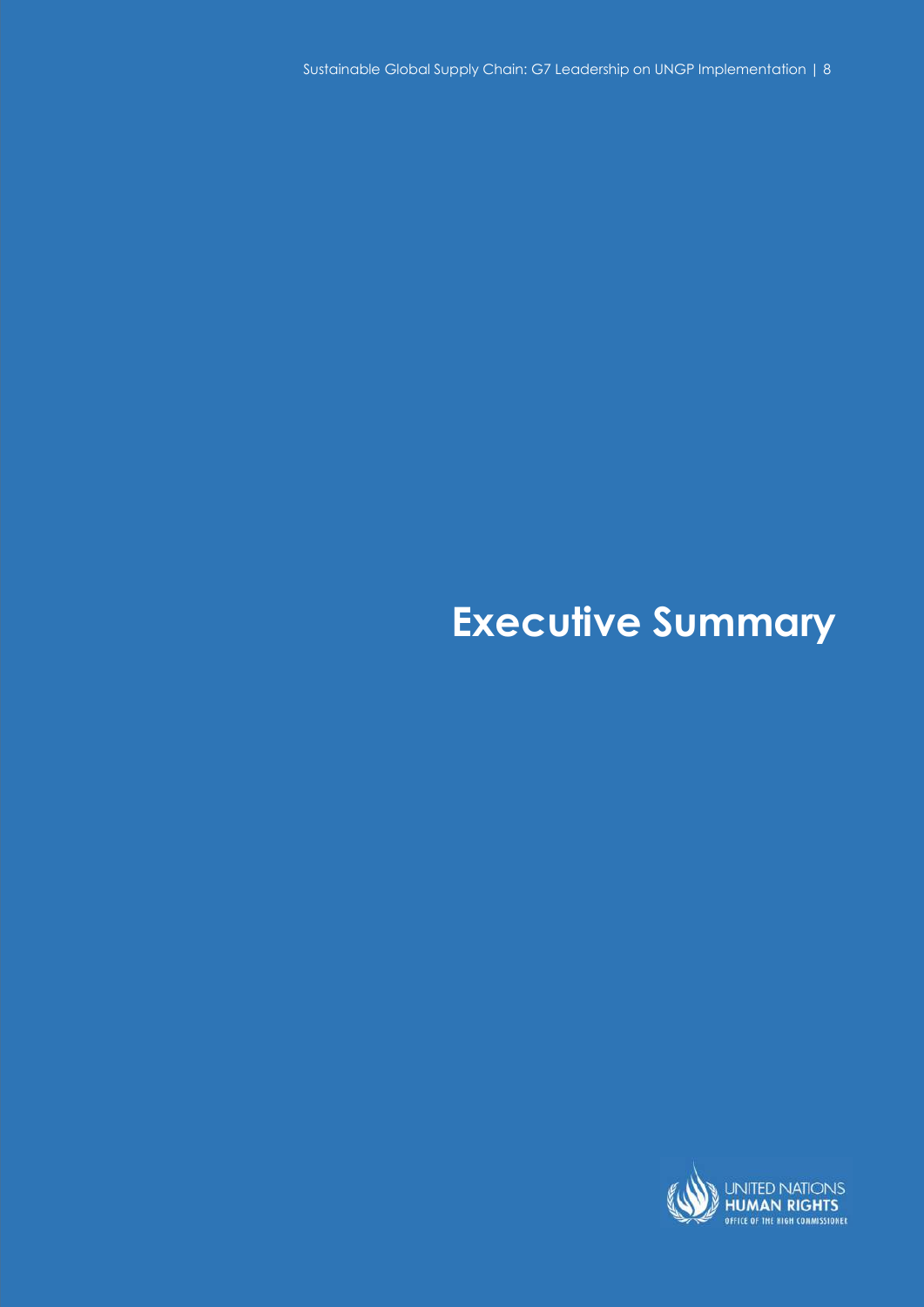# Executive Summary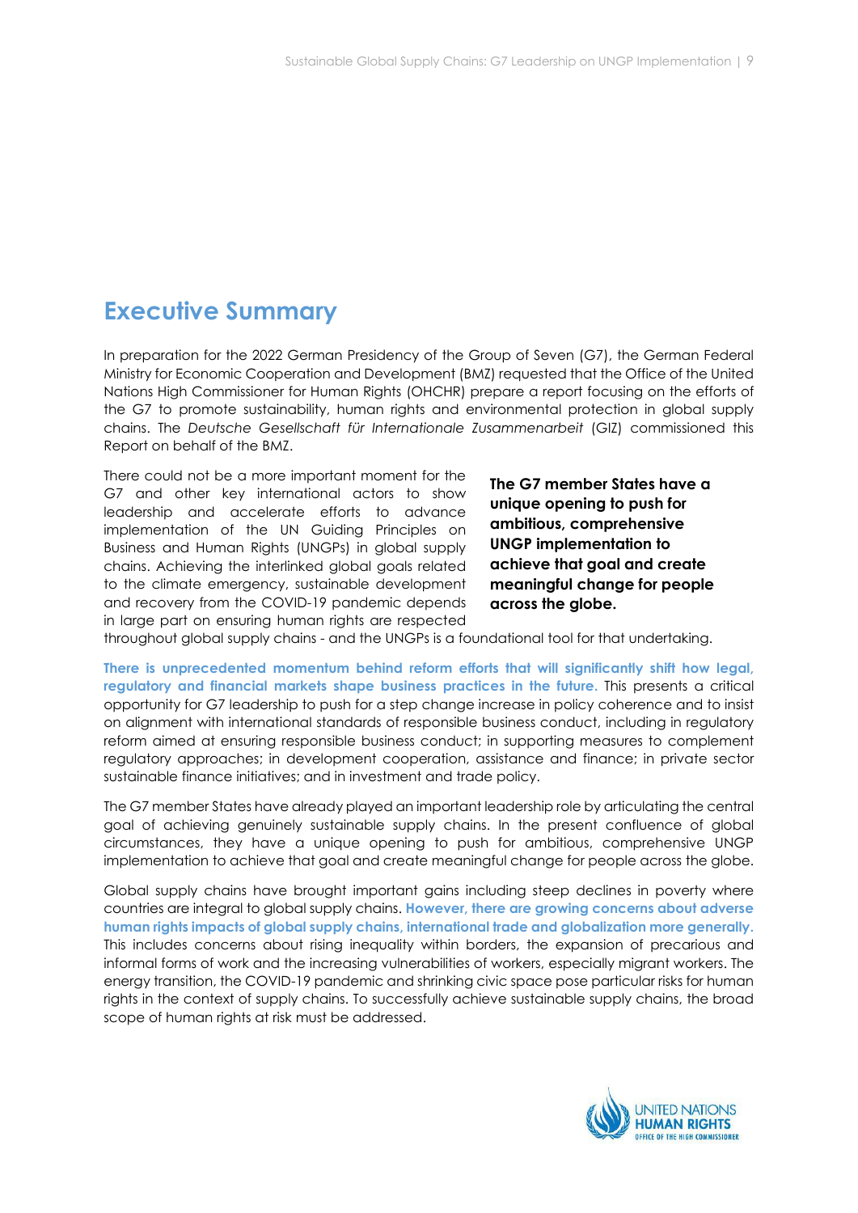# Executive Summary

In preparation for the 2022 German Presidency of the Group of Seven (G7), the German Federal Ministry for Economic Cooperation and Development (BMZ) requested that the Office of the United Nations High Commissioner for Human Rights (OHCHR) prepare a report focusing on the efforts of the G7 to promote sustainability, human rights and environmental protection in global supply chains. The *Deutsche Gesellschaft für Internationale Zusammenarbeit* (GIZ) commissioned this Report on behalf of the BMZ.

There could not be a more important moment for the G7 and other key international actors to show leadership and accelerate efforts to advance implementation of the UN Guiding Principles on Business and Human Rights (UNGPs) in global supply chains. Achieving the interlinked global goals related to the climate emergency, sustainable development and recovery from the COVID-19 pandemic depends in large part on ensuring human rights are respected throughout global supply chains - and the UNGPs is a foundational tool for that undertaking.

**The G7 member States have a unique opening to push for ambitious, comprehensive UNGP implementation to achieve that goal and create meaningful change for people across the globe.**

**There is unprecedented momentum behind reform efforts that will significantly shift how legal, regulatory and financial markets shape business practices in the future.** This presents a critical opportunity for G7 leadership to push for a step change increase in policy coherence and to insist on alignment with international standards of responsible business conduct, including in regulatory reform aimed at ensuring responsible business conduct; in supporting measures to complement regulatory approaches; in development cooperation, assistance and finance; in private sector sustainable finance initiatives; and in investment and trade policy.

The G7 member States have already played an important leadership role by articulating the central goal of achieving genuinely sustainable supply chains. In the present confluence of global circumstances, they have a unique opening to push for ambitious, comprehensive UNGP implementation to achieve that goal and create meaningful change for people across the globe.

Global supply chains have brought important gains including steep declines in poverty where countries are integral to global supply chains. **However, there are growing concerns about adverse human rights impacts of global supply chains, international trade and globalization more generally.** This includes concerns about rising inequality within borders, the expansion of precarious and informal forms of work and the increasing vulnerabilities of workers, especially migrant workers. The energy transition, the COVID-19 pandemic and shrinking civic space pose particular risks for human rights in the context of supply chains. To successfully achieve sustainable supply chains, the broad scope of human rights at risk must be addressed.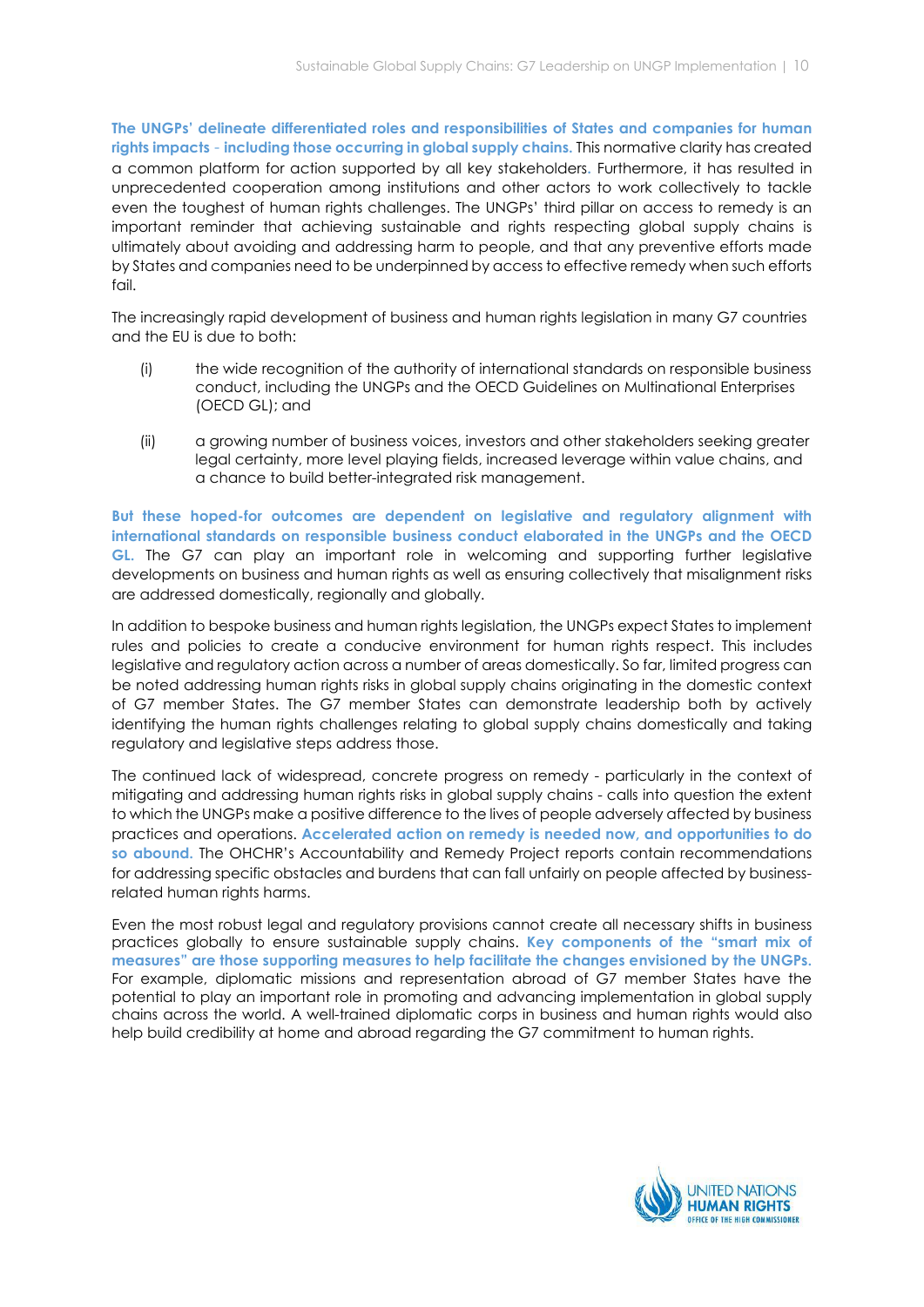**The UNGPs' delineate differentiated roles and responsibilities of States and companies for human rights impacts - including those occurring in global supply chains.** This normative clarity has created a common platform for action supported by all key stakeholders. Furthermore, it has resulted in unprecedented cooperation among institutions and other actors to work collectively to tackle even the toughest of human rights challenges. The UNGPs' third pillar on access to remedy is an important reminder that achieving sustainable and rights respecting global supply chains is ultimately about avoiding and addressing harm to people, and that any preventive efforts made by States and companies need to be underpinned by access to effective remedy when such efforts fail.

The increasingly rapid development of business and human rights legislation in many G7 countries and the EU is due to both:

(i) the wide recognition of the authority of international standards on responsible business conduct, including the UNGPs and the OECD Guidelines on Multinational Enterprises (OECD GL); and

(ii) a growing number of business voices, investors and other stakeholders seeking greater legal certainty, more level playing fields, increased leverage within value chains, and a chance to build better-integrated risk management.

**But these hoped-for outcomes are dependent on legislative and regulatory alignment with international standards on responsible business conduct elaborated in the UNGPs and the OECD GL.** The G7 can play an important role in welcoming and supporting further legislative developments on business and human rights as well as ensuring collectively that misalignment risks are addressed domestically, regionally and globally.

In addition to bespoke business and human rights legislation, the UNGPs expect States to implement rules and policies to create a conducive environment for human rights respect. This includes legislative and regulatory action across a number of areas domestically. So far, limited progress can be noted addressing human rights risks in global supply chains originating in the domestic context of G7 member States. The G7 member States can demonstrate leadership both by actively identifying the human rights challenges relating to global supply chains domestically and taking regulatory and legislative steps address those.

The continued lack of widespread, concrete progress on remedy - particularly in the context of mitigating and addressing human rights risks in global supply chains - calls into question the extent to which the UNGPs make a positive difference to the lives of people adversely affected by business practices and operations. **Accelerated action on remedy is needed now, and opportunities to do so abound.** The OHCHR's Accountability and Remedy Project reports contain recommendations for addressing specific obstacles and burdens that can fall unfairly on people affected by business-related human rights harms.

Even the most robust legal and regulatory provisions cannot create all necessary shifts in business practices globally to ensure sustainable supply chains. **Key components of the "smart mix of measures" are those supporting measures to help facilitate the changes envisioned by the UNGPs.** For example, diplomatic missions and representation abroad of G7 member States have the potential to play an important role in promoting and advancing implementation in global supply chains across the world. A well-trained diplomatic corps in business and human rights would also help build credibility at home and abroad regarding the G7 commitment to human rights.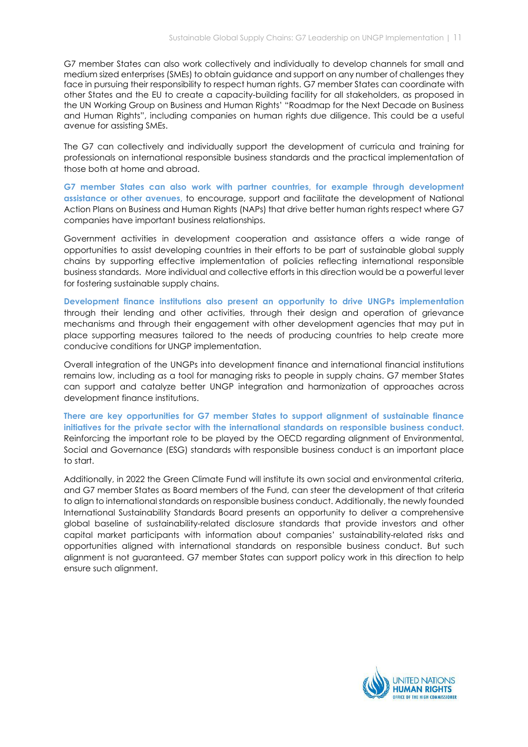G7 member States can also work collectively and individually to develop channels for small and medium sized enterprises (SMEs) to obtain guidance and support on any number of challenges they face in pursuing their responsibility to respect human rights. G7 member States can coordinate with other States and the EU to create a capacity-building facility for all stakeholders, as proposed in the UN Working Group on Business and Human Rights' "Roadmap for the Next Decade on Business and Human Rights", including companies on human rights due diligence. This could be a useful avenue for assisting SMEs.

The G7 can collectively and individually support the development of curricula and training for professionals on international responsible business standards and the practical implementation of those both at home and abroad.

**G7 member States can also work with partner countries, for example through development assistance or other avenues,** to encourage, support and facilitate the development of National Action Plans on Business and Human Rights (NAPs) that drive better human rights respect where G7 companies have important business relationships.

Government activities in development cooperation and assistance offers a wide range of opportunities to assist developing countries in their efforts to be part of sustainable global supply chains by supporting effective implementation of policies reflecting international responsible business standards. More individual and collective efforts in this direction would be a powerful lever for fostering sustainable supply chains.

**Development finance institutions also present an opportunity to drive UNGPs implementation** through their lending and other activities, through their design and operation of grievance mechanisms and through their engagement with other development agencies that may put in place supporting measures tailored to the needs of producing countries to help create more conducive conditions for UNGP implementation.

Overall integration of the UNGPs into development finance and international financial institutions remains low, including as a tool for managing risks to people in supply chains. G7 member States can support and catalyze better UNGP integration and harmonization of approaches across development finance institutions.

**There are key opportunities for G7 member States to support alignment of sustainable finance initiatives for the private sector with the international standards on responsible business conduct.** Reinforcing the important role to be played by the OECD regarding alignment of Environmental, Social and Governance (ESG) standards with responsible business conduct is an important place to start.

Additionally, in 2022 the Green Climate Fund will institute its own social and environmental criteria, and G7 member States as Board members of the Fund, can steer the development of that criteria to align to international standards on responsible business conduct. Additionally, the newly founded International Sustainability Standards Board presents an opportunity to deliver a comprehensive global baseline of sustainability-related disclosure standards that provide investors and other capital market participants with information about companies' sustainability-related risks and opportunities aligned with international standards on responsible business conduct. But such alignment is not guaranteed. G7 member States can support policy work in this direction to help ensure such alignment.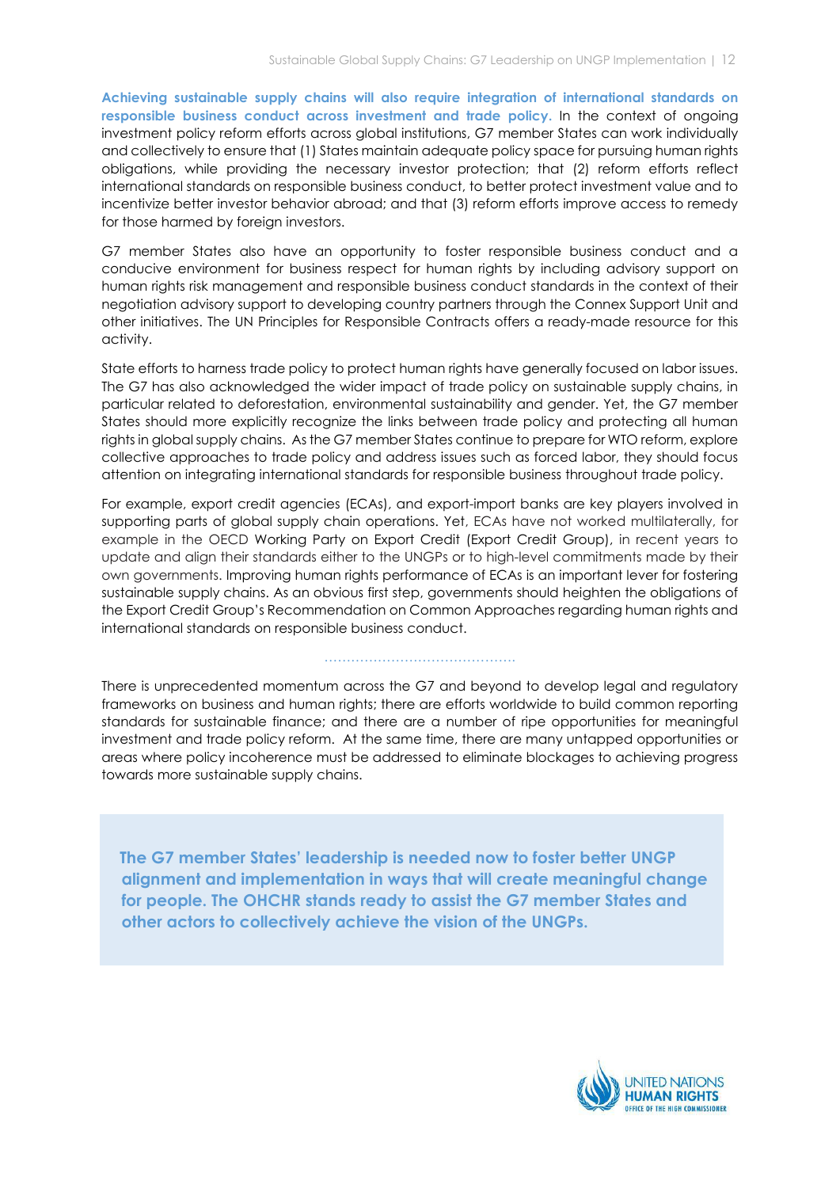**Achieving sustainable supply chains will also require integration of international standards on responsible business conduct across investment and trade policy.** In the context of ongoing investment policy reform efforts across global institutions, G7 member States can work individually and collectively to ensure that (1) States maintain adequate policy space for pursuing human rights obligations, while providing the necessary investor protection; that (2) reform efforts reflect international standards on responsible business conduct, to better protect investment value and to incentivize better investor behavior abroad; and that (3) reform efforts improve access to remedy for those harmed by foreign investors.

G7 member States also have an opportunity to foster responsible business conduct and a conducive environment for business respect for human rights by including advisory support on human rights risk management and responsible business conduct standards in the context of their negotiation advisory support to developing country partners through the Connex Support Unit and other initiatives. The UN Principles for Responsible Contracts offers a ready-made resource for this activity.

State efforts to harness trade policy to protect human rights have generally focused on labor issues. The G7 has also acknowledged the wider impact of trade policy on sustainable supply chains, in particular related to deforestation, environmental sustainability and gender. Yet, the G7 member States should more explicitly recognize the links between trade policy and protecting all human rights in global supply chains. As the G7 member States continue to prepare for WTO reform, explore collective approaches to trade policy and address issues such as forced labor, they should focus attention on integrating international standards for responsible business throughout trade policy.

For example, export credit agencies (ECAs), and export-import banks are key players involved in supporting parts of global supply chain operations. Yet, ECAs have not worked multilaterally, for example in the OECD Working Party on Export Credit (Export Credit Group), in recent years to update and align their standards either to the UNGPs or to high-level commitments made by their own governments. Improving human rights performance of ECAs is an important lever for fostering sustainable supply chains. As an obvious first step, governments should heighten the obligations of the Export Credit Group's Recommendation on Common Approaches regarding human rights and international standards on responsible business conduct.

.........................................

There is unprecedented momentum across the G7 and beyond to develop legal and regulatory frameworks on business and human rights; there are efforts worldwide to build common reporting standards for sustainable finance; and there are a number of ripe opportunities for meaningful investment and trade policy reform. At the same time, there are many untapped opportunities or areas where policy incoherence must be addressed to eliminate blockages to achieving progress towards more sustainable supply chains.

**The G7 member States' leadership is needed now to foster better UNGP alignment and implementation in ways that will create meaningful change for people. The OHCHR stands ready to assist the G7 member States and other actors to collectively achieve the vision of the UNGPs.**

UNITED NATIONS HUMAN RIGHTS OFFICE OF THE HIGH COMMISSIONER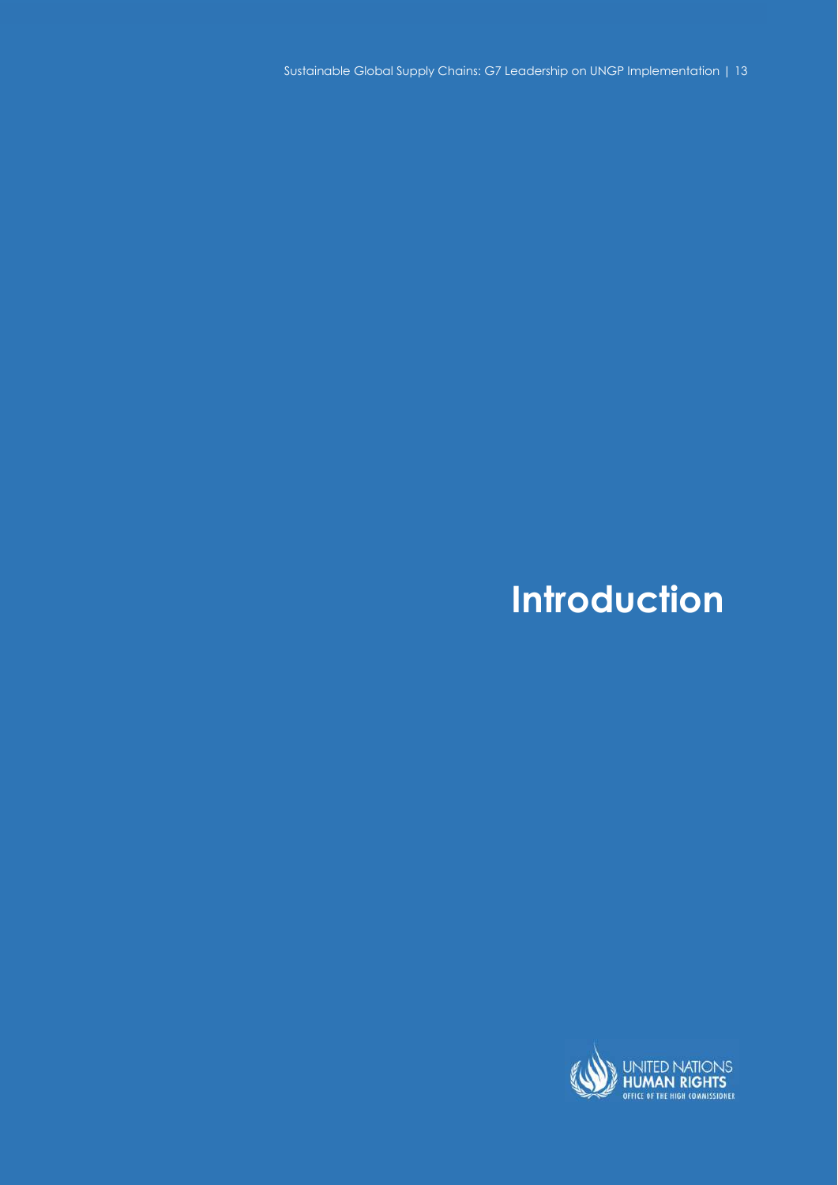# Introduction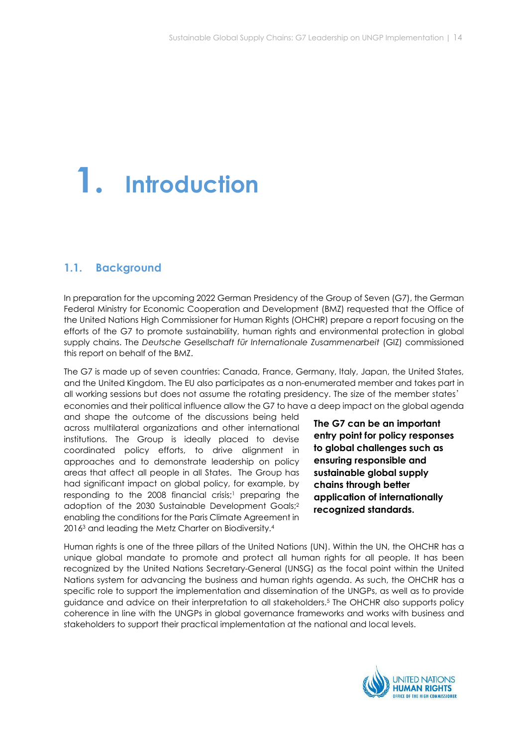# 1. Introduction

## 1.1. Background

In preparation for the upcoming 2022 German Presidency of the Group of Seven (G7), the German Federal Ministry for Economic Cooperation and Development (BMZ) requested that the Office of the United Nations High Commissioner for Human Rights (OHCHR) prepare a report focusing on the efforts of the G7 to promote sustainability, human rights and environmental protection in global supply chains. The *Deutsche Gesellschaft für Internationale Zusammenarbeit* (GIZ) commissioned this report on behalf of the BMZ.

The G7 is made up of seven countries: Canada, France, Germany, Italy, Japan, the United States, and the United Kingdom. The EU also participates as a non-enumerated member and takes part in all working sessions but does not assume the rotating presidency. The size of the member states' economies and their political influence allow the G7 to have a deep impact on the global agenda and shape the outcome of the discussions being held across multilateral organizations and other international institutions. The Group is ideally placed to devise coordinated policy efforts, to drive alignment in approaches and to demonstrate leadership on policy areas that affect all people in all States. The Group has had significant impact on global policy, for example, by responding to the 2008 financial crisis;[1] preparing the adoption of the 2030 Sustainable Development Goals;[2] enabling the conditions for the Paris Climate Agreement in 2016[3] and leading the Metz Charter on Biodiversity.[4]

**The G7 can be an important entry point for policy responses to global challenges such as ensuring responsible and sustainable global supply chains through better application of internationally recognized standards.**

Human rights is one of the three pillars of the United Nations (UN). Within the UN, the OHCHR has a unique global mandate to promote and protect all human rights for all people. It has been recognized by the United Nations Secretary-General (UNSG) as the focal point within the United Nations system for advancing the business and human rights agenda. As such, the OHCHR has a specific role to support the implementation and dissemination of the UNGPs, as well as to provide guidance and advice on their interpretation to all stakeholders.[5] The OHCHR also supports policy coherence in line with the UNGPs in global governance frameworks and works with business and stakeholders to support their practical implementation at the national and local levels.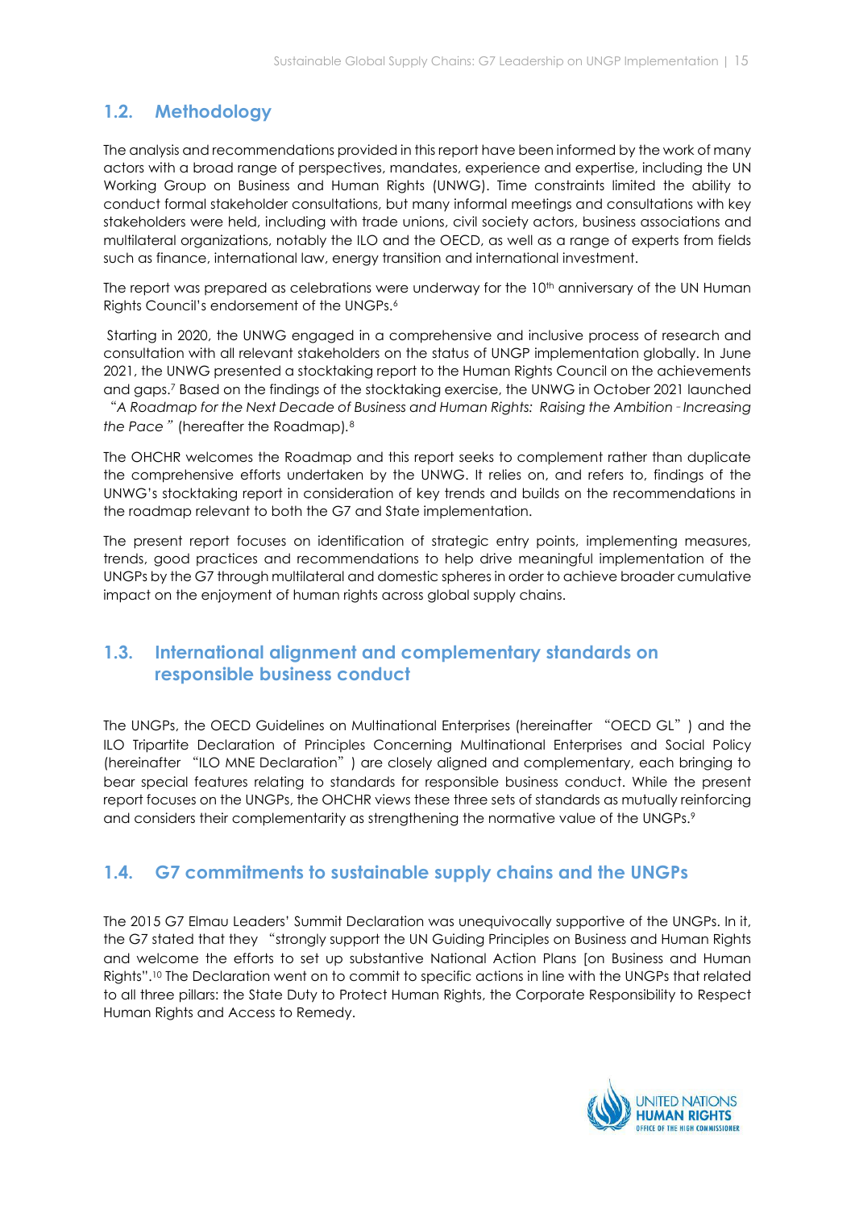## 1.2. Methodology

The analysis and recommendations provided in this report have been informed by the work of many actors with a broad range of perspectives, mandates, experience and expertise, including the UN Working Group on Business and Human Rights (UNWG). Time constraints limited the ability to conduct formal stakeholder consultations, but many informal meetings and consultations with key stakeholders were held, including with trade unions, civil society actors, business associations and multilateral organizations, notably the ILO and the OECD, as well as a range of experts from fields such as finance, international law, energy transition and international investment.

The report was prepared as celebrations were underway for the 10th anniversary of the UN Human Rights Council's endorsement of the UNGPs.[6]

Starting in 2020, the UNWG engaged in a comprehensive and inclusive process of research and consultation with all relevant stakeholders on the status of UNGP implementation globally. In June 2021, the UNWG presented a stocktaking report to the Human Rights Council on the achievements and gaps.[7] Based on the findings of the stocktaking exercise, the UNWG in October 2021 launched "*A Roadmap for the Next Decade of Business and Human Rights: Raising the Ambition - Increasing the Pace*" (hereafter the Roadmap).[8]

The OHCHR welcomes the Roadmap and this report seeks to complement rather than duplicate the comprehensive efforts undertaken by the UNWG. It relies on, and refers to, findings of the UNWG's stocktaking report in consideration of key trends and builds on the recommendations in the roadmap relevant to both the G7 and State implementation.

The present report focuses on identification of strategic entry points, implementing measures, trends, good practices and recommendations to help drive meaningful implementation of the UNGPs by the G7 through multilateral and domestic spheres in order to achieve broader cumulative impact on the enjoyment of human rights across global supply chains.

## 1.3. International alignment and complementary standards on responsible business conduct

The UNGPs, the OECD Guidelines on Multinational Enterprises (hereinafter "OECD GL") and the ILO Tripartite Declaration of Principles Concerning Multinational Enterprises and Social Policy (hereinafter "ILO MNE Declaration") are closely aligned and complementary, each bringing to bear special features relating to standards for responsible business conduct. While the present report focuses on the UNGPs, the OHCHR views these three sets of standards as mutually reinforcing and considers their complementarity as strengthening the normative value of the UNGPs.[9]

## 1.4. G7 commitments to sustainable supply chains and the UNGPs

The 2015 G7 Elmau Leaders' Summit Declaration was unequivocally supportive of the UNGPs. In it, the G7 stated that they "strongly support the UN Guiding Principles on Business and Human Rights and welcome the efforts to set up substantive National Action Plans [on Business and Human Rights".[10] The Declaration went on to commit to specific actions in line with the UNGPs that related to all three pillars: the State Duty to Protect Human Rights, the Corporate Responsibility to Respect Human Rights and Access to Remedy.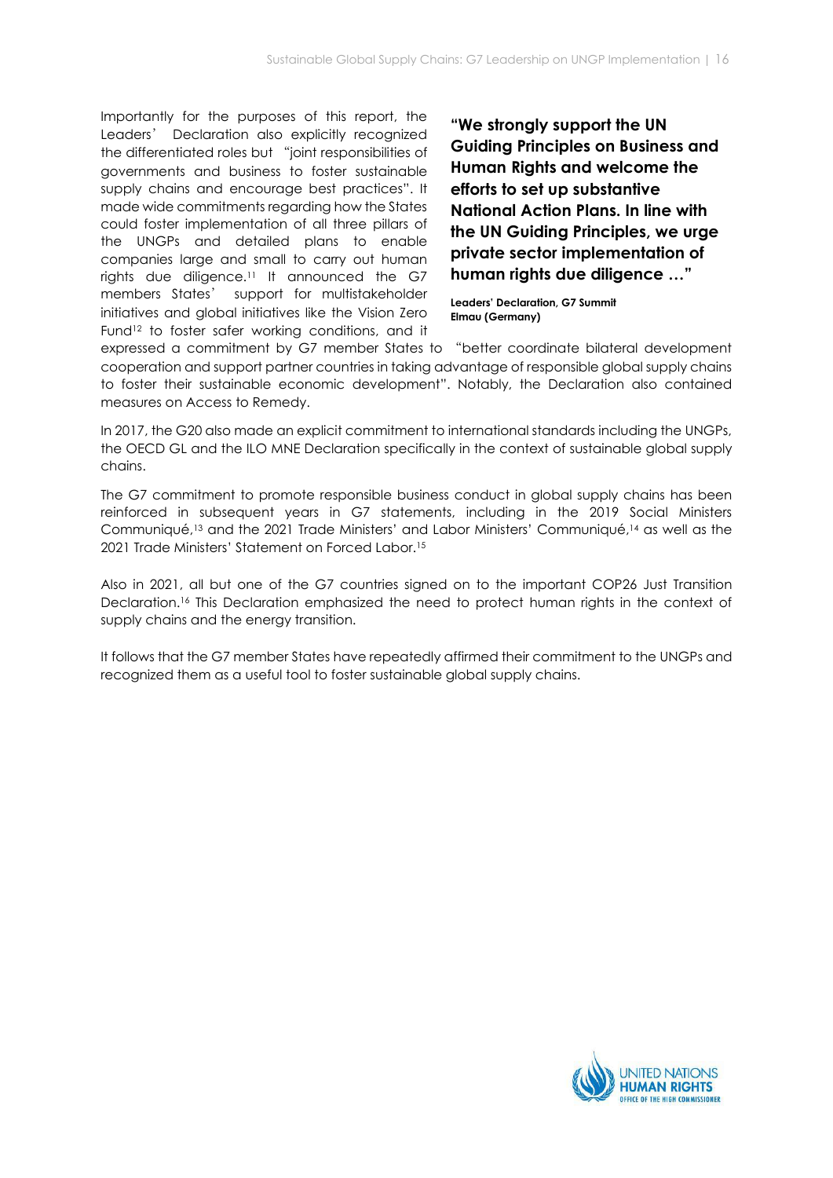Importantly for the purposes of this report, the Leaders' Declaration also explicitly recognized the differentiated roles but "joint responsibilities of governments and business to foster sustainable supply chains and encourage best practices". It made wide commitments regarding how the States could foster implementation of all three pillars of the UNGPs and detailed plans to enable companies large and small to carry out human rights due diligence.[11] It announced the G7 members States' support for multistakeholder initiatives and global initiatives like the Vision Zero Fund[12] to foster safer working conditions, and it expressed a commitment by G7 member States to "better coordinate bilateral development cooperation and support partner countries in taking advantage of responsible global supply chains to foster their sustainable economic development". Notably, the Declaration also contained measures on Access to Remedy.

> **"We strongly support the UN Guiding Principles on Business and Human Rights and welcome the efforts to set up substantive National Action Plans. In line with the UN Guiding Principles, we urge private sector implementation of human rights due diligence …"**
>
> **Leaders' Declaration, G7 Summit Elmau (Germany)**

In 2017, the G20 also made an explicit commitment to international standards including the UNGPs, the OECD GL and the ILO MNE Declaration specifically in the context of sustainable global supply chains.

The G7 commitment to promote responsible business conduct in global supply chains has been reinforced in subsequent years in G7 statements, including in the 2019 Social Ministers Communiqué,[13] and the 2021 Trade Ministers' and Labor Ministers' Communiqué,[14] as well as the 2021 Trade Ministers' Statement on Forced Labor.[15]

Also in 2021, all but one of the G7 countries signed on to the important COP26 Just Transition Declaration.[16] This Declaration emphasized the need to protect human rights in the context of supply chains and the energy transition.

It follows that the G7 member States have repeatedly affirmed their commitment to the UNGPs and recognized them as a useful tool to foster sustainable global supply chains.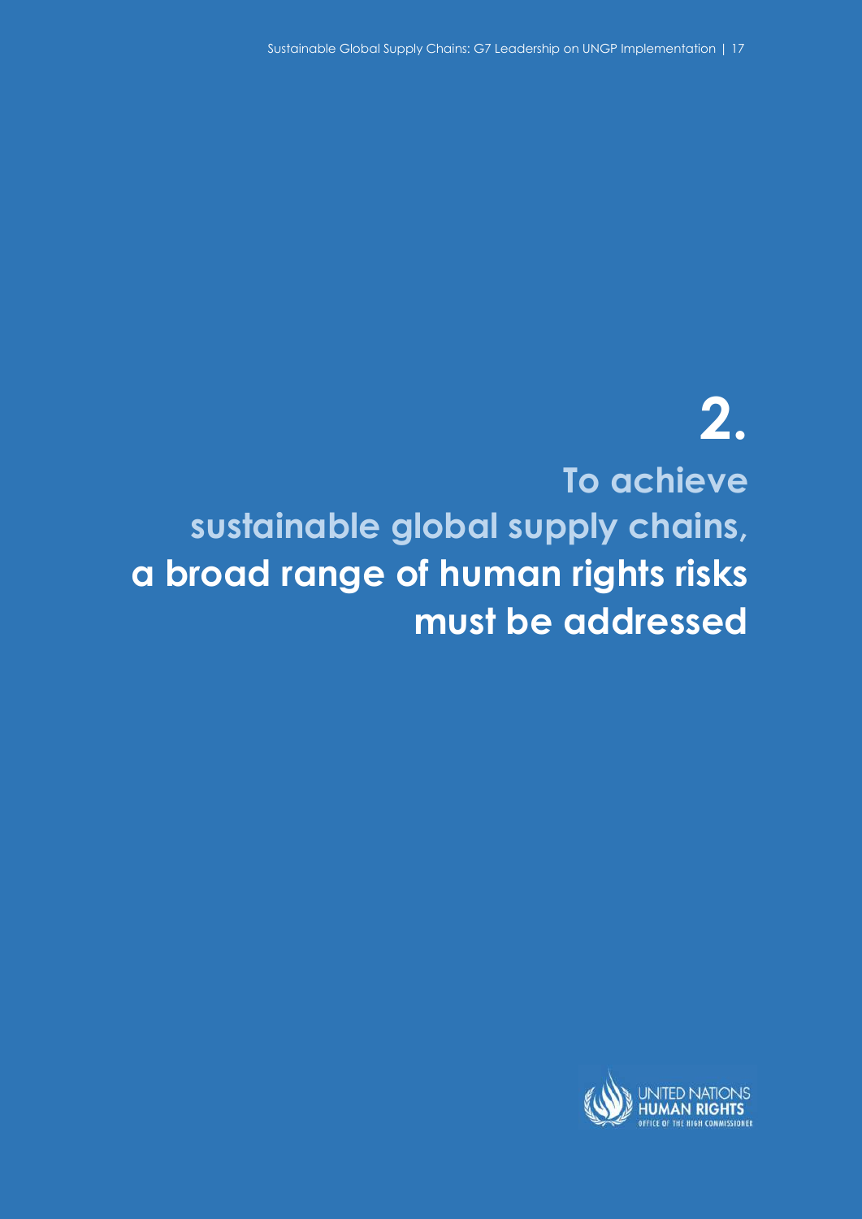# 2.

# To achieve sustainable global supply chains, **a broad range of human rights risks must be addressed**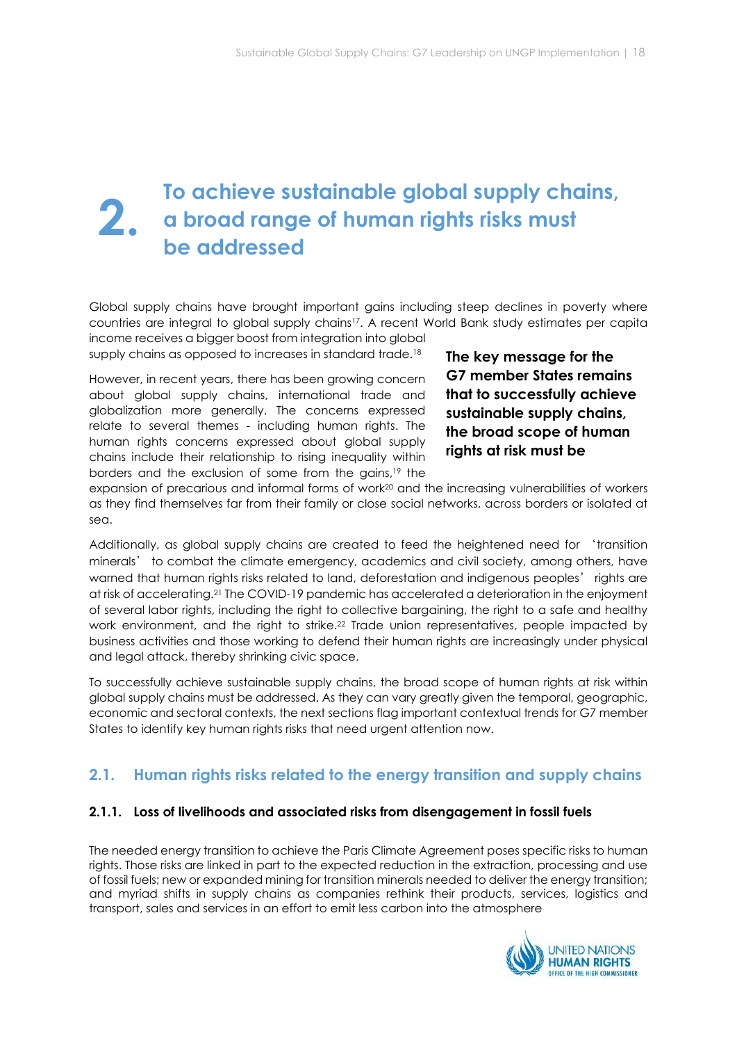# 2. To achieve sustainable global supply chains, a broad range of human rights risks must be addressed

Global supply chains have brought important gains including steep declines in poverty where countries are integral to global supply chains[17]. A recent World Bank study estimates per capita income receives a bigger boost from integration into global supply chains as opposed to increases in standard trade.[18]

**The key message for the G7 member States remains that to successfully achieve sustainable supply chains, the broad scope of human rights at risk must be**

However, in recent years, there has been growing concern about global supply chains, international trade and globalization more generally. The concerns expressed relate to several themes - including human rights. The human rights concerns expressed about global supply chains include their relationship to rising inequality within borders and the exclusion of some from the gains,[19] the expansion of precarious and informal forms of work[20] and the increasing vulnerabilities of workers as they find themselves far from their family or close social networks, across borders or isolated at sea.

Additionally, as global supply chains are created to feed the heightened need for 'transition minerals' to combat the climate emergency, academics and civil society, among others, have warned that human rights risks related to land, deforestation and indigenous peoples' rights are at risk of accelerating.[21] The COVID-19 pandemic has accelerated a deterioration in the enjoyment of several labor rights, including the right to collective bargaining, the right to a safe and healthy work environment, and the right to strike.[22] Trade union representatives, people impacted by business activities and those working to defend their human rights are increasingly under physical and legal attack, thereby shrinking civic space.

To successfully achieve sustainable supply chains, the broad scope of human rights at risk within global supply chains must be addressed. As they can vary greatly given the temporal, geographic, economic and sectoral contexts, the next sections flag important contextual trends for G7 member States to identify key human rights risks that need urgent attention now.

## 2.1. Human rights risks related to the energy transition and supply chains

### 2.1.1. Loss of livelihoods and associated risks from disengagement in fossil fuels

The needed energy transition to achieve the Paris Climate Agreement poses specific risks to human rights. Those risks are linked in part to the expected reduction in the extraction, processing and use of fossil fuels; new or expanded mining for transition minerals needed to deliver the energy transition; and myriad shifts in supply chains as companies rethink their products, services, logistics and transport, sales and services in an effort to emit less carbon into the atmosphere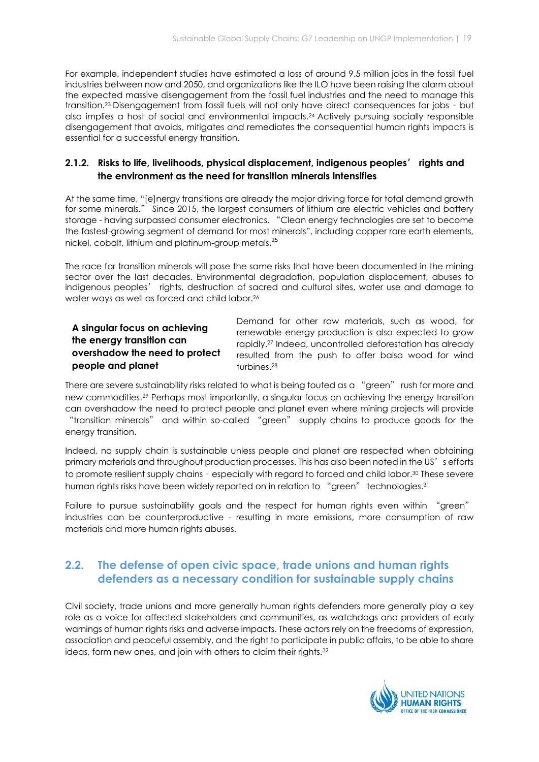For example, independent studies have estimated a loss of around 9.5 million jobs in the fossil fuel industries between now and 2050, and organizations like the ILO have been raising the alarm about the expected massive disengagement from the fossil fuel industries and the need to manage this transition.[23] Disengagement from fossil fuels will not only have direct consequences for jobs - but also implies a host of social and environmental impacts.[24] Actively pursuing socially responsible disengagement that avoids, mitigates and remediates the consequential human rights impacts is essential for a successful energy transition.

### 2.1.2. Risks to life, livelihoods, physical displacement, indigenous peoples' rights and the environment as the need for transition minerals intensifies

At the same time, "[e]nergy transitions are already the major driving force for total demand growth for some minerals." Since 2015, the largest consumers of lithium are electric vehicles and battery storage - having surpassed consumer electronics. "Clean energy technologies are set to become the fastest-growing segment of demand for most minerals", including copper rare earth elements, nickel, cobalt, lithium and platinum-group metals.[25]

The race for transition minerals will pose the same risks that have been documented in the mining sector over the last decades. Environmental degradation, population displacement, abuses to indigenous peoples' rights, destruction of sacred and cultural sites, water use and damage to water ways as well as forced and child labor.[26]

**A singular focus on achieving the energy transition can overshadow the need to protect people and planet**

Demand for other raw materials, such as wood, for renewable energy production is also expected to grow rapidly.[27] Indeed, uncontrolled deforestation has already resulted from the push to offer balsa wood for wind turbines.[28]

There are severe sustainability risks related to what is being touted as a "green" rush for more and new commodities.[29] Perhaps most importantly, a singular focus on achieving the energy transition can overshadow the need to protect people and planet even where mining projects will provide "transition minerals" and within so-called "green" supply chains to produce goods for the energy transition.

Indeed, no supply chain is sustainable unless people and planet are respected when obtaining primary materials and throughout production processes. This has also been noted in the US's efforts to promote resilient supply chains - especially with regard to forced and child labor.[30] These severe human rights risks have been widely reported on in relation to "green" technologies.[31]

Failure to pursue sustainability goals and the respect for human rights even within "green" industries can be counterproductive - resulting in more emissions, more consumption of raw materials and more human rights abuses.

## 2.2. The defense of open civic space, trade unions and human rights defenders as a necessary condition for sustainable supply chains

Civil society, trade unions and more generally human rights defenders more generally play a key role as a voice for affected stakeholders and communities, as watchdogs and providers of early warnings of human rights risks and adverse impacts. These actors rely on the freedoms of expression, association and peaceful assembly, and the right to participate in public affairs, to be able to share ideas, form new ones, and join with others to claim their rights.[32]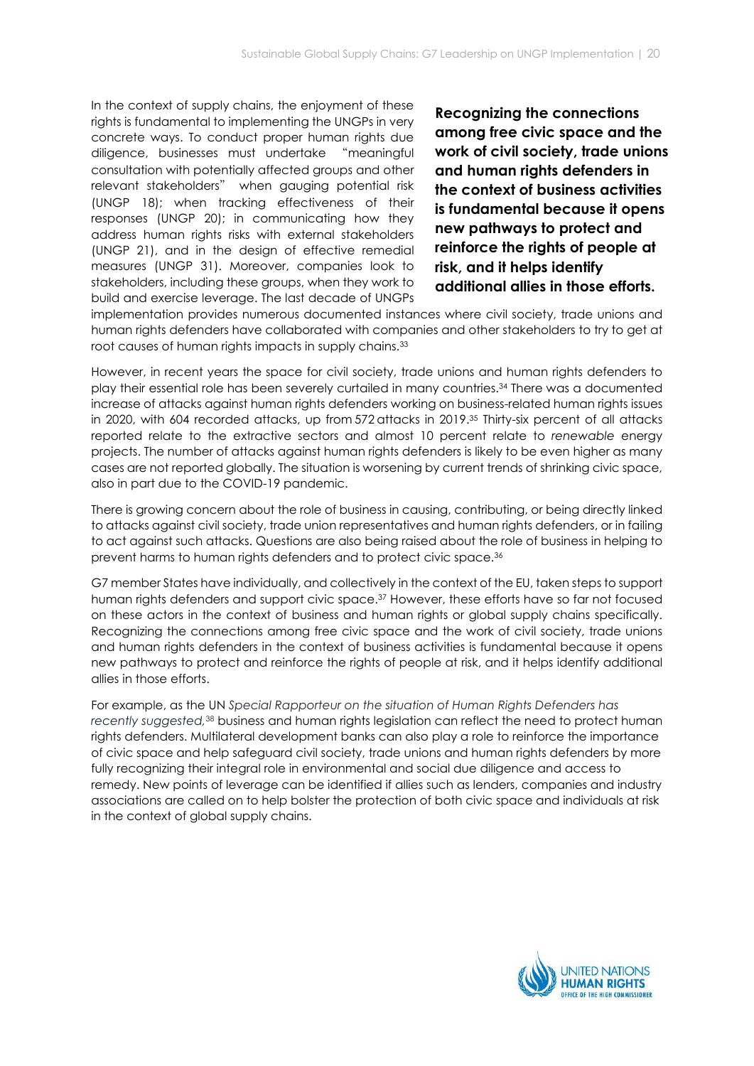In the context of supply chains, the enjoyment of these rights is fundamental to implementing the UNGPs in very concrete ways. To conduct proper human rights due diligence, businesses must undertake "meaningful consultation with potentially affected groups and other relevant stakeholders" when gauging potential risk (UNGP 18); when tracking effectiveness of their responses (UNGP 20); in communicating how they address human rights risks with external stakeholders (UNGP 21), and in the design of effective remedial measures (UNGP 31). Moreover, companies look to stakeholders, including these groups, when they work to build and exercise leverage. The last decade of UNGPs implementation provides numerous documented instances where civil society, trade unions and human rights defenders have collaborated with companies and other stakeholders to try to get at root causes of human rights impacts in supply chains.[33]

**Recognizing the connections among free civic space and the work of civil society, trade unions and human rights defenders in the context of business activities is fundamental because it opens new pathways to protect and reinforce the rights of people at risk, and it helps identify additional allies in those efforts.**

However, in recent years the space for civil society, trade unions and human rights defenders to play their essential role has been severely curtailed in many countries.[34] There was a documented increase of attacks against human rights defenders working on business-related human rights issues in 2020, with 604 recorded attacks, up from 572 attacks in 2019.[35] Thirty-six percent of all attacks reported relate to the extractive sectors and almost 10 percent relate to *renewable* energy projects. The number of attacks against human rights defenders is likely to be even higher as many cases are not reported globally. The situation is worsening by current trends of shrinking civic space, also in part due to the COVID-19 pandemic.

There is growing concern about the role of business in causing, contributing, or being directly linked to attacks against civil society, trade union representatives and human rights defenders, or in failing to act against such attacks. Questions are also being raised about the role of business in helping to prevent harms to human rights defenders and to protect civic space.[36]

G7 member States have individually, and collectively in the context of the EU, taken steps to support human rights defenders and support civic space.[37] However, these efforts have so far not focused on these actors in the context of business and human rights or global supply chains specifically. Recognizing the connections among free civic space and the work of civil society, trade unions and human rights defenders in the context of business activities is fundamental because it opens new pathways to protect and reinforce the rights of people at risk, and it helps identify additional allies in those efforts.

For example, as the UN *Special Rapporteur on the situation of Human Rights Defenders has recently suggested,*[38] business and human rights legislation can reflect the need to protect human rights defenders. Multilateral development banks can also play a role to reinforce the importance of civic space and help safeguard civil society, trade unions and human rights defenders by more fully recognizing their integral role in environmental and social due diligence and access to remedy. New points of leverage can be identified if allies such as lenders, companies and industry associations are called on to help bolster the protection of both civic space and individuals at risk in the context of global supply chains.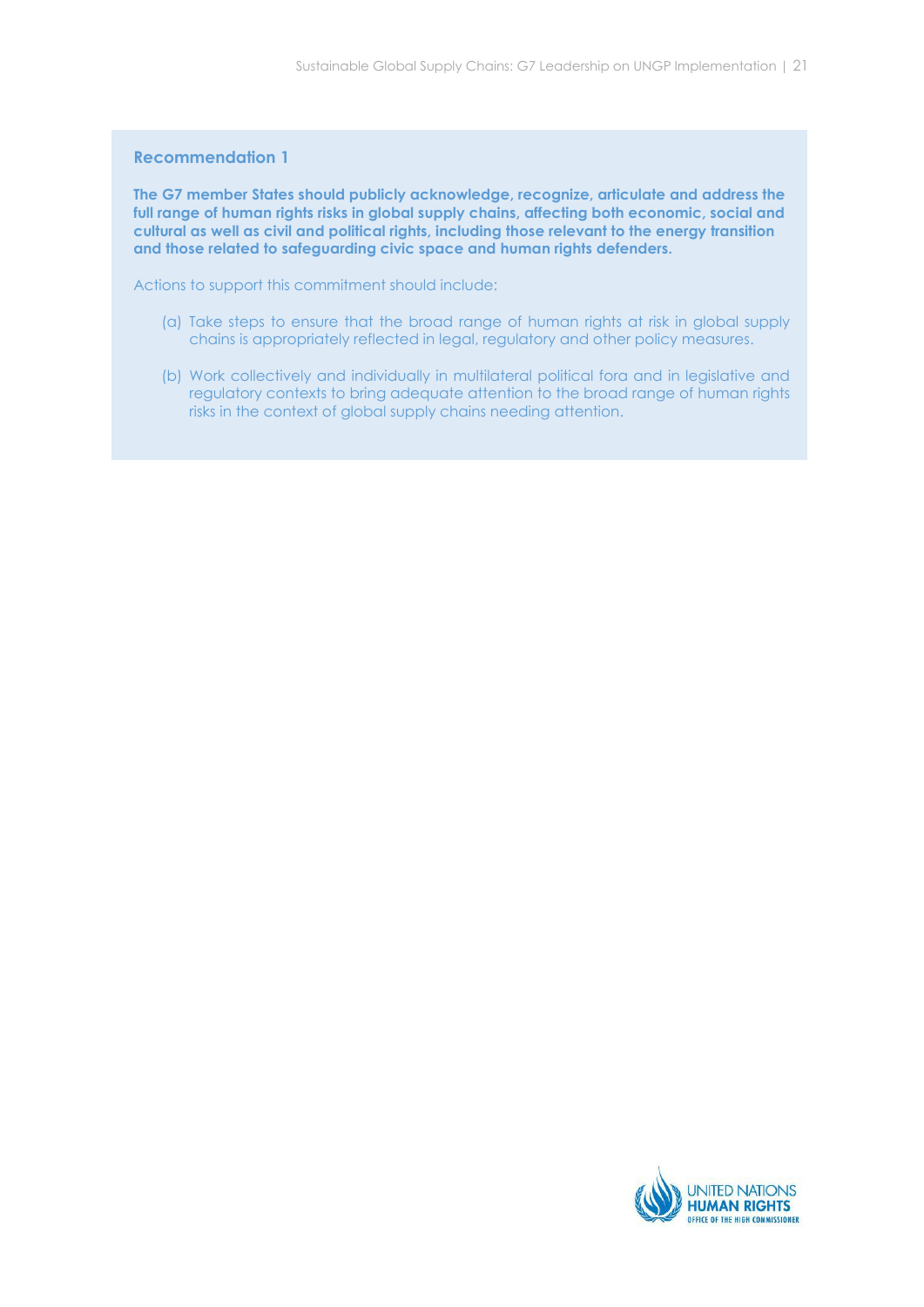### Recommendation 1

**The G7 member States should publicly acknowledge, recognize, articulate and address the full range of human rights risks in global supply chains, affecting both economic, social and cultural as well as civil and political rights, including those relevant to the energy transition and those related to safeguarding civic space and human rights defenders.**

Actions to support this commitment should include:

(a) Take steps to ensure that the broad range of human rights at risk in global supply chains is appropriately reflected in legal, regulatory and other policy measures.

(b) Work collectively and individually in multilateral political fora and in legislative and regulatory contexts to bring adequate attention to the broad range of human rights risks in the context of global supply chains needing attention.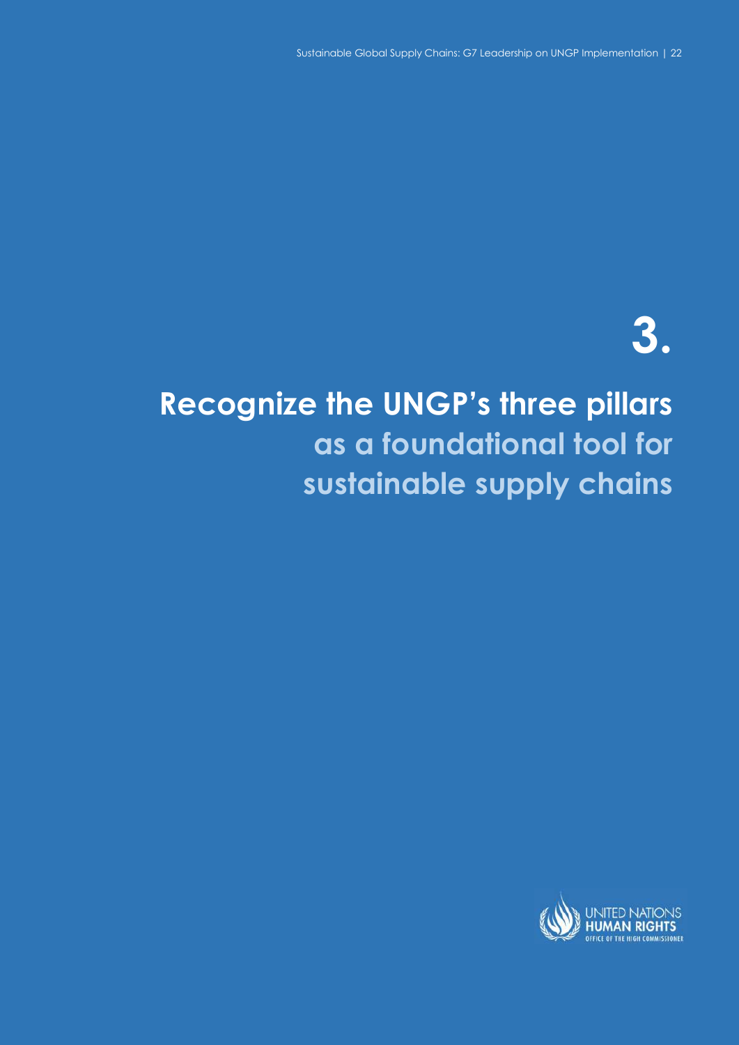# 3.

# Recognize the UNGP's three pillars as a foundational tool for sustainable supply chains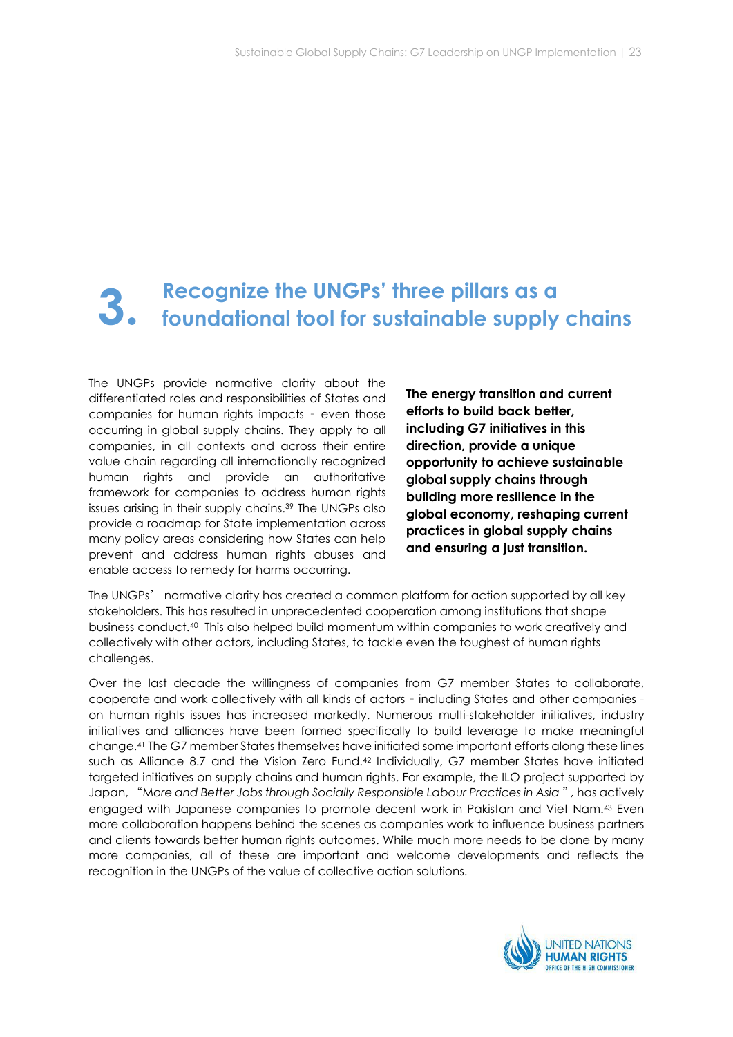# 3. Recognize the UNGPs' three pillars as a foundational tool for sustainable supply chains

The UNGPs provide normative clarity about the differentiated roles and responsibilities of States and companies for human rights impacts – even those occurring in global supply chains. They apply to all companies, in all contexts and across their entire value chain regarding all internationally recognized human rights and provide an authoritative framework for companies to address human rights issues arising in their supply chains.[39] The UNGPs also provide a roadmap for State implementation across many policy areas considering how States can help prevent and address human rights abuses and enable access to remedy for harms occurring.

**The energy transition and current efforts to build back better, including G7 initiatives in this direction, provide a unique opportunity to achieve sustainable global supply chains through building more resilience in the global economy, reshaping current practices in global supply chains and ensuring a just transition.**

The UNGPs' normative clarity has created a common platform for action supported by all key stakeholders. This has resulted in unprecedented cooperation among institutions that shape business conduct.[40] This also helped build momentum within companies to work creatively and collectively with other actors, including States, to tackle even the toughest of human rights challenges.

Over the last decade the willingness of companies from G7 member States to collaborate, cooperate and work collectively with all kinds of actors – including States and other companies - on human rights issues has increased markedly. Numerous multi-stakeholder initiatives, industry initiatives and alliances have been formed specifically to build leverage to make meaningful change.[41] The G7 member States themselves have initiated some important efforts along these lines such as Alliance 8.7 and the Vision Zero Fund.[42] Individually, G7 member States have initiated targeted initiatives on supply chains and human rights. For example, the ILO project supported by Japan, "*More and Better Jobs through Socially Responsible Labour Practices in Asia*", has actively engaged with Japanese companies to promote decent work in Pakistan and Viet Nam.[43] Even more collaboration happens behind the scenes as companies work to influence business partners and clients towards better human rights outcomes. While much more needs to be done by many more companies, all of these are important and welcome developments and reflects the recognition in the UNGPs of the value of collective action solutions.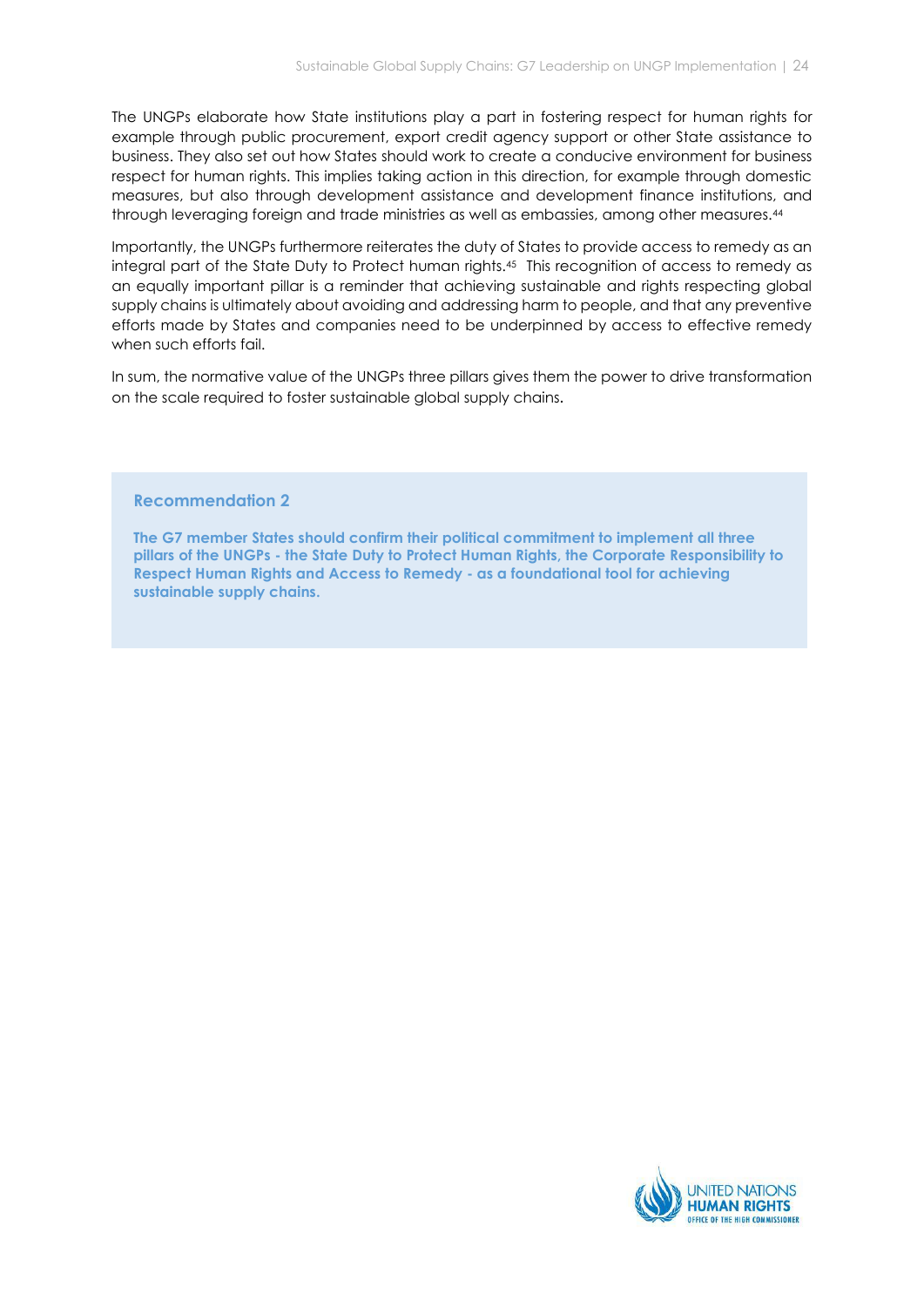The UNGPs elaborate how State institutions play a part in fostering respect for human rights for example through public procurement, export credit agency support or other State assistance to business. They also set out how States should work to create a conducive environment for business respect for human rights. This implies taking action in this direction, for example through domestic measures, but also through development assistance and development finance institutions, and through leveraging foreign and trade ministries as well as embassies, among other measures.[44]

Importantly, the UNGPs furthermore reiterates the duty of States to provide access to remedy as an integral part of the State Duty to Protect human rights.[45] This recognition of access to remedy as an equally important pillar is a reminder that achieving sustainable and rights respecting global supply chains is ultimately about avoiding and addressing harm to people, and that any preventive efforts made by States and companies need to be underpinned by access to effective remedy when such efforts fail.

In sum, the normative value of the UNGPs three pillars gives them the power to drive transformation on the scale required to foster sustainable global supply chains.

### Recommendation 2

**The G7 member States should confirm their political commitment to implement all three pillars of the UNGPs - the State Duty to Protect Human Rights, the Corporate Responsibility to Respect Human Rights and Access to Remedy - as a foundational tool for achieving sustainable supply chains.**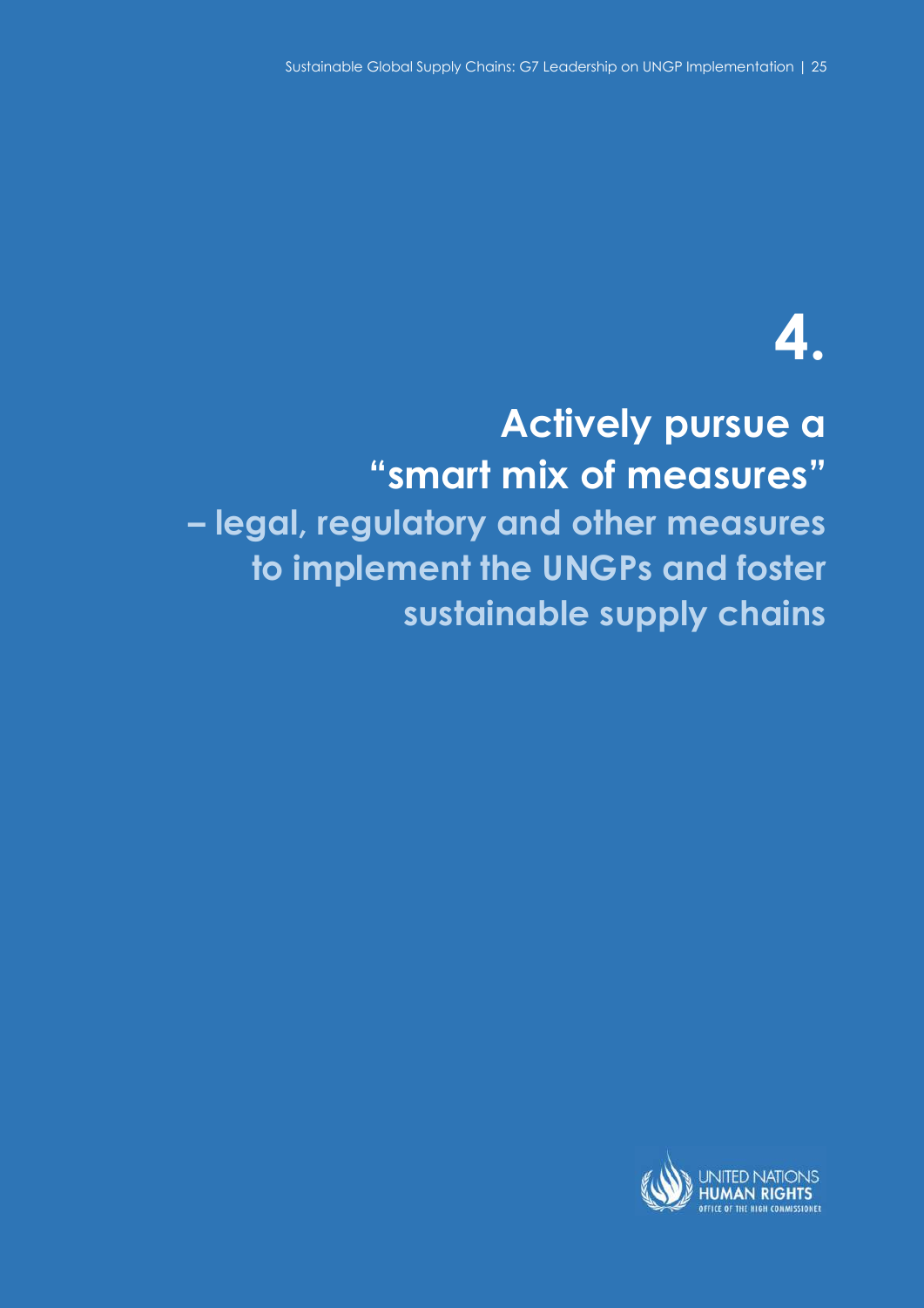# 4.

# Actively pursue a "smart mix of measures"

## – legal, regulatory and other measures to implement the UNGPs and foster sustainable supply chains

UNITED NATIONS
HUMAN RIGHTS
OFFICE OF THE HIGH COMMISSIONER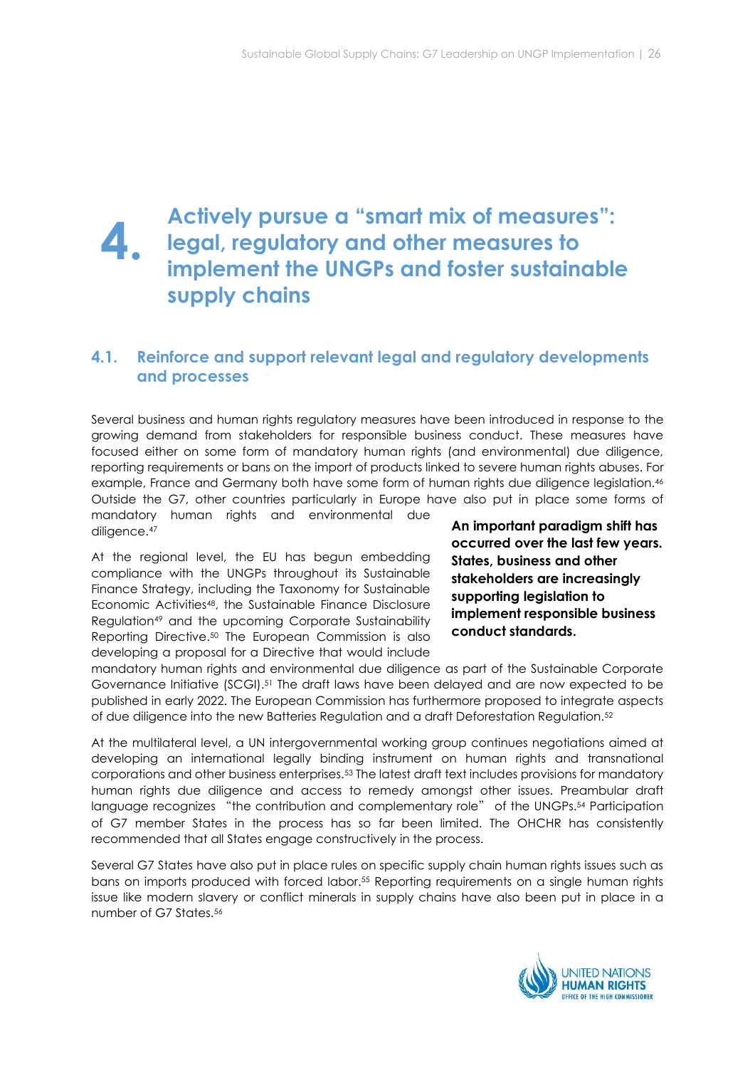# 4. Actively pursue a "smart mix of measures": legal, regulatory and other measures to implement the UNGPs and foster sustainable supply chains

## 4.1. Reinforce and support relevant legal and regulatory developments and processes

Several business and human rights regulatory measures have been introduced in response to the growing demand from stakeholders for responsible business conduct. These measures have focused either on some form of mandatory human rights (and environmental) due diligence, reporting requirements or bans on the import of products linked to severe human rights abuses. For example, France and Germany both have some form of human rights due diligence legislation.[46] Outside the G7, other countries particularly in Europe have also put in place some forms of mandatory human rights and environmental due diligence.[47]

**An important paradigm shift has occurred over the last few years. States, business and other stakeholders are increasingly supporting legislation to implement responsible business conduct standards.**

At the regional level, the EU has begun embedding compliance with the UNGPs throughout its Sustainable Finance Strategy, including the Taxonomy for Sustainable Economic Activities[48], the Sustainable Finance Disclosure Regulation[49] and the upcoming Corporate Sustainability Reporting Directive.[50] The European Commission is also developing a proposal for a Directive that would include mandatory human rights and environmental due diligence as part of the Sustainable Corporate Governance Initiative (SCGI).[51] The draft laws have been delayed and are now expected to be published in early 2022. The European Commission has furthermore proposed to integrate aspects of due diligence into the new Batteries Regulation and a draft Deforestation Regulation.[52]

At the multilateral level, a UN intergovernmental working group continues negotiations aimed at developing an international legally binding instrument on human rights and transnational corporations and other business enterprises.[53] The latest draft text includes provisions for mandatory human rights due diligence and access to remedy amongst other issues. Preambular draft language recognizes "the contribution and complementary role" of the UNGPs.[54] Participation of G7 member States in the process has so far been limited. The OHCHR has consistently recommended that all States engage constructively in the process.

Several G7 States have also put in place rules on specific supply chain human rights issues such as bans on imports produced with forced labor.[55] Reporting requirements on a single human rights issue like modern slavery or conflict minerals in supply chains have also been put in place in a number of G7 States.[56]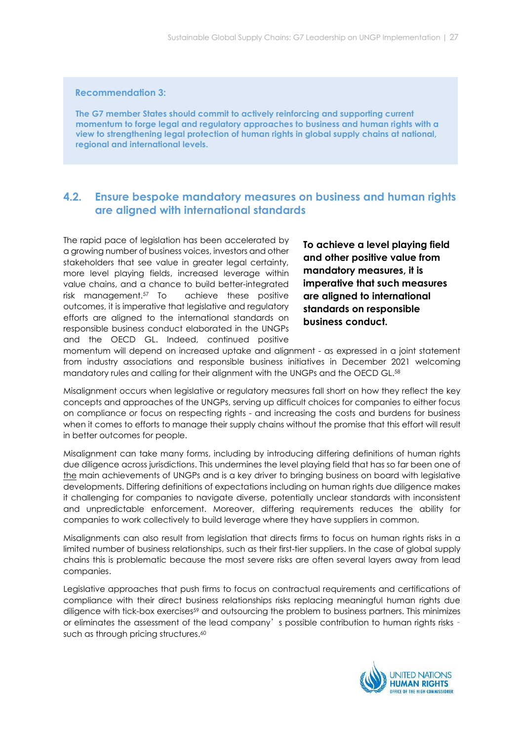**Recommendation 3:**

**The G7 member States should commit to actively reinforcing and supporting current momentum to forge legal and regulatory approaches to business and human rights with a view to strengthening legal protection of human rights in global supply chains at national, regional and international levels.**

## 4.2. Ensure bespoke mandatory measures on business and human rights are aligned with international standards

**To achieve a level playing field and other positive value from mandatory measures, it is imperative that such measures are aligned to international standards on responsible business conduct.**

The rapid pace of legislation has been accelerated by a growing number of business voices, investors and other stakeholders that see value in greater legal certainty, more level playing fields, increased leverage within value chains, and a chance to build better-integrated risk management.[57] To achieve these positive outcomes, it is imperative that legislative and regulatory efforts are aligned to the international standards on responsible business conduct elaborated in the UNGPs and the OECD GL. Indeed, continued positive momentum will depend on increased uptake and alignment - as expressed in a joint statement from industry associations and responsible business initiatives in December 2021 welcoming mandatory rules and calling for their alignment with the UNGPs and the OECD GL.[58]

Misalignment occurs when legislative or regulatory measures fall short on how they reflect the key concepts and approaches of the UNGPs, serving up difficult choices for companies to either focus on compliance *or* focus on respecting rights - and increasing the costs and burdens for business when it comes to efforts to manage their supply chains without the promise that this effort will result in better outcomes for people.

Misalignment can take many forms, including by introducing differing definitions of human rights due diligence across jurisdictions. This undermines the level playing field that has so far been one of the main achievements of UNGPs and is a key driver to bringing business on board with legislative developments. Differing definitions of expectations including on human rights due diligence makes it challenging for companies to navigate diverse, potentially unclear standards with inconsistent and unpredictable enforcement. Moreover, differing requirements reduces the ability for companies to work collectively to build leverage where they have suppliers in common.

Misalignments can also result from legislation that directs firms to focus on human rights risks in a limited number of business relationships, such as their first-tier suppliers. In the case of global supply chains this is problematic because the most severe risks are often several layers away from lead companies.

Legislative approaches that push firms to focus on contractual requirements and certifications of compliance with their direct business relationships risks replacing meaningful human rights due diligence with tick-box exercises[59] and outsourcing the problem to business partners. This minimizes or eliminates the assessment of the lead company's possible contribution to human rights risks - such as through pricing structures.[60]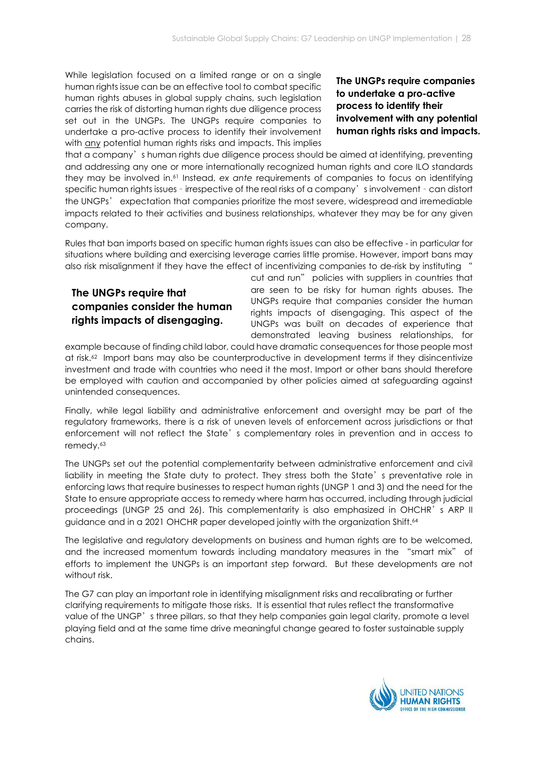While legislation focused on a limited range or on a single human rights issue can be an effective tool to combat specific human rights abuses in global supply chains, such legislation carries the risk of distorting human rights due diligence process set out in the UNGPs. The UNGPs require companies to undertake a pro-active process to identify their involvement with any potential human rights risks and impacts. This implies that a company's human rights due diligence process should be aimed at identifying, preventing and addressing any one or more internationally recognized human rights and core ILO standards they may be involved in.[61] Instead, *ex ante* requirements of companies to focus on identifying specific human rights issues - irrespective of the real risks of a company's involvement - can distort the UNGPs' expectation that companies prioritize the most severe, widespread and irremediable impacts related to their activities and business relationships, whatever they may be for any given company.

**The UNGPs require companies to undertake a pro-active process to identify their involvement with any potential human rights risks and impacts.**

Rules that ban imports based on specific human rights issues can also be effective - in particular for situations where building and exercising leverage carries little promise. However, import bans may also risk misalignment if they have the effect of incentivizing companies to de-risk by instituting "cut and run" policies with suppliers in countries that are seen to be risky for human rights abuses. The UNGPs require that companies consider the human rights impacts of disengaging. This aspect of the UNGPs was built on decades of experience that demonstrated leaving business relationships, for example because of finding child labor, could have dramatic consequences for those people most at risk.[62] Import bans may also be counterproductive in development terms if they disincentivize investment and trade with countries who need it the most. Import or other bans should therefore be employed with caution and accompanied by other policies aimed at safeguarding against unintended consequences.

**The UNGPs require that companies consider the human rights impacts of disengaging.**

Finally, while legal liability and administrative enforcement and oversight may be part of the regulatory frameworks, there is a risk of uneven levels of enforcement across jurisdictions or that enforcement will not reflect the State's complementary roles in prevention and in access to remedy.[63]

The UNGPs set out the potential complementarity between administrative enforcement and civil liability in meeting the State duty to protect. They stress both the State's preventative role in enforcing laws that require businesses to respect human rights (UNGP 1 and 3) and the need for the State to ensure appropriate access to remedy where harm has occurred, including through judicial proceedings (UNGP 25 and 26). This complementarity is also emphasized in OHCHR's ARP II guidance and in a 2021 OHCHR paper developed jointly with the organization Shift.[64]

The legislative and regulatory developments on business and human rights are to be welcomed, and the increased momentum towards including mandatory measures in the "smart mix" of efforts to implement the UNGPs is an important step forward. But these developments are not without risk.

The G7 can play an important role in identifying misalignment risks and recalibrating or further clarifying requirements to mitigate those risks. It is essential that rules reflect the transformative value of the UNGP's three pillars, so that they help companies gain legal clarity, promote a level playing field and at the same time drive meaningful change geared to foster sustainable supply chains.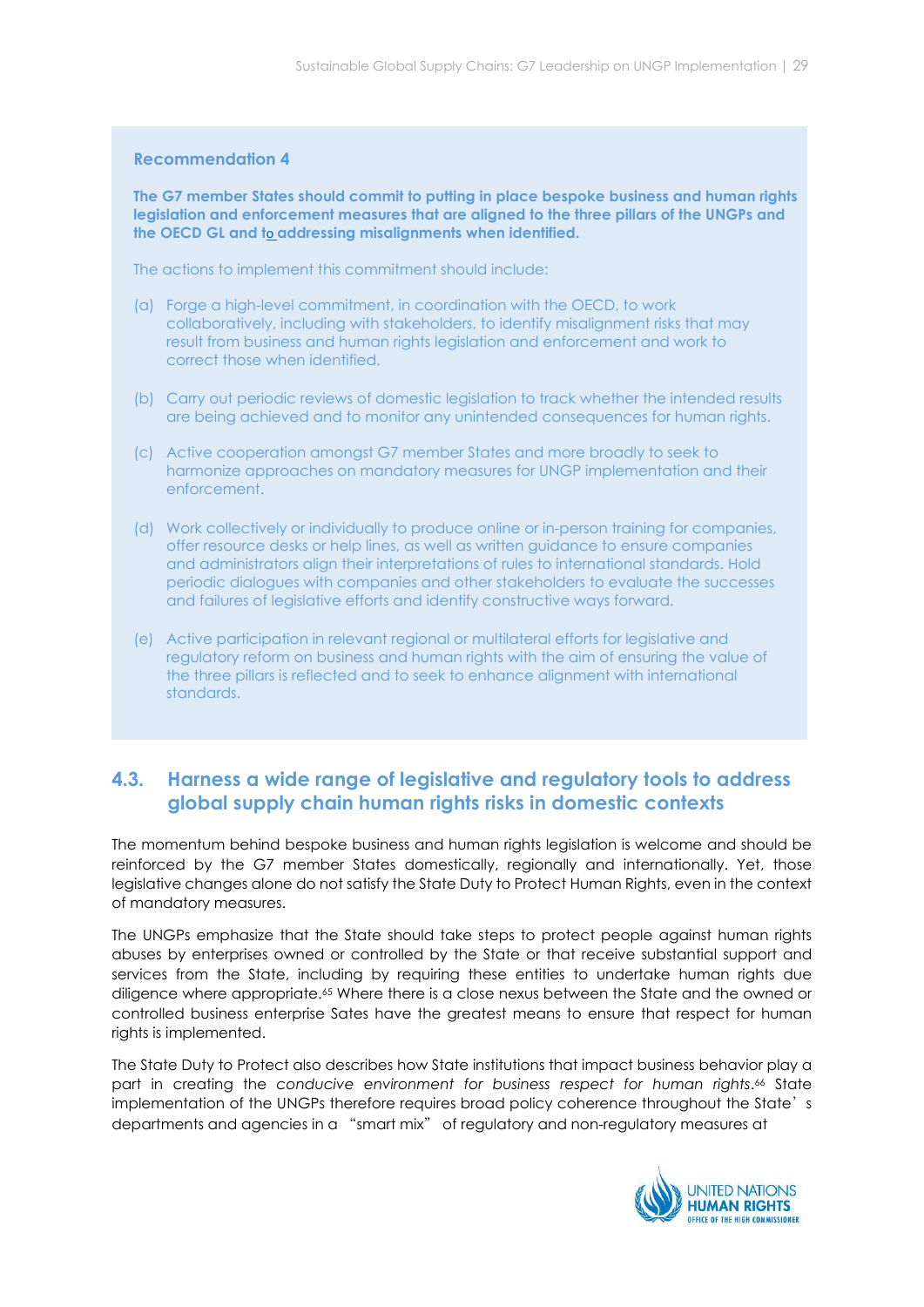**Recommendation 4**

**The G7 member States should commit to putting in place bespoke business and human rights legislation and enforcement measures that are aligned to the three pillars of the UNGPs and the OECD GL and to addressing misalignments when identified.**

The actions to implement this commitment should include:

(a) Forge a high-level commitment, in coordination with the OECD, to work collaboratively, including with stakeholders, to identify misalignment risks that may result from business and human rights legislation and enforcement and work to correct those when identified.

(b) Carry out periodic reviews of domestic legislation to track whether the intended results are being achieved and to monitor any unintended consequences for human rights.

(c) Active cooperation amongst G7 member States and more broadly to seek to harmonize approaches on mandatory measures for UNGP implementation and their enforcement.

(d) Work collectively or individually to produce online or in-person training for companies, offer resource desks or help lines, as well as written guidance to ensure companies and administrators align their interpretations of rules to international standards. Hold periodic dialogues with companies and other stakeholders to evaluate the successes and failures of legislative efforts and identify constructive ways forward.

(e) Active participation in relevant regional or multilateral efforts for legislative and regulatory reform on business and human rights with the aim of ensuring the value of the three pillars is reflected and to seek to enhance alignment with international standards.

## 4.3. Harness a wide range of legislative and regulatory tools to address global supply chain human rights risks in domestic contexts

The momentum behind bespoke business and human rights legislation is welcome and should be reinforced by the G7 member States domestically, regionally and internationally. Yet, those legislative changes alone do not satisfy the State Duty to Protect Human Rights, even in the context of mandatory measures.

The UNGPs emphasize that the State should take steps to protect people against human rights abuses by enterprises owned or controlled by the State or that receive substantial support and services from the State, including by requiring these entities to undertake human rights due diligence where appropriate.[65] Where there is a close nexus between the State and the owned or controlled business enterprise Sates have the greatest means to ensure that respect for human rights is implemented.

The State Duty to Protect also describes how State institutions that impact business behavior play a part in creating the *conducive environment for business respect for human rights*.[66] State implementation of the UNGPs therefore requires broad policy coherence throughout the State's departments and agencies in a "smart mix" of regulatory and non-regulatory measures at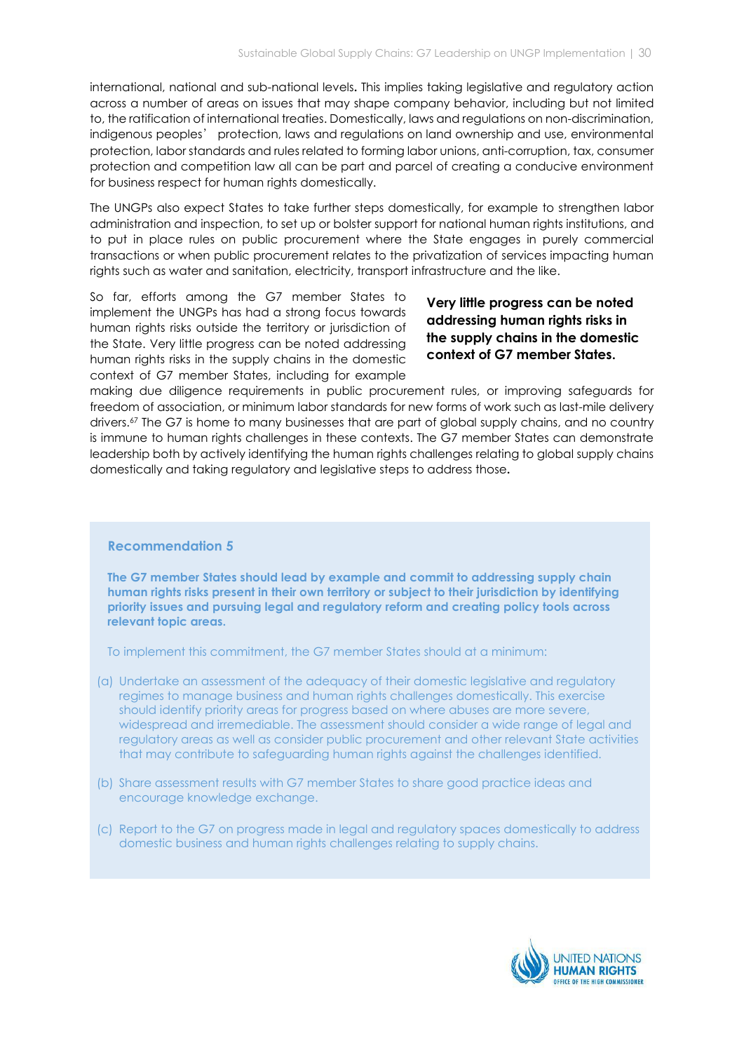international, national and sub-national levels. This implies taking legislative and regulatory action across a number of areas on issues that may shape company behavior, including but not limited to, the ratification of international treaties. Domestically, laws and regulations on non-discrimination, indigenous peoples' protection, laws and regulations on land ownership and use, environmental protection, labor standards and rules related to forming labor unions, anti-corruption, tax, consumer protection and competition law all can be part and parcel of creating a conducive environment for business respect for human rights domestically.

The UNGPs also expect States to take further steps domestically, for example to strengthen labor administration and inspection, to set up or bolster support for national human rights institutions, and to put in place rules on public procurement where the State engages in purely commercial transactions or when public procurement relates to the privatization of services impacting human rights such as water and sanitation, electricity, transport infrastructure and the like.

**Very little progress can be noted addressing human rights risks in the supply chains in the domestic context of G7 member States.**

So far, efforts among the G7 member States to implement the UNGPs has had a strong focus towards human rights risks outside the territory or jurisdiction of the State. Very little progress can be noted addressing human rights risks in the supply chains in the domestic context of G7 member States, including for example making due diligence requirements in public procurement rules, or improving safeguards for freedom of association, or minimum labor standards for new forms of work such as last-mile delivery drivers.[67] The G7 is home to many businesses that are part of global supply chains, and no country is immune to human rights challenges in these contexts. The G7 member States can demonstrate leadership both by actively identifying the human rights challenges relating to global supply chains domestically and taking regulatory and legislative steps to address those.

### Recommendation 5

**The G7 member States should lead by example and commit to addressing supply chain human rights risks present in their own territory or subject to their jurisdiction by identifying priority issues and pursuing legal and regulatory reform and creating policy tools across relevant topic areas.**

To implement this commitment, the G7 member States should at a minimum:

(a) Undertake an assessment of the adequacy of their domestic legislative and regulatory regimes to manage business and human rights challenges domestically. This exercise should identify priority areas for progress based on where abuses are more severe, widespread and irremediable. The assessment should consider a wide range of legal and regulatory areas as well as consider public procurement and other relevant State activities that may contribute to safeguarding human rights against the challenges identified.

(b) Share assessment results with G7 member States to share good practice ideas and encourage knowledge exchange.

(c) Report to the G7 on progress made in legal and regulatory spaces domestically to address domestic business and human rights challenges relating to supply chains.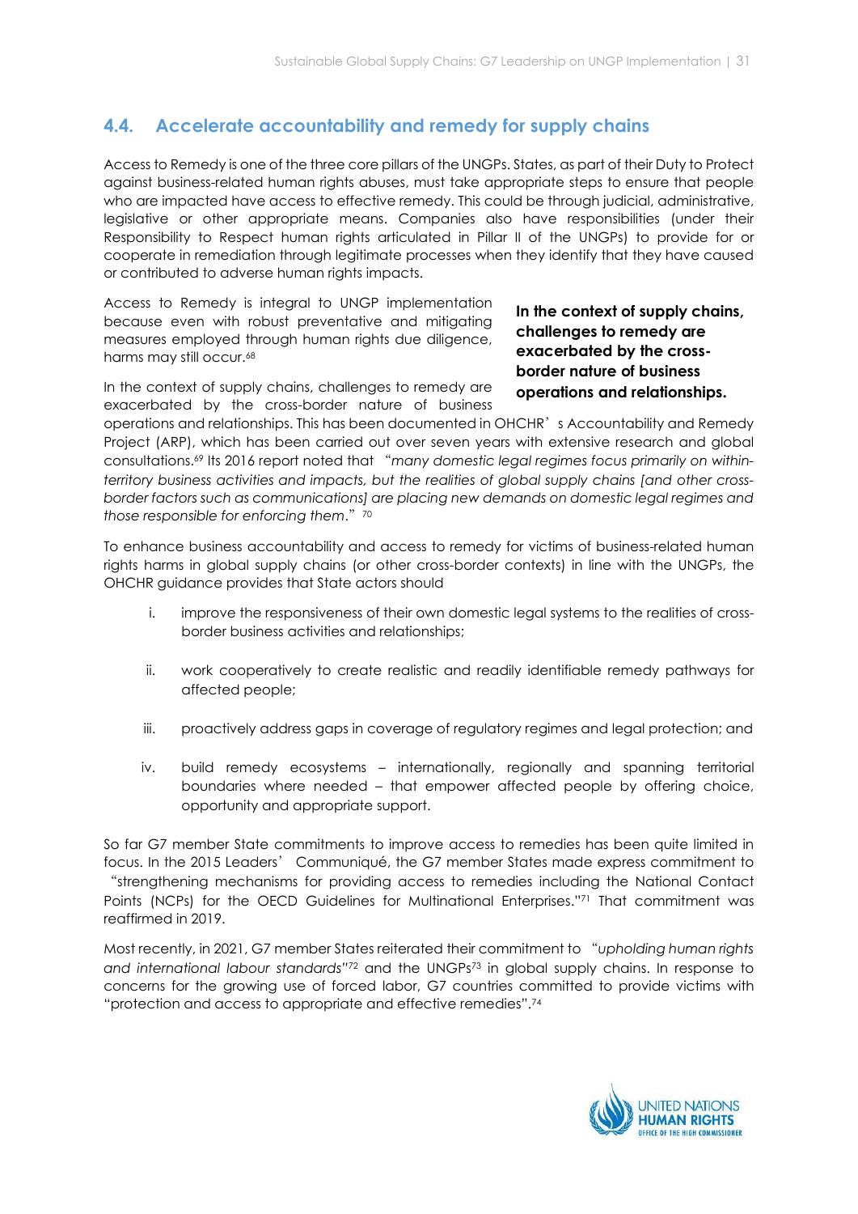## 4.4. Accelerate accountability and remedy for supply chains

Access to Remedy is one of the three core pillars of the UNGPs. States, as part of their Duty to Protect against business-related human rights abuses, must take appropriate steps to ensure that people who are impacted have access to effective remedy. This could be through judicial, administrative, legislative or other appropriate means. Companies also have responsibilities (under their Responsibility to Respect human rights articulated in Pillar II of the UNGPs) to provide for or cooperate in remediation through legitimate processes when they identify that they have caused or contributed to adverse human rights impacts.

Access to Remedy is integral to UNGP implementation because even with robust preventative and mitigating measures employed through human rights due diligence, harms may still occur.[68]

**In the context of supply chains, challenges to remedy are exacerbated by the cross-border nature of business operations and relationships.**

In the context of supply chains, challenges to remedy are exacerbated by the cross-border nature of business operations and relationships. This has been documented in OHCHR's Accountability and Remedy Project (ARP), which has been carried out over seven years with extensive research and global consultations.[69] Its 2016 report noted that "*many domestic legal regimes focus primarily on within-territory business activities and impacts, but the realities of global supply chains [and other cross-border factors such as communications] are placing new demands on domestic legal regimes and those responsible for enforcing them*." [70]

To enhance business accountability and access to remedy for victims of business-related human rights harms in global supply chains (or other cross-border contexts) in line with the UNGPs, the OHCHR guidance provides that State actors should

i. improve the responsiveness of their own domestic legal systems to the realities of cross-border business activities and relationships;

ii. work cooperatively to create realistic and readily identifiable remedy pathways for affected people;

iii. proactively address gaps in coverage of regulatory regimes and legal protection; and

iv. build remedy ecosystems – internationally, regionally and spanning territorial boundaries where needed – that empower affected people by offering choice, opportunity and appropriate support.

So far G7 member State commitments to improve access to remedies has been quite limited in focus. In the 2015 Leaders' Communiqué, the G7 member States made express commitment to "strengthening mechanisms for providing access to remedies including the National Contact Points (NCPs) for the OECD Guidelines for Multinational Enterprises."[71] That commitment was reaffirmed in 2019.

Most recently, in 2021, G7 member States reiterated their commitment to "*upholding human rights and international labour standards*"[72] and the UNGPs[73] in global supply chains. In response to concerns for the growing use of forced labor, G7 countries committed to provide victims with "protection and access to appropriate and effective remedies".[74]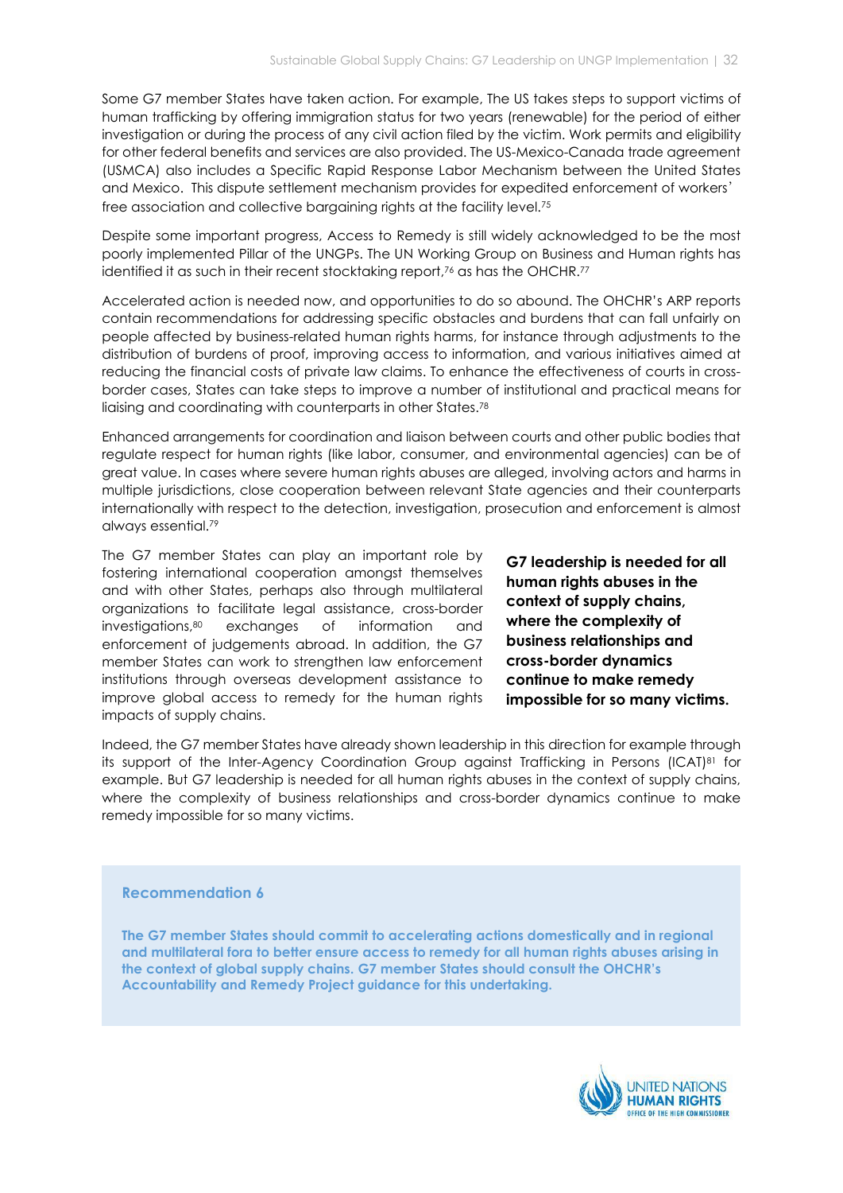Some G7 member States have taken action. For example, The US takes steps to support victims of human trafficking by offering immigration status for two years (renewable) for the period of either investigation or during the process of any civil action filed by the victim. Work permits and eligibility for other federal benefits and services are also provided. The US-Mexico-Canada trade agreement (USMCA) also includes a Specific Rapid Response Labor Mechanism between the United States and Mexico. This dispute settlement mechanism provides for expedited enforcement of workers' free association and collective bargaining rights at the facility level.[75]

Despite some important progress, Access to Remedy is still widely acknowledged to be the most poorly implemented Pillar of the UNGPs. The UN Working Group on Business and Human rights has identified it as such in their recent stocktaking report,[76] as has the OHCHR.[77]

Accelerated action is needed now, and opportunities to do so abound. The OHCHR's ARP reports contain recommendations for addressing specific obstacles and burdens that can fall unfairly on people affected by business-related human rights harms, for instance through adjustments to the distribution of burdens of proof, improving access to information, and various initiatives aimed at reducing the financial costs of private law claims. To enhance the effectiveness of courts in cross-border cases, States can take steps to improve a number of institutional and practical means for liaising and coordinating with counterparts in other States.[78]

Enhanced arrangements for coordination and liaison between courts and other public bodies that regulate respect for human rights (like labor, consumer, and environmental agencies) can be of great value. In cases where severe human rights abuses are alleged, involving actors and harms in multiple jurisdictions, close cooperation between relevant State agencies and their counterparts internationally with respect to the detection, investigation, prosecution and enforcement is almost always essential.[79]

The G7 member States can play an important role by fostering international cooperation amongst themselves and with other States, perhaps also through multilateral organizations to facilitate legal assistance, cross-border investigations,[80] exchanges of information and enforcement of judgements abroad. In addition, the G7 member States can work to strengthen law enforcement institutions through overseas development assistance to improve global access to remedy for the human rights impacts of supply chains.

**G7 leadership is needed for all human rights abuses in the context of supply chains, where the complexity of business relationships and cross-border dynamics continue to make remedy impossible for so many victims.**

Indeed, the G7 member States have already shown leadership in this direction for example through its support of the Inter-Agency Coordination Group against Trafficking in Persons (ICAT)[81] for example. But G7 leadership is needed for all human rights abuses in the context of supply chains, where the complexity of business relationships and cross-border dynamics continue to make remedy impossible for so many victims.

### Recommendation 6

**The G7 member States should commit to accelerating actions domestically and in regional and multilateral fora to better ensure access to remedy for all human rights abuses arising in the context of global supply chains. G7 member States should consult the OHCHR's Accountability and Remedy Project guidance for this undertaking.**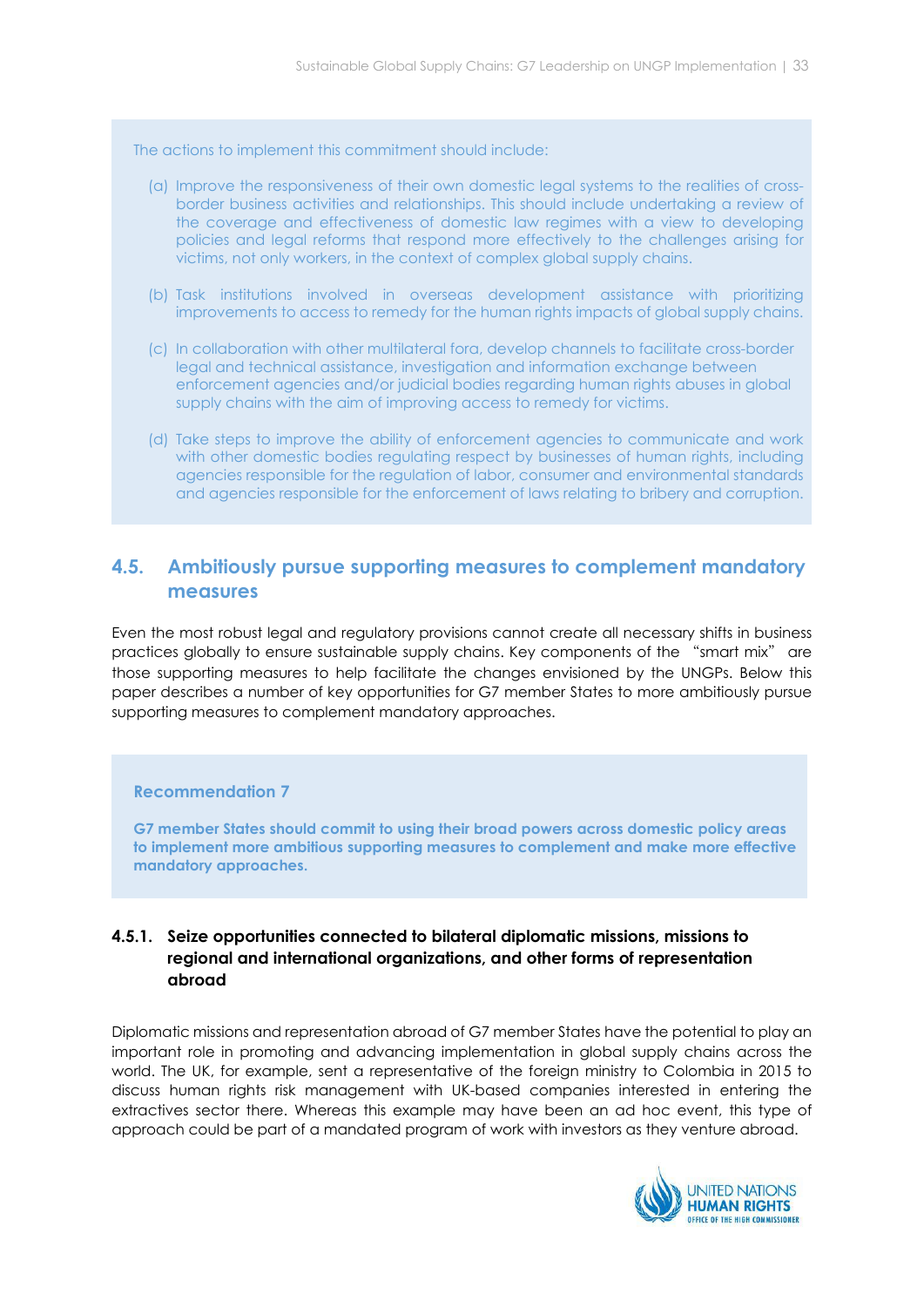The actions to implement this commitment should include:

(a) Improve the responsiveness of their own domestic legal systems to the realities of cross-border business activities and relationships. This should include undertaking a review of the coverage and effectiveness of domestic law regimes with a view to developing policies and legal reforms that respond more effectively to the challenges arising for victims, not only workers, in the context of complex global supply chains.

(b) Task institutions involved in overseas development assistance with prioritizing improvements to access to remedy for the human rights impacts of global supply chains.

(c) In collaboration with other multilateral fora, develop channels to facilitate cross-border legal and technical assistance, investigation and information exchange between enforcement agencies and/or judicial bodies regarding human rights abuses in global supply chains with the aim of improving access to remedy for victims.

(d) Take steps to improve the ability of enforcement agencies to communicate and work with other domestic bodies regulating respect by businesses of human rights, including agencies responsible for the regulation of labor, consumer and environmental standards and agencies responsible for the enforcement of laws relating to bribery and corruption.

## 4.5. Ambitiously pursue supporting measures to complement mandatory measures

Even the most robust legal and regulatory provisions cannot create all necessary shifts in business practices globally to ensure sustainable supply chains. Key components of the "smart mix" are those supporting measures to help facilitate the changes envisioned by the UNGPs. Below this paper describes a number of key opportunities for G7 member States to more ambitiously pursue supporting measures to complement mandatory approaches.

**Recommendation 7**

**G7 member States should commit to using their broad powers across domestic policy areas to implement more ambitious supporting measures to complement and make more effective mandatory approaches.**

### 4.5.1. Seize opportunities connected to bilateral diplomatic missions, missions to regional and international organizations, and other forms of representation abroad

Diplomatic missions and representation abroad of G7 member States have the potential to play an important role in promoting and advancing implementation in global supply chains across the world. The UK, for example, sent a representative of the foreign ministry to Colombia in 2015 to discuss human rights risk management with UK-based companies interested in entering the extractives sector there. Whereas this example may have been an ad hoc event, this type of approach could be part of a mandated program of work with investors as they venture abroad.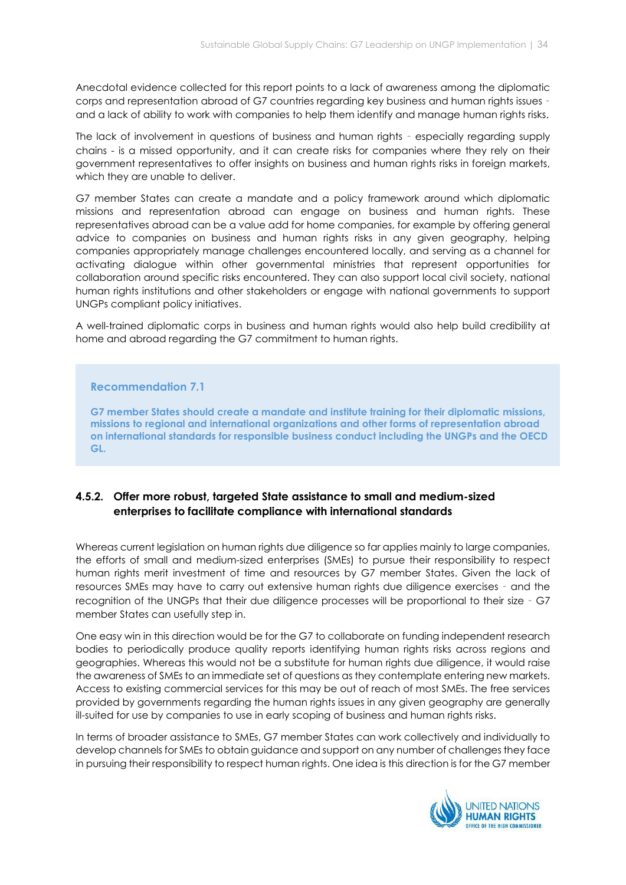Anecdotal evidence collected for this report points to a lack of awareness among the diplomatic corps and representation abroad of G7 countries regarding key business and human rights issues - and a lack of ability to work with companies to help them identify and manage human rights risks.

The lack of involvement in questions of business and human rights - especially regarding supply chains - is a missed opportunity, and it can create risks for companies where they rely on their government representatives to offer insights on business and human rights risks in foreign markets, which they are unable to deliver.

G7 member States can create a mandate and a policy framework around which diplomatic missions and representation abroad can engage on business and human rights. These representatives abroad can be a value add for home companies, for example by offering general advice to companies on business and human rights risks in any given geography, helping companies appropriately manage challenges encountered locally, and serving as a channel for activating dialogue within other governmental ministries that represent opportunities for collaboration around specific risks encountered. They can also support local civil society, national human rights institutions and other stakeholders or engage with national governments to support UNGPs compliant policy initiatives.

A well-trained diplomatic corps in business and human rights would also help build credibility at home and abroad regarding the G7 commitment to human rights.

**Recommendation 7.1**

**G7 member States should create a mandate and institute training for their diplomatic missions, missions to regional and international organizations and other forms of representation abroad on international standards for responsible business conduct including the UNGPs and the OECD GL.**

### 4.5.2. Offer more robust, targeted State assistance to small and medium-sized enterprises to facilitate compliance with international standards

Whereas current legislation on human rights due diligence so far applies mainly to large companies, the efforts of small and medium-sized enterprises (SMEs) to pursue their responsibility to respect human rights merit investment of time and resources by G7 member States. Given the lack of resources SMEs may have to carry out extensive human rights due diligence exercises - and the recognition of the UNGPs that their due diligence processes will be proportional to their size - G7 member States can usefully step in.

One easy win in this direction would be for the G7 to collaborate on funding independent research bodies to periodically produce quality reports identifying human rights risks across regions and geographies. Whereas this would not be a substitute for human rights due diligence, it would raise the awareness of SMEs to an immediate set of questions as they contemplate entering new markets. Access to existing commercial services for this may be out of reach of most SMEs. The free services provided by governments regarding the human rights issues in any given geography are generally ill-suited for use by companies to use in early scoping of business and human rights risks.

In terms of broader assistance to SMEs, G7 member States can work collectively and individually to develop channels for SMEs to obtain guidance and support on any number of challenges they face in pursuing their responsibility to respect human rights. One idea is this direction is for the G7 member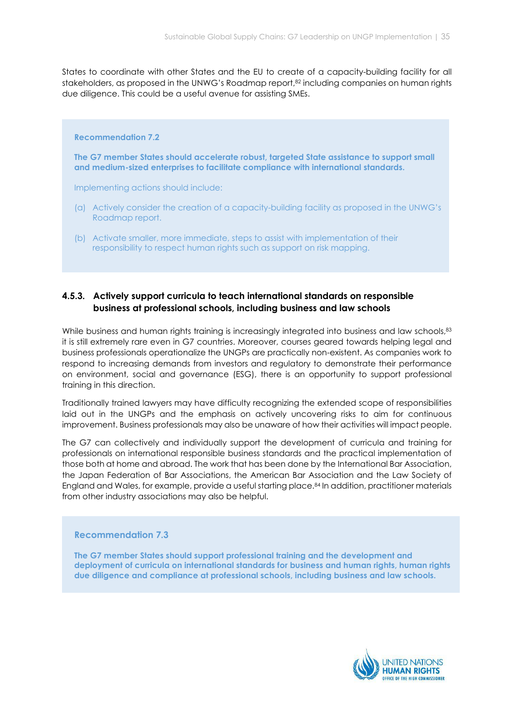States to coordinate with other States and the EU to create of a capacity-building facility for all stakeholders, as proposed in the UNWG's Roadmap report,[82] including companies on human rights due diligence. This could be a useful avenue for assisting SMEs.

> **Recommendation 7.2**
>
> **The G7 member States should accelerate robust, targeted State assistance to support small and medium-sized enterprises to facilitate compliance with international standards.**
>
> Implementing actions should include:
>
> (a) Actively consider the creation of a capacity-building facility as proposed in the UNWG's Roadmap report.
>
> (b) Activate smaller, more immediate, steps to assist with implementation of their responsibility to respect human rights such as support on risk mapping.

### 4.5.3. Actively support curricula to teach international standards on responsible business at professional schools, including business and law schools

While business and human rights training is increasingly integrated into business and law schools,[83] it is still extremely rare even in G7 countries. Moreover, courses geared towards helping legal and business professionals operationalize the UNGPs are practically non-existent. As companies work to respond to increasing demands from investors and regulatory to demonstrate their performance on environment, social and governance (ESG), there is an opportunity to support professional training in this direction.

Traditionally trained lawyers may have difficulty recognizing the extended scope of responsibilities laid out in the UNGPs and the emphasis on actively uncovering risks to aim for continuous improvement. Business professionals may also be unaware of how their activities will impact people.

The G7 can collectively and individually support the development of curricula and training for professionals on international responsible business standards and the practical implementation of those both at home and abroad. The work that has been done by the International Bar Association, the Japan Federation of Bar Associations, the American Bar Association and the Law Society of England and Wales, for example, provide a useful starting place.[84] In addition, practitioner materials from other industry associations may also be helpful.

> **Recommendation 7.3**
>
> **The G7 member States should support professional training and the development and deployment of curricula on international standards for business and human rights, human rights due diligence and compliance at professional schools, including business and law schools.**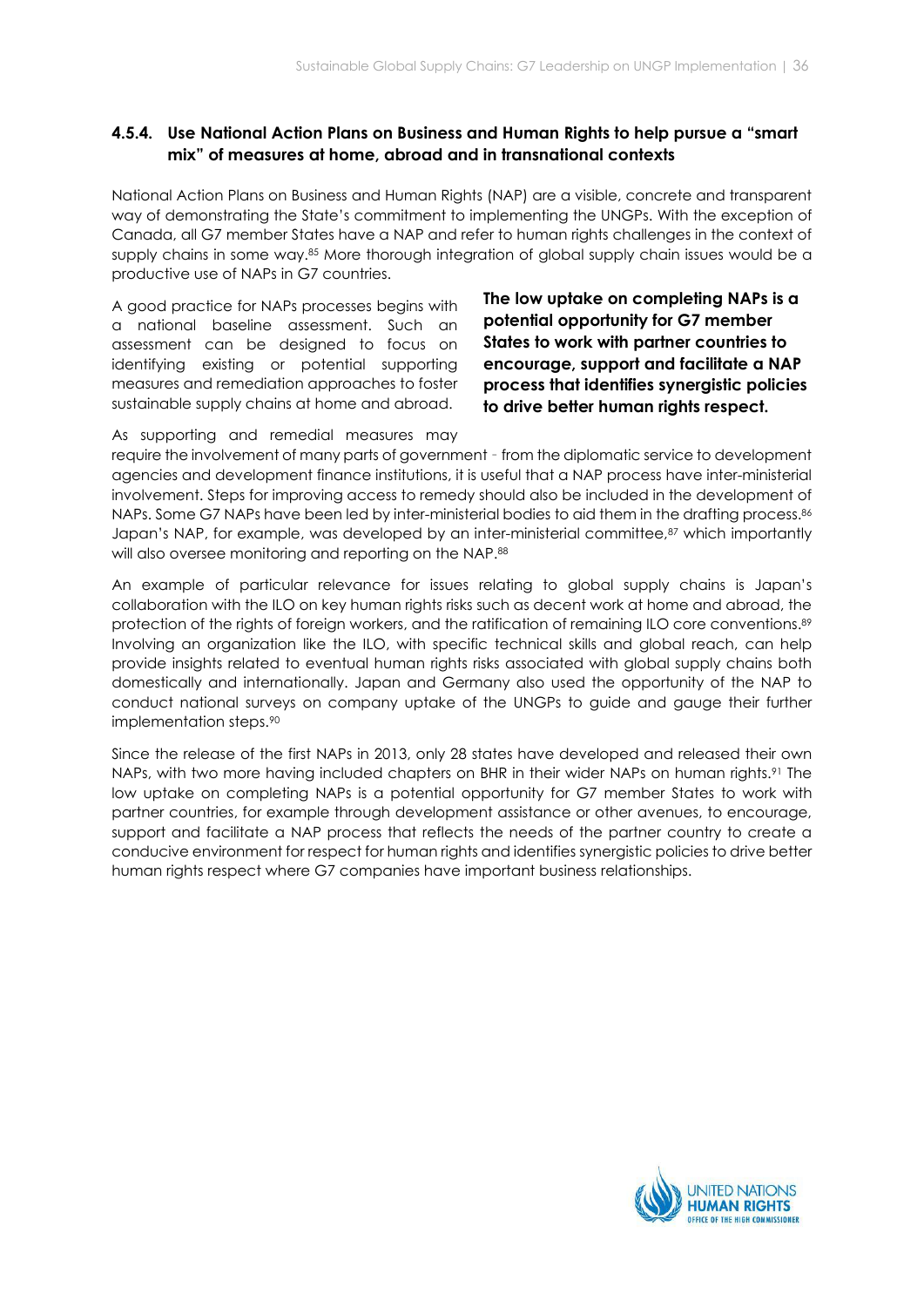### 4.5.4. Use National Action Plans on Business and Human Rights to help pursue a "smart mix" of measures at home, abroad and in transnational contexts

National Action Plans on Business and Human Rights (NAP) are a visible, concrete and transparent way of demonstrating the State's commitment to implementing the UNGPs. With the exception of Canada, all G7 member States have a NAP and refer to human rights challenges in the context of supply chains in some way.[85] More thorough integration of global supply chain issues would be a productive use of NAPs in G7 countries.

**The low uptake on completing NAPs is a potential opportunity for G7 member States to work with partner countries to encourage, support and facilitate a NAP process that identifies synergistic policies to drive better human rights respect.**

A good practice for NAPs processes begins with a national baseline assessment. Such an assessment can be designed to focus on identifying existing or potential supporting measures and remediation approaches to foster sustainable supply chains at home and abroad. As supporting and remedial measures may require the involvement of many parts of government - from the diplomatic service to development agencies and development finance institutions, it is useful that a NAP process have inter-ministerial involvement. Steps for improving access to remedy should also be included in the development of NAPs. Some G7 NAPs have been led by inter-ministerial bodies to aid them in the drafting process.[86] Japan's NAP, for example, was developed by an inter-ministerial committee,[87] which importantly will also oversee monitoring and reporting on the NAP.[88]

An example of particular relevance for issues relating to global supply chains is Japan's collaboration with the ILO on key human rights risks such as decent work at home and abroad, the protection of the rights of foreign workers, and the ratification of remaining ILO core conventions.[89] Involving an organization like the ILO, with specific technical skills and global reach, can help provide insights related to eventual human rights risks associated with global supply chains both domestically and internationally. Japan and Germany also used the opportunity of the NAP to conduct national surveys on company uptake of the UNGPs to guide and gauge their further implementation steps.[90]

Since the release of the first NAPs in 2013, only 28 states have developed and released their own NAPs, with two more having included chapters on BHR in their wider NAPs on human rights.[91] The low uptake on completing NAPs is a potential opportunity for G7 member States to work with partner countries, for example through development assistance or other avenues, to encourage, support and facilitate a NAP process that reflects the needs of the partner country to create a conducive environment for respect for human rights and identifies synergistic policies to drive better human rights respect where G7 companies have important business relationships.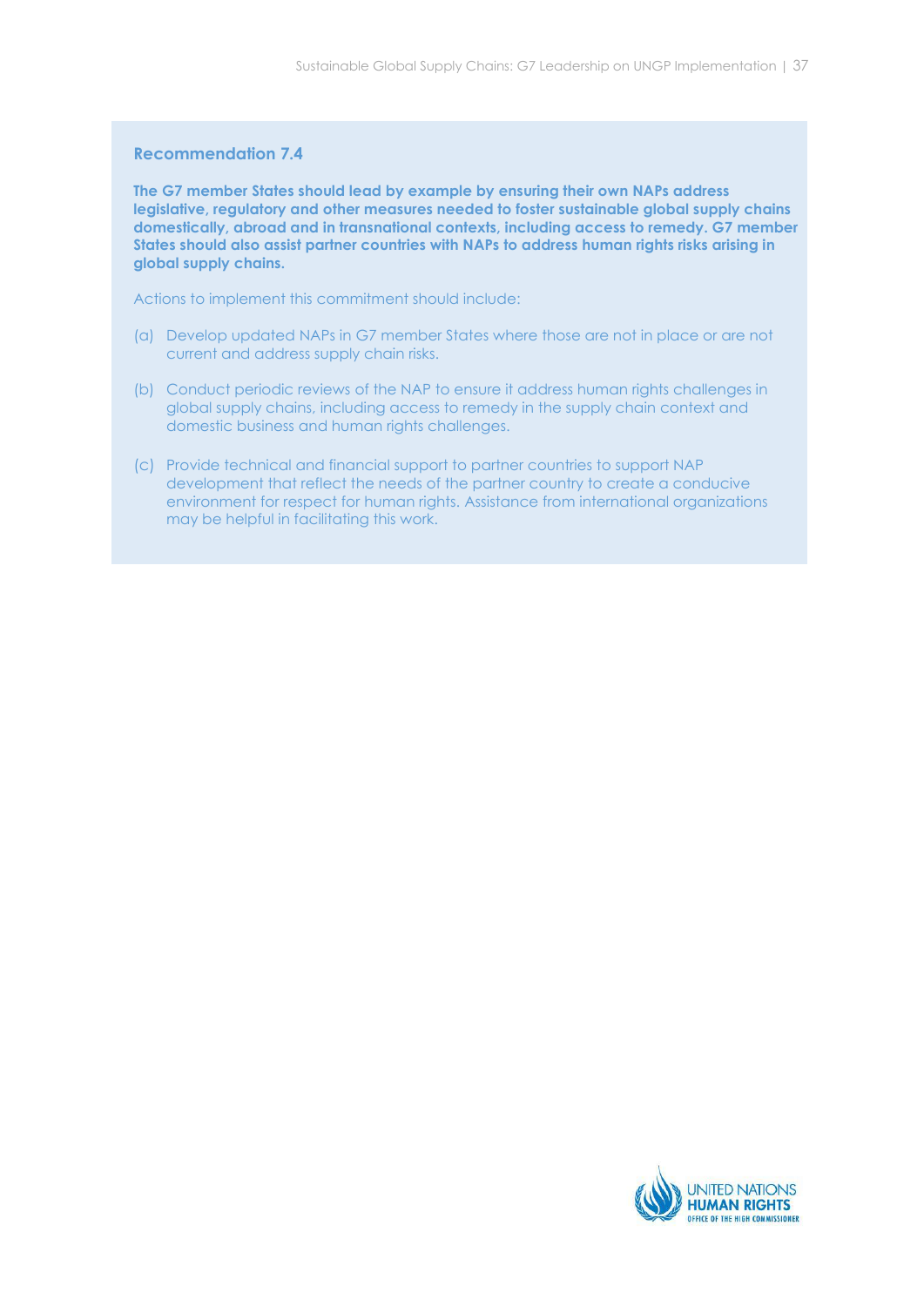### Recommendation 7.4

**The G7 member States should lead by example by ensuring their own NAPs address legislative, regulatory and other measures needed to foster sustainable global supply chains domestically, abroad and in transnational contexts, including access to remedy. G7 member States should also assist partner countries with NAPs to address human rights risks arising in global supply chains.**

Actions to implement this commitment should include:

(a) Develop updated NAPs in G7 member States where those are not in place or are not current and address supply chain risks.

(b) Conduct periodic reviews of the NAP to ensure it address human rights challenges in global supply chains, including access to remedy in the supply chain context and domestic business and human rights challenges.

(c) Provide technical and financial support to partner countries to support NAP development that reflect the needs of the partner country to create a conducive environment for respect for human rights. Assistance from international organizations may be helpful in facilitating this work.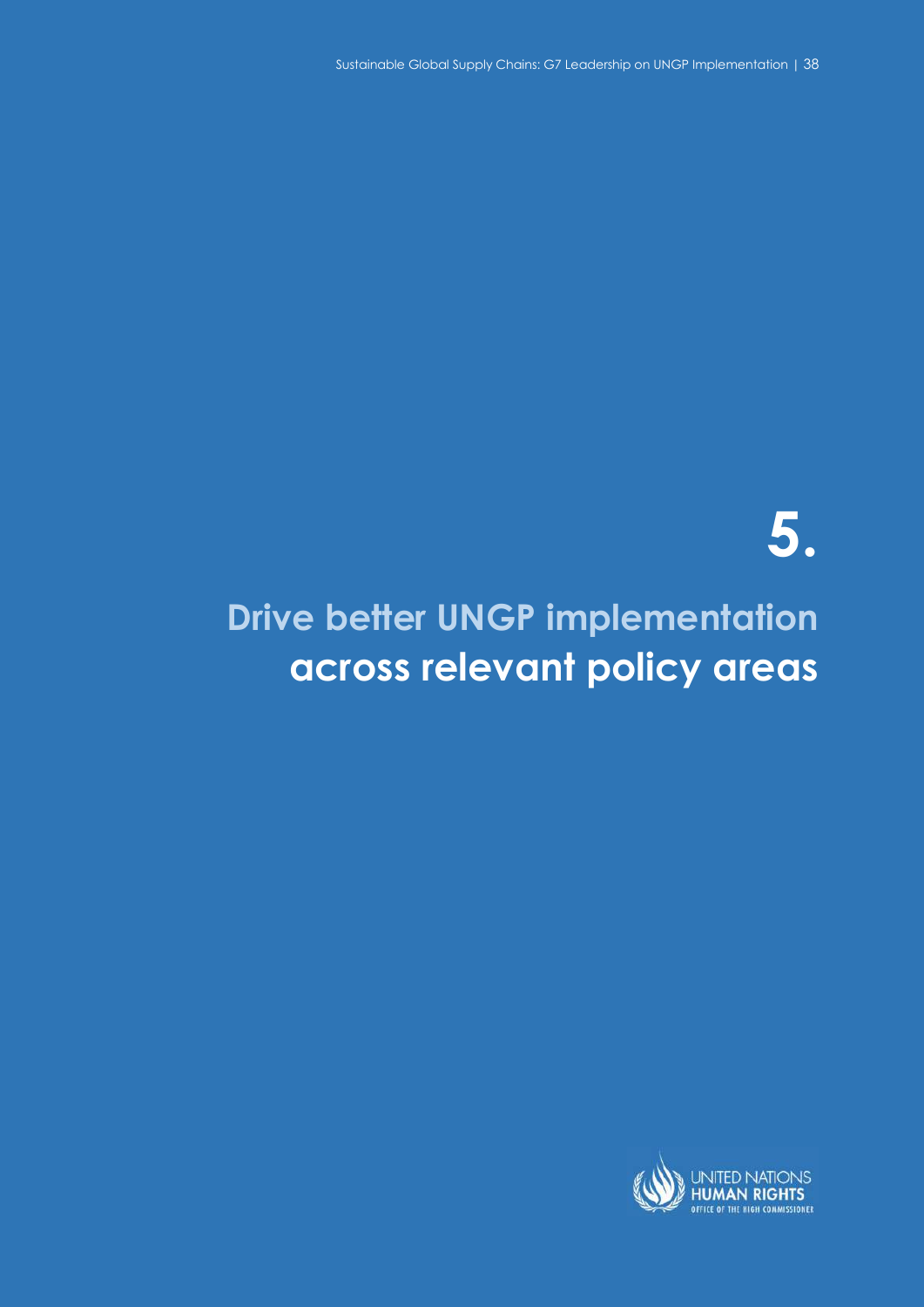# 5.

# Drive better UNGP implementation across relevant policy areas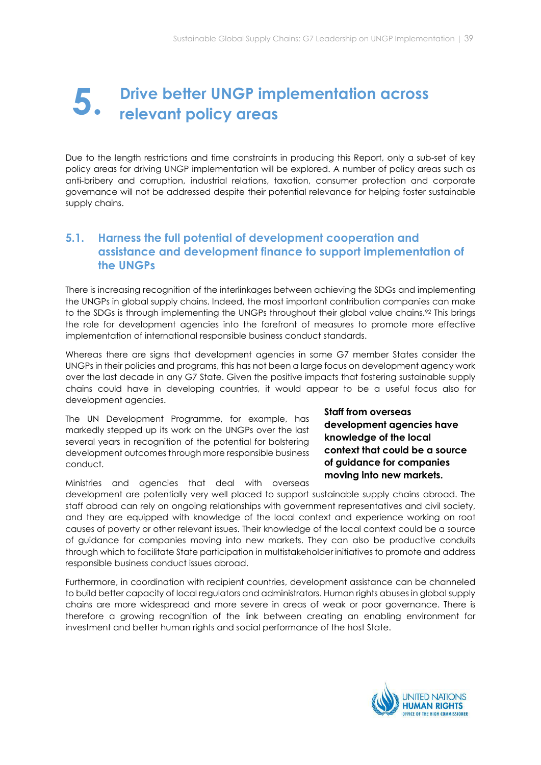# 5. Drive better UNGP implementation across relevant policy areas

Due to the length restrictions and time constraints in producing this Report, only a sub-set of key policy areas for driving UNGP implementation will be explored. A number of policy areas such as anti-bribery and corruption, industrial relations, taxation, consumer protection and corporate governance will not be addressed despite their potential relevance for helping foster sustainable supply chains.

## 5.1. Harness the full potential of development cooperation and assistance and development finance to support implementation of the UNGPs

There is increasing recognition of the interlinkages between achieving the SDGs and implementing the UNGPs in global supply chains. Indeed, the most important contribution companies can make to the SDGs is through implementing the UNGPs throughout their global value chains.[92] This brings the role for development agencies into the forefront of measures to promote more effective implementation of international responsible business conduct standards.

Whereas there are signs that development agencies in some G7 member States consider the UNGPs in their policies and programs, this has not been a large focus on development agency work over the last decade in any G7 State. Given the positive impacts that fostering sustainable supply chains could have in developing countries, it would appear to be a useful focus also for development agencies.

The UN Development Programme, for example, has markedly stepped up its work on the UNGPs over the last several years in recognition of the potential for bolstering development outcomes through more responsible business conduct.

**Staff from overseas development agencies have knowledge of the local context that could be a source of guidance for companies moving into new markets.**

Ministries and agencies that deal with overseas development are potentially very well placed to support sustainable supply chains abroad. The staff abroad can rely on ongoing relationships with government representatives and civil society, and they are equipped with knowledge of the local context and experience working on root causes of poverty or other relevant issues. Their knowledge of the local context could be a source of guidance for companies moving into new markets. They can also be productive conduits through which to facilitate State participation in multistakeholder initiatives to promote and address responsible business conduct issues abroad.

Furthermore, in coordination with recipient countries, development assistance can be channeled to build better capacity of local regulators and administrators. Human rights abuses in global supply chains are more widespread and more severe in areas of weak or poor governance. There is therefore a growing recognition of the link between creating an enabling environment for investment and better human rights and social performance of the host State.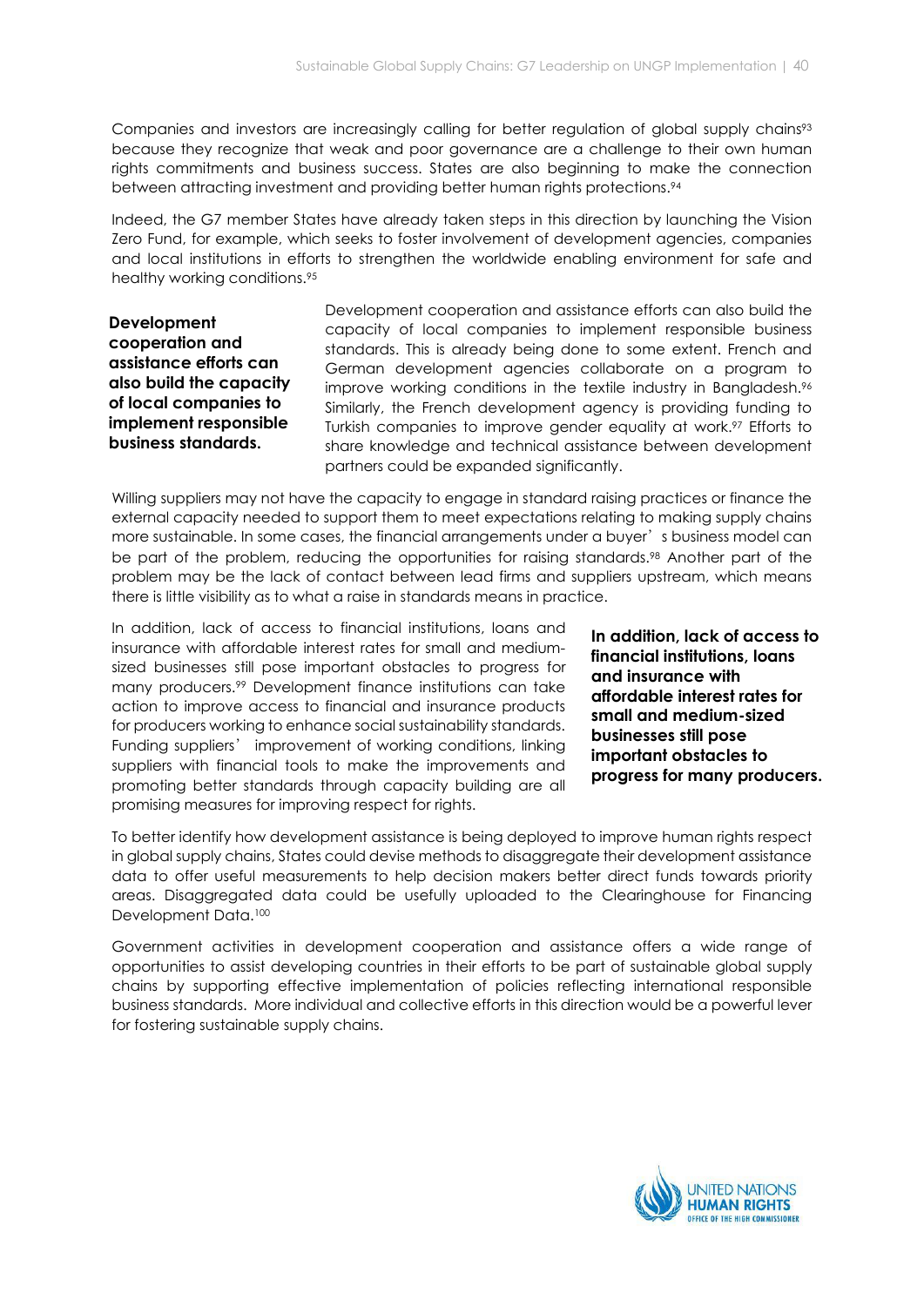Companies and investors are increasingly calling for better regulation of global supply chains[93] because they recognize that weak and poor governance are a challenge to their own human rights commitments and business success. States are also beginning to make the connection between attracting investment and providing better human rights protections.[94]

Indeed, the G7 member States have already taken steps in this direction by launching the Vision Zero Fund, for example, which seeks to foster involvement of development agencies, companies and local institutions in efforts to strengthen the worldwide enabling environment for safe and healthy working conditions.[95]

**Development cooperation and assistance efforts can also build the capacity of local companies to implement responsible business standards.**

Development cooperation and assistance efforts can also build the capacity of local companies to implement responsible business standards. This is already being done to some extent. French and German development agencies collaborate on a program to improve working conditions in the textile industry in Bangladesh.[96] Similarly, the French development agency is providing funding to Turkish companies to improve gender equality at work.[97] Efforts to share knowledge and technical assistance between development partners could be expanded significantly.

Willing suppliers may not have the capacity to engage in standard raising practices or finance the external capacity needed to support them to meet expectations relating to making supply chains more sustainable. In some cases, the financial arrangements under a buyer's business model can be part of the problem, reducing the opportunities for raising standards.[98] Another part of the problem may be the lack of contact between lead firms and suppliers upstream, which means there is little visibility as to what a raise in standards means in practice.

In addition, lack of access to financial institutions, loans and insurance with affordable interest rates for small and medium-sized businesses still pose important obstacles to progress for many producers.[99] Development finance institutions can take action to improve access to financial and insurance products for producers working to enhance social sustainability standards. Funding suppliers' improvement of working conditions, linking suppliers with financial tools to make the improvements and promoting better standards through capacity building are all promising measures for improving respect for rights.

**In addition, lack of access to financial institutions, loans and insurance with affordable interest rates for small and medium-sized businesses still pose important obstacles to progress for many producers.**

To better identify how development assistance is being deployed to improve human rights respect in global supply chains, States could devise methods to disaggregate their development assistance data to offer useful measurements to help decision makers better direct funds towards priority areas. Disaggregated data could be usefully uploaded to the Clearinghouse for Financing Development Data.[100]

Government activities in development cooperation and assistance offers a wide range of opportunities to assist developing countries in their efforts to be part of sustainable global supply chains by supporting effective implementation of policies reflecting international responsible business standards. More individual and collective efforts in this direction would be a powerful lever for fostering sustainable supply chains.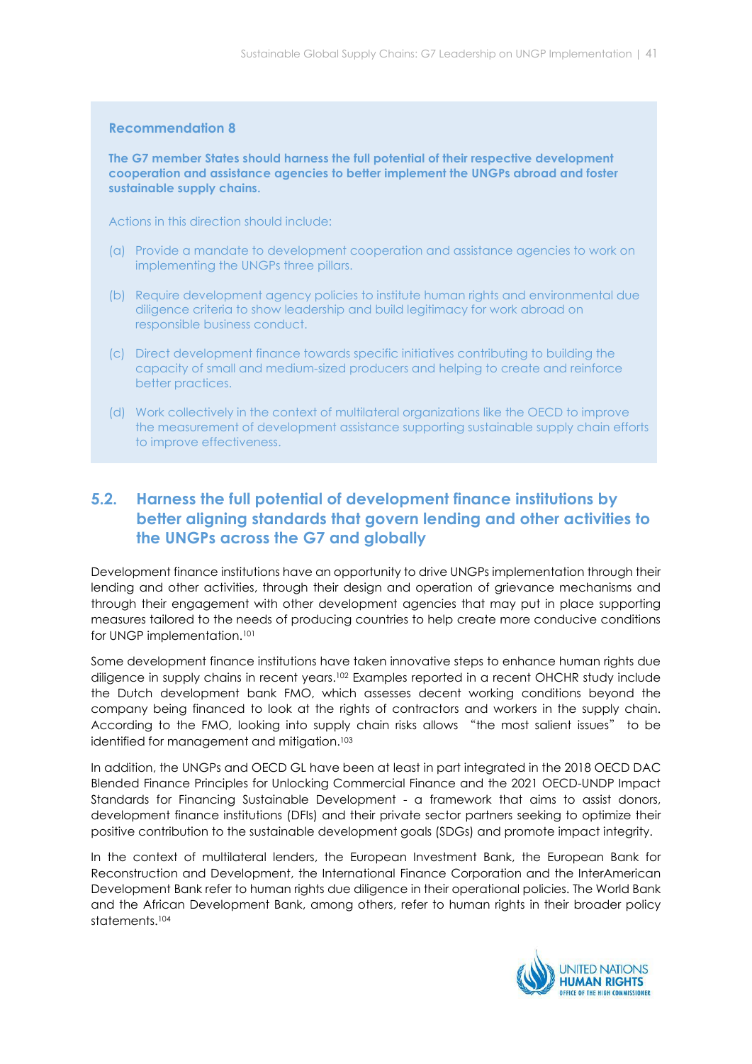**Recommendation 8**

**The G7 member States should harness the full potential of their respective development cooperation and assistance agencies to better implement the UNGPs abroad and foster sustainable supply chains.**

Actions in this direction should include:

(a) Provide a mandate to development cooperation and assistance agencies to work on implementing the UNGPs three pillars.

(b) Require development agency policies to institute human rights and environmental due diligence criteria to show leadership and build legitimacy for work abroad on responsible business conduct.

(c) Direct development finance towards specific initiatives contributing to building the capacity of small and medium-sized producers and helping to create and reinforce better practices.

(d) Work collectively in the context of multilateral organizations like the OECD to improve the measurement of development assistance supporting sustainable supply chain efforts to improve effectiveness.

## 5.2. Harness the full potential of development finance institutions by better aligning standards that govern lending and other activities to the UNGPs across the G7 and globally

Development finance institutions have an opportunity to drive UNGPs implementation through their lending and other activities, through their design and operation of grievance mechanisms and through their engagement with other development agencies that may put in place supporting measures tailored to the needs of producing countries to help create more conducive conditions for UNGP implementation.[101]

Some development finance institutions have taken innovative steps to enhance human rights due diligence in supply chains in recent years.[102] Examples reported in a recent OHCHR study include the Dutch development bank FMO, which assesses decent working conditions beyond the company being financed to look at the rights of contractors and workers in the supply chain. According to the FMO, looking into supply chain risks allows "the most salient issues" to be identified for management and mitigation.[103]

In addition, the UNGPs and OECD GL have been at least in part integrated in the 2018 OECD DAC Blended Finance Principles for Unlocking Commercial Finance and the 2021 OECD-UNDP Impact Standards for Financing Sustainable Development - a framework that aims to assist donors, development finance institutions (DFIs) and their private sector partners seeking to optimize their positive contribution to the sustainable development goals (SDGs) and promote impact integrity.

In the context of multilateral lenders, the European Investment Bank, the European Bank for Reconstruction and Development, the International Finance Corporation and the InterAmerican Development Bank refer to human rights due diligence in their operational policies. The World Bank and the African Development Bank, among others, refer to human rights in their broader policy statements.[104]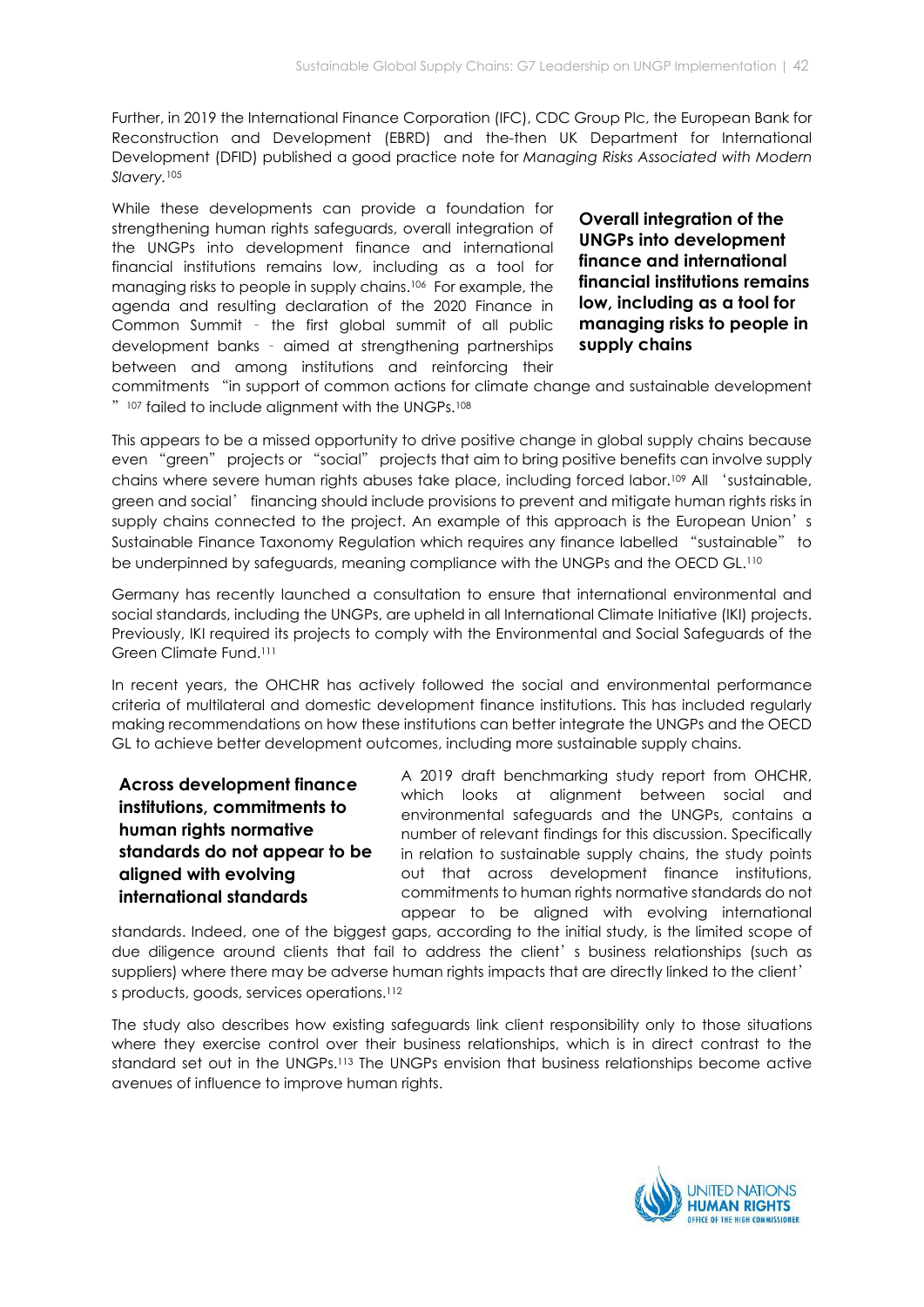Further, in 2019 the International Finance Corporation (IFC), CDC Group Plc, the European Bank for Reconstruction and Development (EBRD) and the-then UK Department for International Development (DFID) published a good practice note for *Managing Risks Associated with Modern Slavery.*[105]

While these developments can provide a foundation for strengthening human rights safeguards, overall integration of the UNGPs into development finance and international financial institutions remains low, including as a tool for managing risks to people in supply chains.[106] For example, the agenda and resulting declaration of the 2020 Finance in Common Summit - the first global summit of all public development banks - aimed at strengthening partnerships between and among institutions and reinforcing their commitments "in support of common actions for climate change and sustainable development "[107] failed to include alignment with the UNGPs.[108]

**Overall integration of the UNGPs into development finance and international financial institutions remains low, including as a tool for managing risks to people in supply chains**

This appears to be a missed opportunity to drive positive change in global supply chains because even "green" projects or "social" projects that aim to bring positive benefits can involve supply chains where severe human rights abuses take place, including forced labor.[109] All 'sustainable, green and social' financing should include provisions to prevent and mitigate human rights risks in supply chains connected to the project. An example of this approach is the European Union's Sustainable Finance Taxonomy Regulation which requires any finance labelled "sustainable" to be underpinned by safeguards, meaning compliance with the UNGPs and the OECD GL.[110]

Germany has recently launched a consultation to ensure that international environmental and social standards, including the UNGPs, are upheld in all International Climate Initiative (IKI) projects. Previously, IKI required its projects to comply with the Environmental and Social Safeguards of the Green Climate Fund.[111]

In recent years, the OHCHR has actively followed the social and environmental performance criteria of multilateral and domestic development finance institutions. This has included regularly making recommendations on how these institutions can better integrate the UNGPs and the OECD GL to achieve better development outcomes, including more sustainable supply chains.

**Across development finance institutions, commitments to human rights normative standards do not appear to be aligned with evolving international standards**

A 2019 draft benchmarking study report from OHCHR, which looks at alignment between social and environmental safeguards and the UNGPs, contains a number of relevant findings for this discussion. Specifically in relation to sustainable supply chains, the study points out that across development finance institutions, commitments to human rights normative standards do not appear to be aligned with evolving international standards. Indeed, one of the biggest gaps, according to the initial study, is the limited scope of due diligence around clients that fail to address the client's business relationships (such as suppliers) where there may be adverse human rights impacts that are directly linked to the client's products, goods, services operations.[112]

The study also describes how existing safeguards link client responsibility only to those situations where they exercise control over their business relationships, which is in direct contrast to the standard set out in the UNGPs.[113] The UNGPs envision that business relationships become active avenues of influence to improve human rights.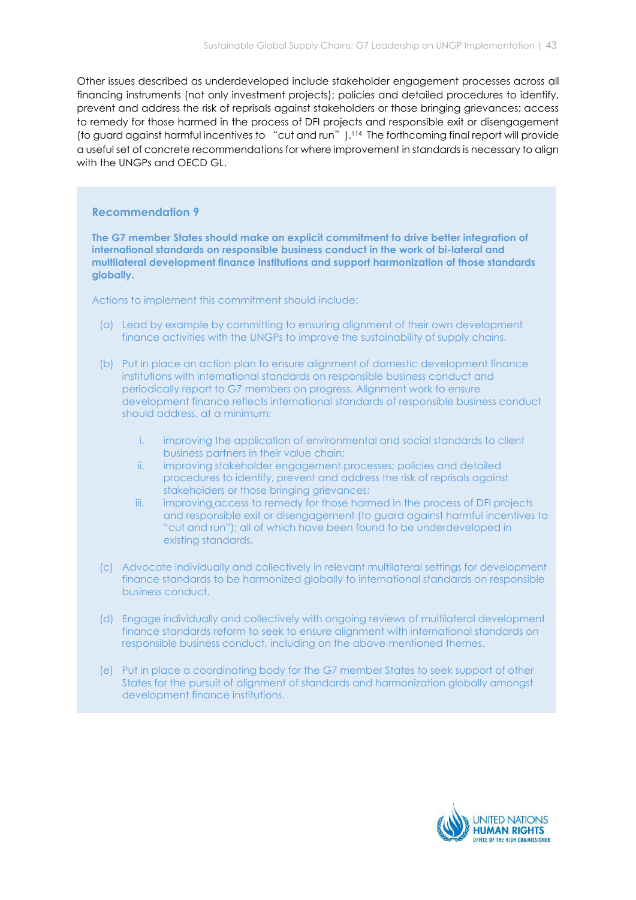Other issues described as underdeveloped include stakeholder engagement processes across all financing instruments (not only investment projects); policies and detailed procedures to identify, prevent and address the risk of reprisals against stakeholders or those bringing grievances; access to remedy for those harmed in the process of DFI projects and responsible exit or disengagement (to guard against harmful incentives to "cut and run").[114] The forthcoming final report will provide a useful set of concrete recommendations for where improvement in standards is necessary to align with the UNGPs and OECD GL.

### Recommendation 9

**The G7 member States should make an explicit commitment to drive better integration of international standards on responsible business conduct in the work of bi-lateral and multilateral development finance institutions and support harmonization of those standards globally.**

Actions to implement this commitment should include:

(a) Lead by example by committing to ensuring alignment of their own development finance activities with the UNGPs to improve the sustainability of supply chains.

(b) Put in place an action plan to ensure alignment of domestic development finance institutions with international standards on responsible business conduct and periodically report to G7 members on progress. Alignment work to ensure development finance reflects international standards of responsible business conduct should address, at a minimum:

   i. improving the application of environmental and social standards to client business partners in their value chain;
   ii. improving stakeholder engagement processes; policies and detailed procedures to identify, prevent and address the risk of reprisals against stakeholders or those bringing grievances;
   iii. improving access to remedy for those harmed in the process of DFI projects and responsible exit or disengagement (to guard against harmful incentives to "cut and run"); all of which have been found to be underdeveloped in existing standards.

(c) Advocate individually and collectively in relevant multilateral settings for development finance standards to be harmonized globally to international standards on responsible business conduct.

(d) Engage individually and collectively with ongoing reviews of multilateral development finance standards reform to seek to ensure alignment with international standards on responsible business conduct, including on the above-mentioned themes.

(e) Put in place a coordinating body for the G7 member States to seek support of other States for the pursuit of alignment of standards and harmonization globally amongst development finance institutions.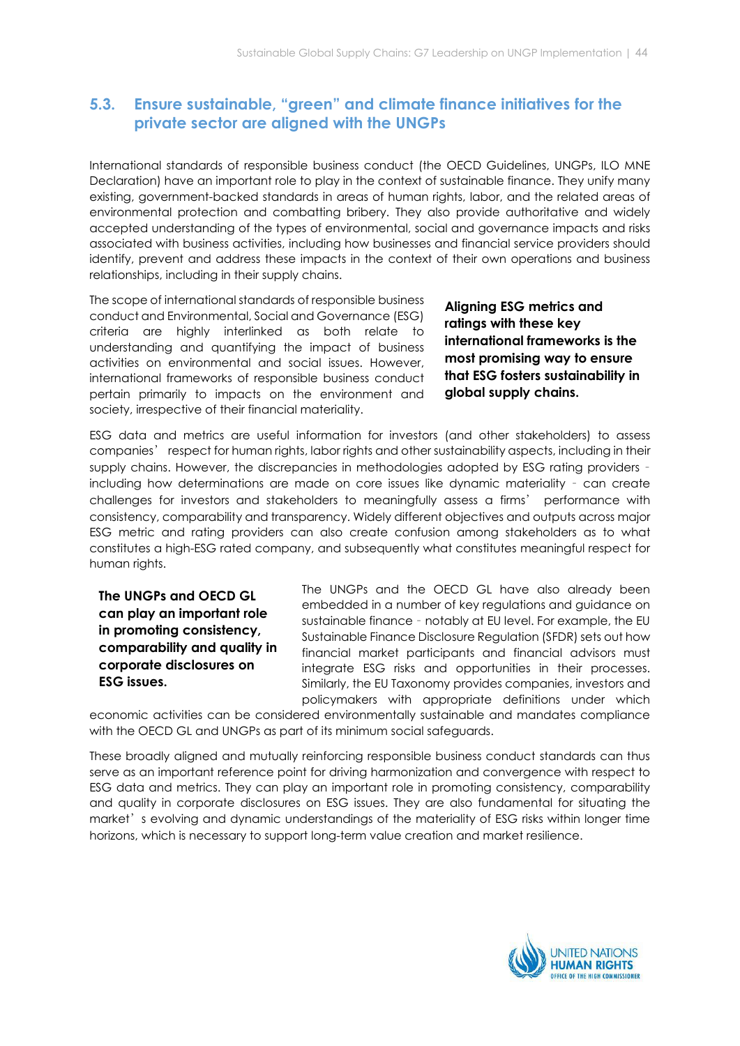## 5.3. Ensure sustainable, "green" and climate finance initiatives for the private sector are aligned with the UNGPs

International standards of responsible business conduct (the OECD Guidelines, UNGPs, ILO MNE Declaration) have an important role to play in the context of sustainable finance. They unify many existing, government-backed standards in areas of human rights, labor, and the related areas of environmental protection and combatting bribery. They also provide authoritative and widely accepted understanding of the types of environmental, social and governance impacts and risks associated with business activities, including how businesses and financial service providers should identify, prevent and address these impacts in the context of their own operations and business relationships, including in their supply chains.

The scope of international standards of responsible business conduct and Environmental, Social and Governance (ESG) criteria are highly interlinked as both relate to understanding and quantifying the impact of business activities on environmental and social issues. However, international frameworks of responsible business conduct pertain primarily to impacts on the environment and society, irrespective of their financial materiality.

**Aligning ESG metrics and ratings with these key international frameworks is the most promising way to ensure that ESG fosters sustainability in global supply chains.**

ESG data and metrics are useful information for investors (and other stakeholders) to assess companies' respect for human rights, labor rights and other sustainability aspects, including in their supply chains. However, the discrepancies in methodologies adopted by ESG rating providers - including how determinations are made on core issues like dynamic materiality - can create challenges for investors and stakeholders to meaningfully assess a firms' performance with consistency, comparability and transparency. Widely different objectives and outputs across major ESG metric and rating providers can also create confusion among stakeholders as to what constitutes a high-ESG rated company, and subsequently what constitutes meaningful respect for human rights.

**The UNGPs and OECD GL can play an important role in promoting consistency, comparability and quality in corporate disclosures on ESG issues.**

The UNGPs and the OECD GL have also already been embedded in a number of key regulations and guidance on sustainable finance - notably at EU level. For example, the EU Sustainable Finance Disclosure Regulation (SFDR) sets out how financial market participants and financial advisors must integrate ESG risks and opportunities in their processes. Similarly, the EU Taxonomy provides companies, investors and policymakers with appropriate definitions under which economic activities can be considered environmentally sustainable and mandates compliance with the OECD GL and UNGPs as part of its minimum social safeguards.

These broadly aligned and mutually reinforcing responsible business conduct standards can thus serve as an important reference point for driving harmonization and convergence with respect to ESG data and metrics. They can play an important role in promoting consistency, comparability and quality in corporate disclosures on ESG issues. They are also fundamental for situating the market's evolving and dynamic understandings of the materiality of ESG risks within longer time horizons, which is necessary to support long-term value creation and market resilience.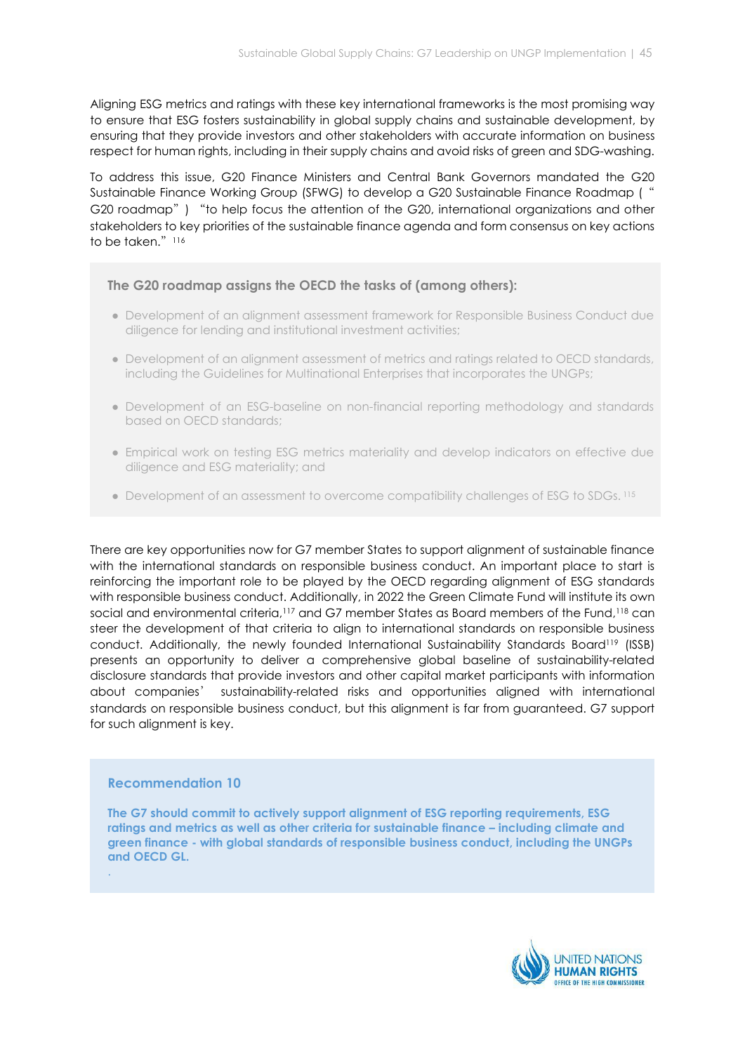Aligning ESG metrics and ratings with these key international frameworks is the most promising way to ensure that ESG fosters sustainability in global supply chains and sustainable development, by ensuring that they provide investors and other stakeholders with accurate information on business respect for human rights, including in their supply chains and avoid risks of green and SDG-washing.

To address this issue, G20 Finance Ministers and Central Bank Governors mandated the G20 Sustainable Finance Working Group (SFWG) to develop a G20 Sustainable Finance Roadmap ( "G20 roadmap" ) "to help focus the attention of the G20, international organizations and other stakeholders to key priorities of the sustainable finance agenda and form consensus on key actions to be taken." [116]

**The G20 roadmap assigns the OECD the tasks of (among others):**

- Development of an alignment assessment framework for Responsible Business Conduct due diligence for lending and institutional investment activities;
- Development of an alignment assessment of metrics and ratings related to OECD standards, including the Guidelines for Multinational Enterprises that incorporates the UNGPs;
- Development of an ESG-baseline on non-financial reporting methodology and standards based on OECD standards;
- Empirical work on testing ESG metrics materiality and develop indicators on effective due diligence and ESG materiality; and
- Development of an assessment to overcome compatibility challenges of ESG to SDGs. [115]

There are key opportunities now for G7 member States to support alignment of sustainable finance with the international standards on responsible business conduct. An important place to start is reinforcing the important role to be played by the OECD regarding alignment of ESG standards with responsible business conduct. Additionally, in 2022 the Green Climate Fund will institute its own social and environmental criteria,[117] and G7 member States as Board members of the Fund,[118] can steer the development of that criteria to align to international standards on responsible business conduct. Additionally, the newly founded International Sustainability Standards Board[119] (ISSB) presents an opportunity to deliver a comprehensive global baseline of sustainability-related disclosure standards that provide investors and other capital market participants with information about companies' sustainability-related risks and opportunities aligned with international standards on responsible business conduct, but this alignment is far from guaranteed. G7 support for such alignment is key.

### Recommendation 10

**The G7 should commit to actively support alignment of ESG reporting requirements, ESG ratings and metrics as well as other criteria for sustainable finance – including climate and green finance - with global standards of responsible business conduct, including the UNGPs and OECD GL.**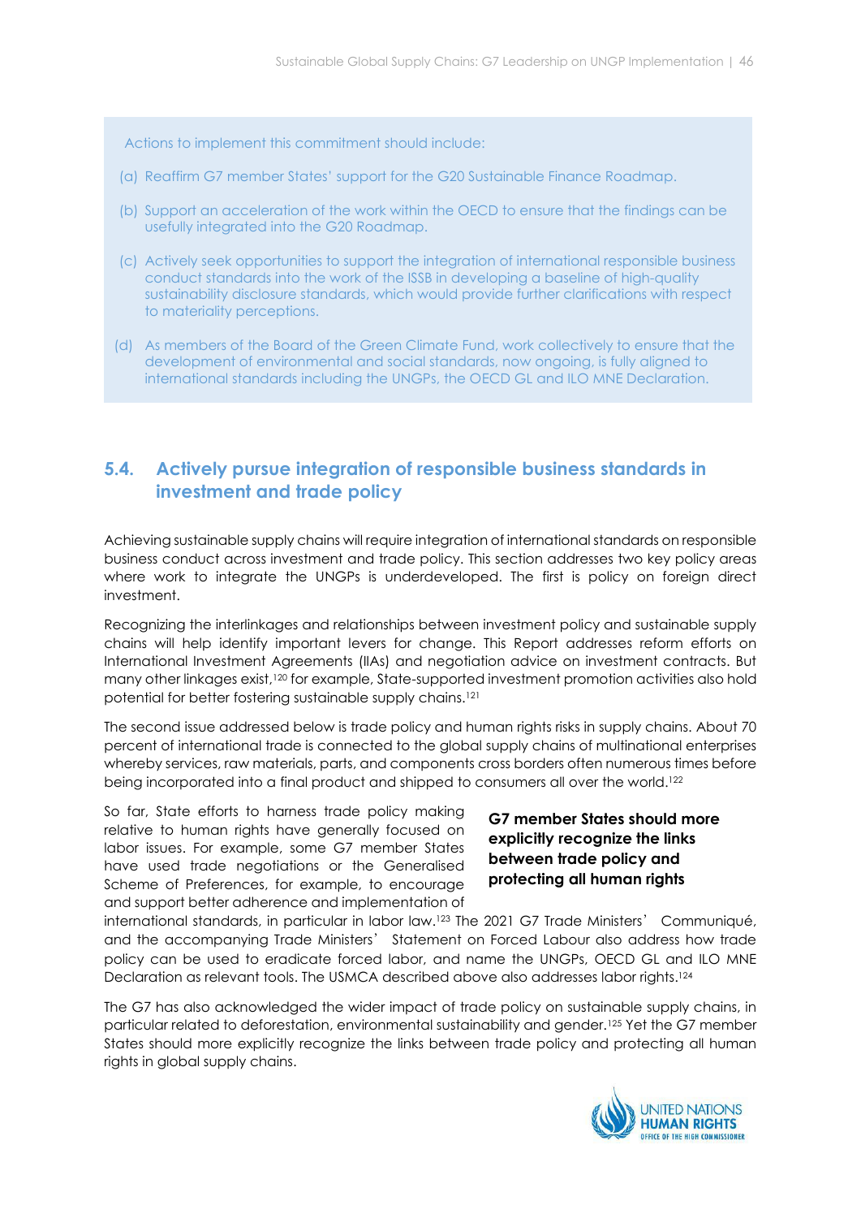Actions to implement this commitment should include:

(a) Reaffirm G7 member States' support for the G20 Sustainable Finance Roadmap.

(b) Support an acceleration of the work within the OECD to ensure that the findings can be usefully integrated into the G20 Roadmap.

(c) Actively seek opportunities to support the integration of international responsible business conduct standards into the work of the ISSB in developing a baseline of high-quality sustainability disclosure standards, which would provide further clarifications with respect to materiality perceptions.

(d) As members of the Board of the Green Climate Fund, work collectively to ensure that the development of environmental and social standards, now ongoing, is fully aligned to international standards including the UNGPs, the OECD GL and ILO MNE Declaration.

## 5.4. Actively pursue integration of responsible business standards in investment and trade policy

Achieving sustainable supply chains will require integration of international standards on responsible business conduct across investment and trade policy. This section addresses two key policy areas where work to integrate the UNGPs is underdeveloped. The first is policy on foreign direct investment.

Recognizing the interlinkages and relationships between investment policy and sustainable supply chains will help identify important levers for change. This Report addresses reform efforts on International Investment Agreements (IIAs) and negotiation advice on investment contracts. But many other linkages exist,[120] for example, State-supported investment promotion activities also hold potential for better fostering sustainable supply chains.[121]

The second issue addressed below is trade policy and human rights risks in supply chains. About 70 percent of international trade is connected to the global supply chains of multinational enterprises whereby services, raw materials, parts, and components cross borders often numerous times before being incorporated into a final product and shipped to consumers all over the world.[122]

**G7 member States should more explicitly recognize the links between trade policy and protecting all human rights**

So far, State efforts to harness trade policy making relative to human rights have generally focused on labor issues. For example, some G7 member States have used trade negotiations or the Generalised Scheme of Preferences, for example, to encourage and support better adherence and implementation of international standards, in particular in labor law.[123] The 2021 G7 Trade Ministers' Communiqué, and the accompanying Trade Ministers' Statement on Forced Labour also address how trade policy can be used to eradicate forced labor, and name the UNGPs, OECD GL and ILO MNE Declaration as relevant tools. The USMCA described above also addresses labor rights.[124]

The G7 has also acknowledged the wider impact of trade policy on sustainable supply chains, in particular related to deforestation, environmental sustainability and gender.[125] Yet the G7 member States should more explicitly recognize the links between trade policy and protecting all human rights in global supply chains.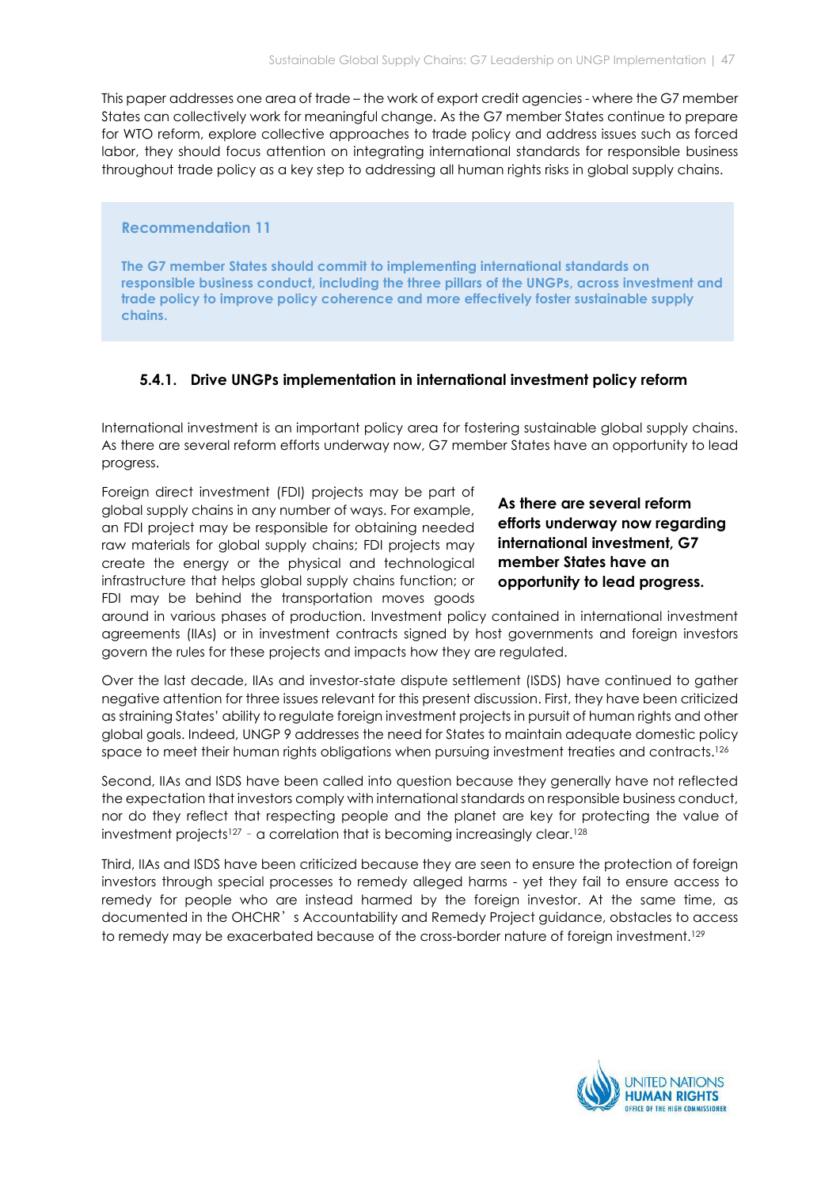This paper addresses one area of trade – the work of export credit agencies - where the G7 member States can collectively work for meaningful change. As the G7 member States continue to prepare for WTO reform, explore collective approaches to trade policy and address issues such as forced labor, they should focus attention on integrating international standards for responsible business throughout trade policy as a key step to addressing all human rights risks in global supply chains.

> **Recommendation 11**
>
> **The G7 member States should commit to implementing international standards on responsible business conduct, including the three pillars of the UNGPs, across investment and trade policy to improve policy coherence and more effectively foster sustainable supply chains.**

### 5.4.1. Drive UNGPs implementation in international investment policy reform

International investment is an important policy area for fostering sustainable global supply chains. As there are several reform efforts underway now, G7 member States have an opportunity to lead progress.

**As there are several reform efforts underway now regarding international investment, G7 member States have an opportunity to lead progress.**

Foreign direct investment (FDI) projects may be part of global supply chains in any number of ways. For example, an FDI project may be responsible for obtaining needed raw materials for global supply chains; FDI projects may create the energy or the physical and technological infrastructure that helps global supply chains function; or FDI may be behind the transportation moves goods around in various phases of production. Investment policy contained in international investment agreements (IIAs) or in investment contracts signed by host governments and foreign investors govern the rules for these projects and impacts how they are regulated.

Over the last decade, IIAs and investor-state dispute settlement (ISDS) have continued to gather negative attention for three issues relevant for this present discussion. First, they have been criticized as straining States' ability to regulate foreign investment projects in pursuit of human rights and other global goals. Indeed, UNGP 9 addresses the need for States to maintain adequate domestic policy space to meet their human rights obligations when pursuing investment treaties and contracts.[126]

Second, IIAs and ISDS have been called into question because they generally have not reflected the expectation that investors comply with international standards on responsible business conduct, nor do they reflect that respecting people and the planet are key for protecting the value of investment projects[127] - a correlation that is becoming increasingly clear.[128]

Third, IIAs and ISDS have been criticized because they are seen to ensure the protection of foreign investors through special processes to remedy alleged harms - yet they fail to ensure access to remedy for people who are instead harmed by the foreign investor. At the same time, as documented in the OHCHR's Accountability and Remedy Project guidance, obstacles to access to remedy may be exacerbated because of the cross-border nature of foreign investment.[129]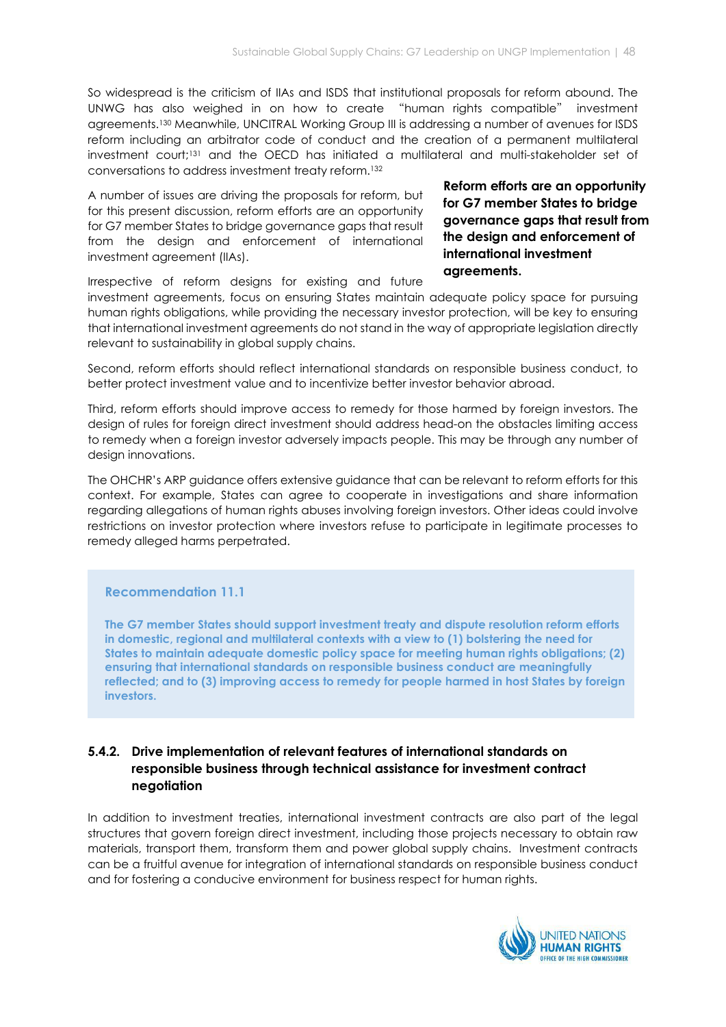So widespread is the criticism of IIAs and ISDS that institutional proposals for reform abound. The UNWG has also weighed in on how to create "human rights compatible" investment agreements.[130] Meanwhile, UNCITRAL Working Group III is addressing a number of avenues for ISDS reform including an arbitrator code of conduct and the creation of a permanent multilateral investment court;[131] and the OECD has initiated a multilateral and multi-stakeholder set of conversations to address investment treaty reform.[132]

A number of issues are driving the proposals for reform, but for this present discussion, reform efforts are an opportunity for G7 member States to bridge governance gaps that result from the design and enforcement of international investment agreement (IIAs).

**Reform efforts are an opportunity for G7 member States to bridge governance gaps that result from the design and enforcement of international investment agreements.**

Irrespective of reform designs for existing and future investment agreements, focus on ensuring States maintain adequate policy space for pursuing human rights obligations, while providing the necessary investor protection, will be key to ensuring that international investment agreements do not stand in the way of appropriate legislation directly relevant to sustainability in global supply chains.

Second, reform efforts should reflect international standards on responsible business conduct, to better protect investment value and to incentivize better investor behavior abroad.

Third, reform efforts should improve access to remedy for those harmed by foreign investors. The design of rules for foreign direct investment should address head-on the obstacles limiting access to remedy when a foreign investor adversely impacts people. This may be through any number of design innovations.

The OHCHR's ARP guidance offers extensive guidance that can be relevant to reform efforts for this context. For example, States can agree to cooperate in investigations and share information regarding allegations of human rights abuses involving foreign investors. Other ideas could involve restrictions on investor protection where investors refuse to participate in legitimate processes to remedy alleged harms perpetrated.

> **Recommendation 11.1**
>
> **The G7 member States should support investment treaty and dispute resolution reform efforts in domestic, regional and multilateral contexts with a view to (1) bolstering the need for States to maintain adequate domestic policy space for meeting human rights obligations; (2) ensuring that international standards on responsible business conduct are meaningfully reflected; and to (3) improving access to remedy for people harmed in host States by foreign investors.**

### 5.4.2. Drive implementation of relevant features of international standards on responsible business through technical assistance for investment contract negotiation

In addition to investment treaties, international investment contracts are also part of the legal structures that govern foreign direct investment, including those projects necessary to obtain raw materials, transport them, transform them and power global supply chains. Investment contracts can be a fruitful avenue for integration of international standards on responsible business conduct and for fostering a conducive environment for business respect for human rights.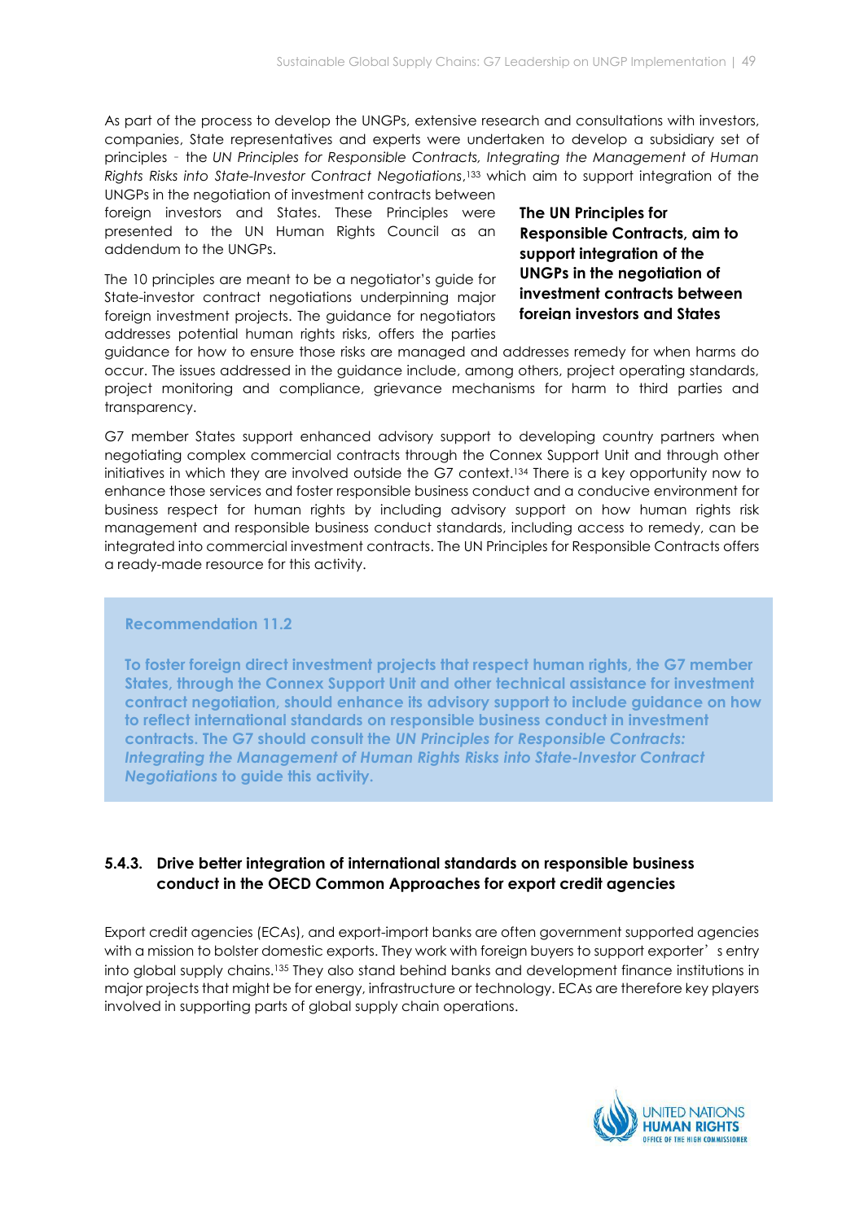As part of the process to develop the UNGPs, extensive research and consultations with investors, companies, State representatives and experts were undertaken to develop a subsidiary set of principles - the *UN Principles for Responsible Contracts, Integrating the Management of Human Rights Risks into State-Investor Contract Negotiations*,[133] which aim to support integration of the UNGPs in the negotiation of investment contracts between foreign investors and States. These Principles were presented to the UN Human Rights Council as an addendum to the UNGPs.

**The UN Principles for Responsible Contracts, aim to support integration of the UNGPs in the negotiation of investment contracts between foreign investors and States**

The 10 principles are meant to be a negotiator's guide for State-investor contract negotiations underpinning major foreign investment projects. The guidance for negotiators addresses potential human rights risks, offers the parties guidance for how to ensure those risks are managed and addresses remedy for when harms do occur. The issues addressed in the guidance include, among others, project operating standards, project monitoring and compliance, grievance mechanisms for harm to third parties and transparency.

G7 member States support enhanced advisory support to developing country partners when negotiating complex commercial contracts through the Connex Support Unit and through other initiatives in which they are involved outside the G7 context.[134] There is a key opportunity now to enhance those services and foster responsible business conduct and a conducive environment for business respect for human rights by including advisory support on how human rights risk management and responsible business conduct standards, including access to remedy, can be integrated into commercial investment contracts. The UN Principles for Responsible Contracts offers a ready-made resource for this activity.

> **Recommendation 11.2**
>
> **To foster foreign direct investment projects that respect human rights, the G7 member States, through the Connex Support Unit and other technical assistance for investment contract negotiation, should enhance its advisory support to include guidance on how to reflect international standards on responsible business conduct in investment contracts. The G7 should consult the *UN Principles for Responsible Contracts: Integrating the Management of Human Rights Risks into State-Investor Contract Negotiations* to guide this activity.**

### 5.4.3. Drive better integration of international standards on responsible business conduct in the OECD Common Approaches for export credit agencies

Export credit agencies (ECAs), and export-import banks are often government supported agencies with a mission to bolster domestic exports. They work with foreign buyers to support exporter's entry into global supply chains.[135] They also stand behind banks and development finance institutions in major projects that might be for energy, infrastructure or technology. ECAs are therefore key players involved in supporting parts of global supply chain operations.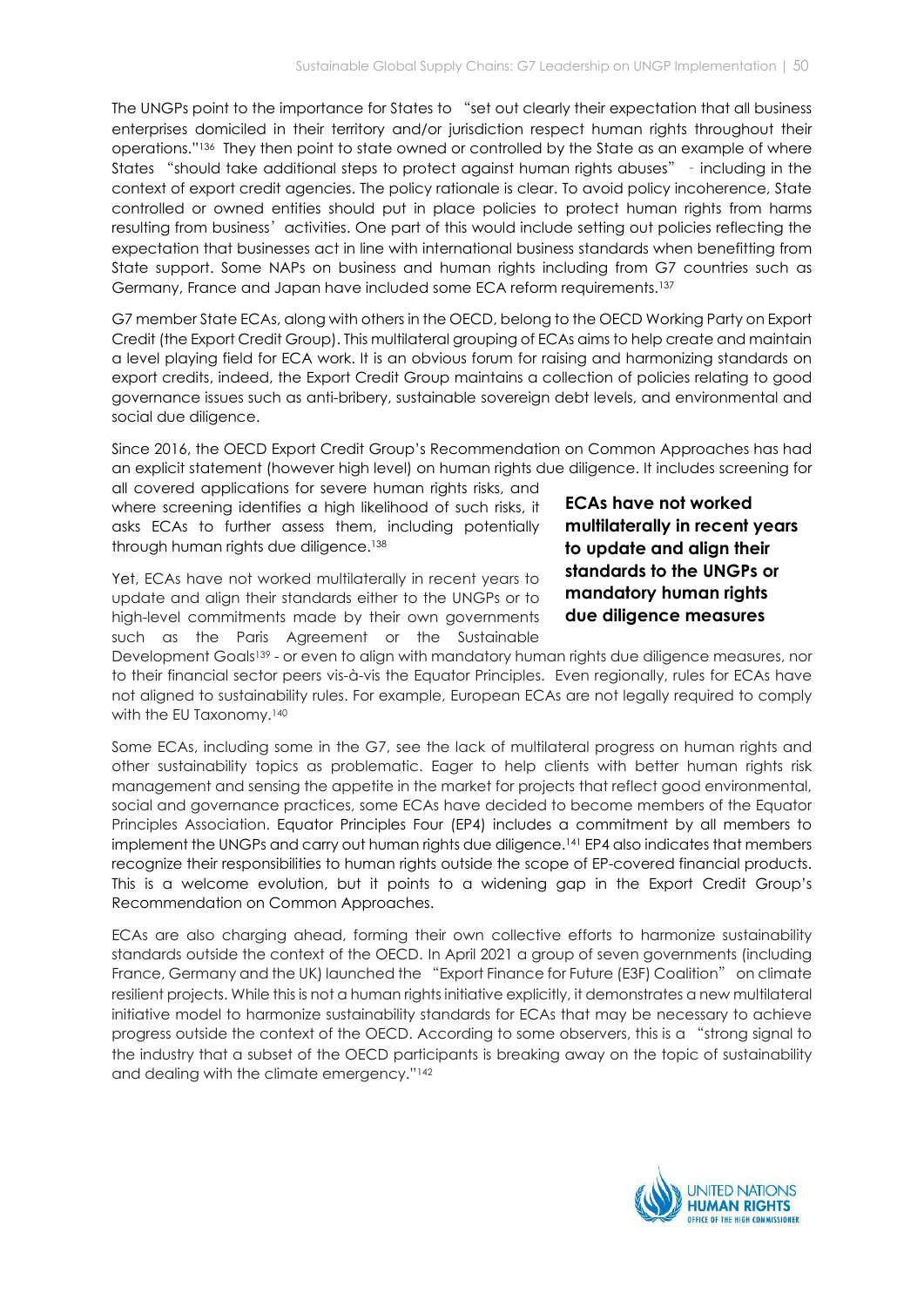The UNGPs point to the importance for States to "set out clearly their expectation that all business enterprises domiciled in their territory and/or jurisdiction respect human rights throughout their operations."[136] They then point to state owned or controlled by the State as an example of where States "should take additional steps to protect against human rights abuses" - including in the context of export credit agencies. The policy rationale is clear. To avoid policy incoherence, State controlled or owned entities should put in place policies to protect human rights from harms resulting from business' activities. One part of this would include setting out policies reflecting the expectation that businesses act in line with international business standards when benefitting from State support. Some NAPs on business and human rights including from G7 countries such as Germany, France and Japan have included some ECA reform requirements.[137]

G7 member State ECAs, along with others in the OECD, belong to the OECD Working Party on Export Credit (the Export Credit Group). This multilateral grouping of ECAs aims to help create and maintain a level playing field for ECA work. It is an obvious forum for raising and harmonizing standards on export credits, indeed, the Export Credit Group maintains a collection of policies relating to good governance issues such as anti-bribery, sustainable sovereign debt levels, and environmental and social due diligence.

Since 2016, the OECD Export Credit Group's Recommendation on Common Approaches has had an explicit statement (however high level) on human rights due diligence. It includes screening for all covered applications for severe human rights risks, and where screening identifies a high likelihood of such risks, it asks ECAs to further assess them, including potentially through human rights due diligence.[138]

**ECAs have not worked multilaterally in recent years to update and align their standards to the UNGPs or mandatory human rights due diligence measures**

Yet, ECAs have not worked multilaterally in recent years to update and align their standards either to the UNGPs or to high-level commitments made by their own governments such as the Paris Agreement or the Sustainable Development Goals[139] - or even to align with mandatory human rights due diligence measures, nor to their financial sector peers vis-à-vis the Equator Principles. Even regionally, rules for ECAs have not aligned to sustainability rules. For example, European ECAs are not legally required to comply with the EU Taxonomy.[140]

Some ECAs, including some in the G7, see the lack of multilateral progress on human rights and other sustainability topics as problematic. Eager to help clients with better human rights risk management and sensing the appetite in the market for projects that reflect good environmental, social and governance practices, some ECAs have decided to become members of the Equator Principles Association. Equator Principles Four (EP4) includes a commitment by all members to implement the UNGPs and carry out human rights due diligence.[141] EP4 also indicates that members recognize their responsibilities to human rights outside the scope of EP-covered financial products. This is a welcome evolution, but it points to a widening gap in the Export Credit Group's Recommendation on Common Approaches.

ECAs are also charging ahead, forming their own collective efforts to harmonize sustainability standards outside the context of the OECD. In April 2021 a group of seven governments (including France, Germany and the UK) launched the "Export Finance for Future (E3F) Coalition" on climate resilient projects. While this is not a human rights initiative explicitly, it demonstrates a new multilateral initiative model to harmonize sustainability standards for ECAs that may be necessary to achieve progress outside the context of the OECD. According to some observers, this is a "strong signal to the industry that a subset of the OECD participants is breaking away on the topic of sustainability and dealing with the climate emergency."[142]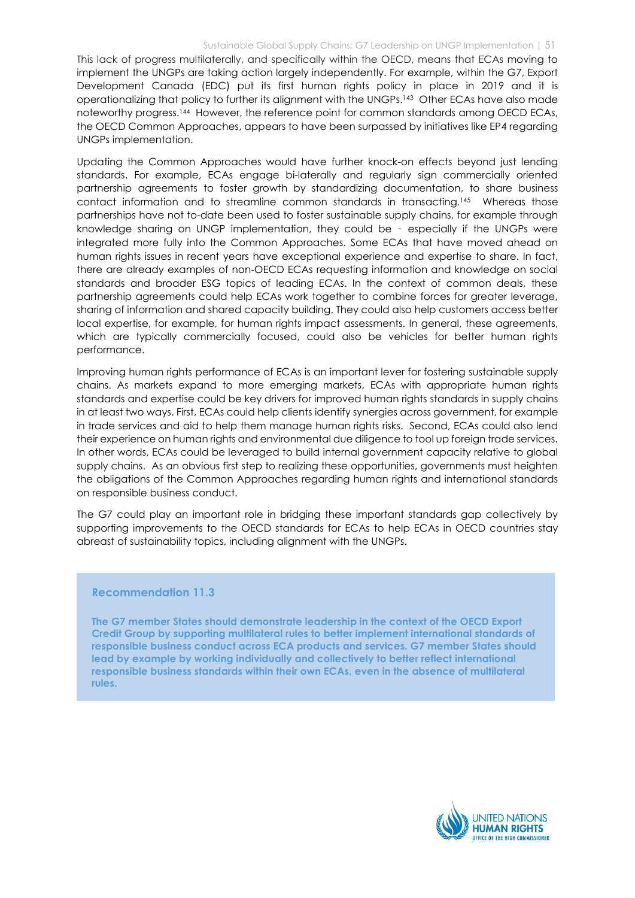This lack of progress multilaterally, and specifically within the OECD, means that ECAs moving to implement the UNGPs are taking action largely independently. For example, within the G7, Export Development Canada (EDC) put its first human rights policy in place in 2019 and it is operationalizing that policy to further its alignment with the UNGPs.[143] Other ECAs have also made noteworthy progress.[144] However, the reference point for common standards among OECD ECAs, the OECD Common Approaches, appears to have been surpassed by initiatives like EP4 regarding UNGPs implementation.

Updating the Common Approaches would have further knock-on effects beyond just lending standards. For example, ECAs engage bi-laterally and regularly sign commercially oriented partnership agreements to foster growth by standardizing documentation, to share business contact information and to streamline common standards in transacting.[145] Whereas those partnerships have not to-date been used to foster sustainable supply chains, for example through knowledge sharing on UNGP implementation, they could be - especially if the UNGPs were integrated more fully into the Common Approaches. Some ECAs that have moved ahead on human rights issues in recent years have exceptional experience and expertise to share. In fact, there are already examples of non-OECD ECAs requesting information and knowledge on social standards and broader ESG topics of leading ECAs. In the context of common deals, these partnership agreements could help ECAs work together to combine forces for greater leverage, sharing of information and shared capacity building. They could also help customers access better local expertise, for example, for human rights impact assessments. In general, these agreements, which are typically commercially focused, could also be vehicles for better human rights performance.

Improving human rights performance of ECAs is an important lever for fostering sustainable supply chains. As markets expand to more emerging markets, ECAs with appropriate human rights standards and expertise could be key drivers for improved human rights standards in supply chains in at least two ways. First, ECAs could help clients identify synergies across government, for example in trade services and aid to help them manage human rights risks. Second, ECAs could also lend their experience on human rights and environmental due diligence to tool up foreign trade services. In other words, ECAs could be leveraged to build internal government capacity relative to global supply chains. As an obvious first step to realizing these opportunities, governments must heighten the obligations of the Common Approaches regarding human rights and international standards on responsible business conduct.

The G7 could play an important role in bridging these important standards gap collectively by supporting improvements to the OECD standards for ECAs to help ECAs in OECD countries stay abreast of sustainability topics, including alignment with the UNGPs.

### Recommendation 11.3

**The G7 member States should demonstrate leadership in the context of the OECD Export Credit Group by supporting multilateral rules to better implement international standards of responsible business conduct across ECA products and services. G7 member States should lead by example by working individually and collectively to better reflect international responsible business standards within their own ECAs, even in the absence of multilateral rules.**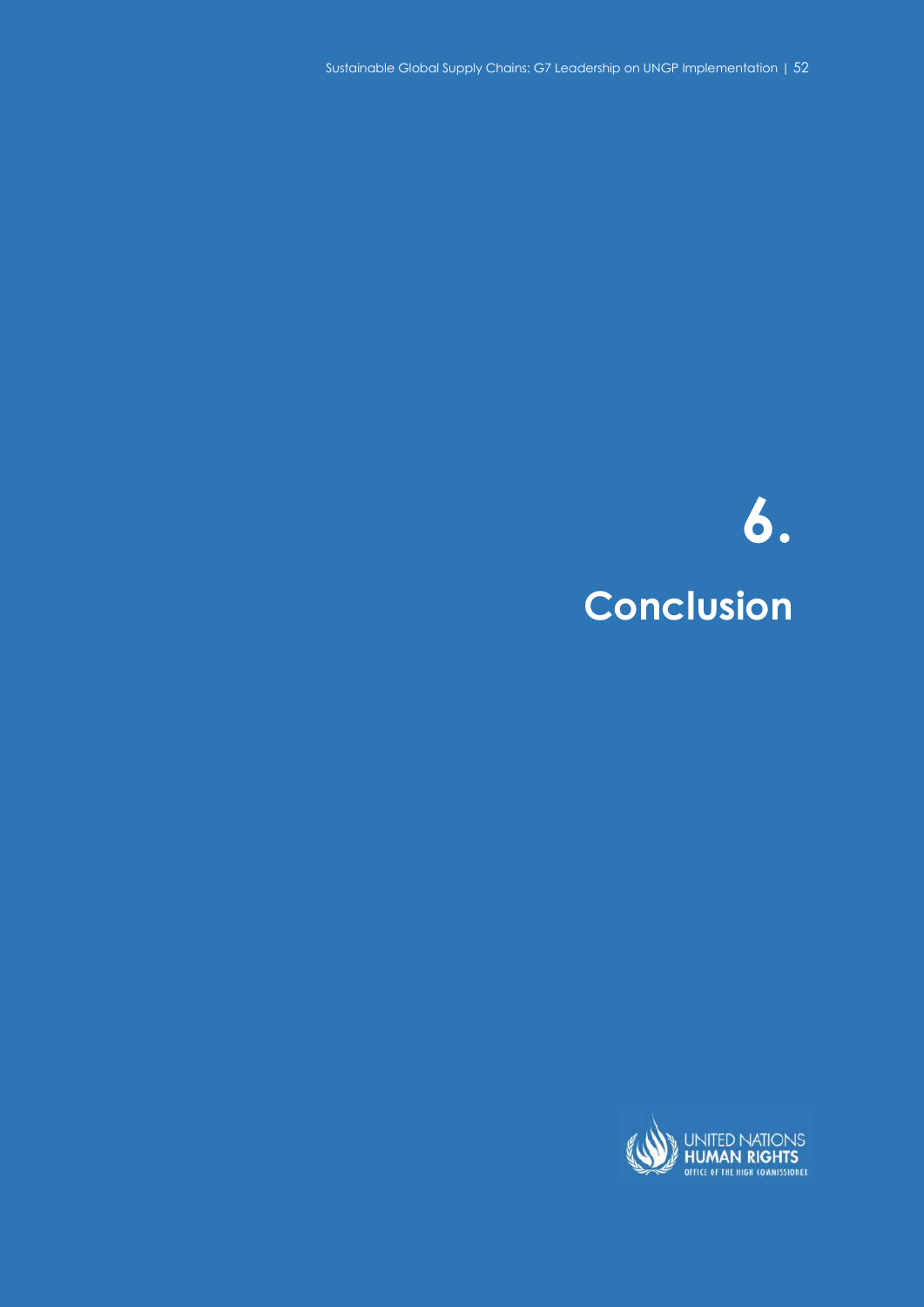# 6. Conclusion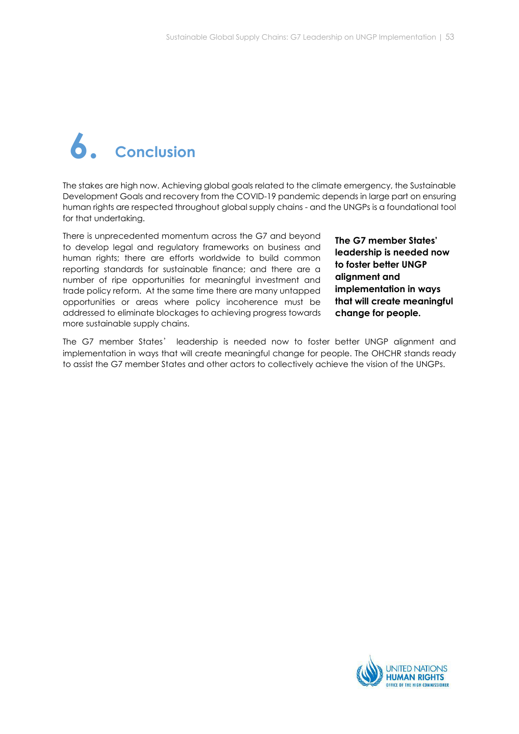# 6. Conclusion

The stakes are high now. Achieving global goals related to the climate emergency, the Sustainable Development Goals and recovery from the COVID-19 pandemic depends in large part on ensuring human rights are respected throughout global supply chains - and the UNGPs is a foundational tool for that undertaking.

There is unprecedented momentum across the G7 and beyond to develop legal and regulatory frameworks on business and human rights; there are efforts worldwide to build common reporting standards for sustainable finance; and there are a number of ripe opportunities for meaningful investment and trade policy reform. At the same time there are many untapped opportunities or areas where policy incoherence must be addressed to eliminate blockages to achieving progress towards more sustainable supply chains.

**The G7 member States' leadership is needed now to foster better UNGP alignment and implementation in ways that will create meaningful change for people.**

The G7 member States' leadership is needed now to foster better UNGP alignment and implementation in ways that will create meaningful change for people. The OHCHR stands ready to assist the G7 member States and other actors to collectively achieve the vision of the UNGPs.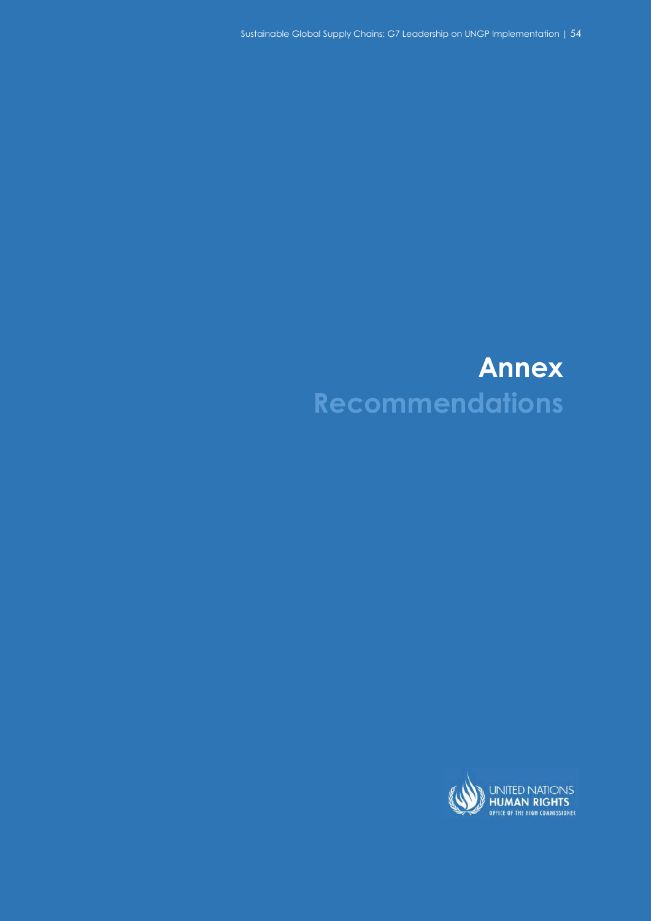# Annex

## Recommendations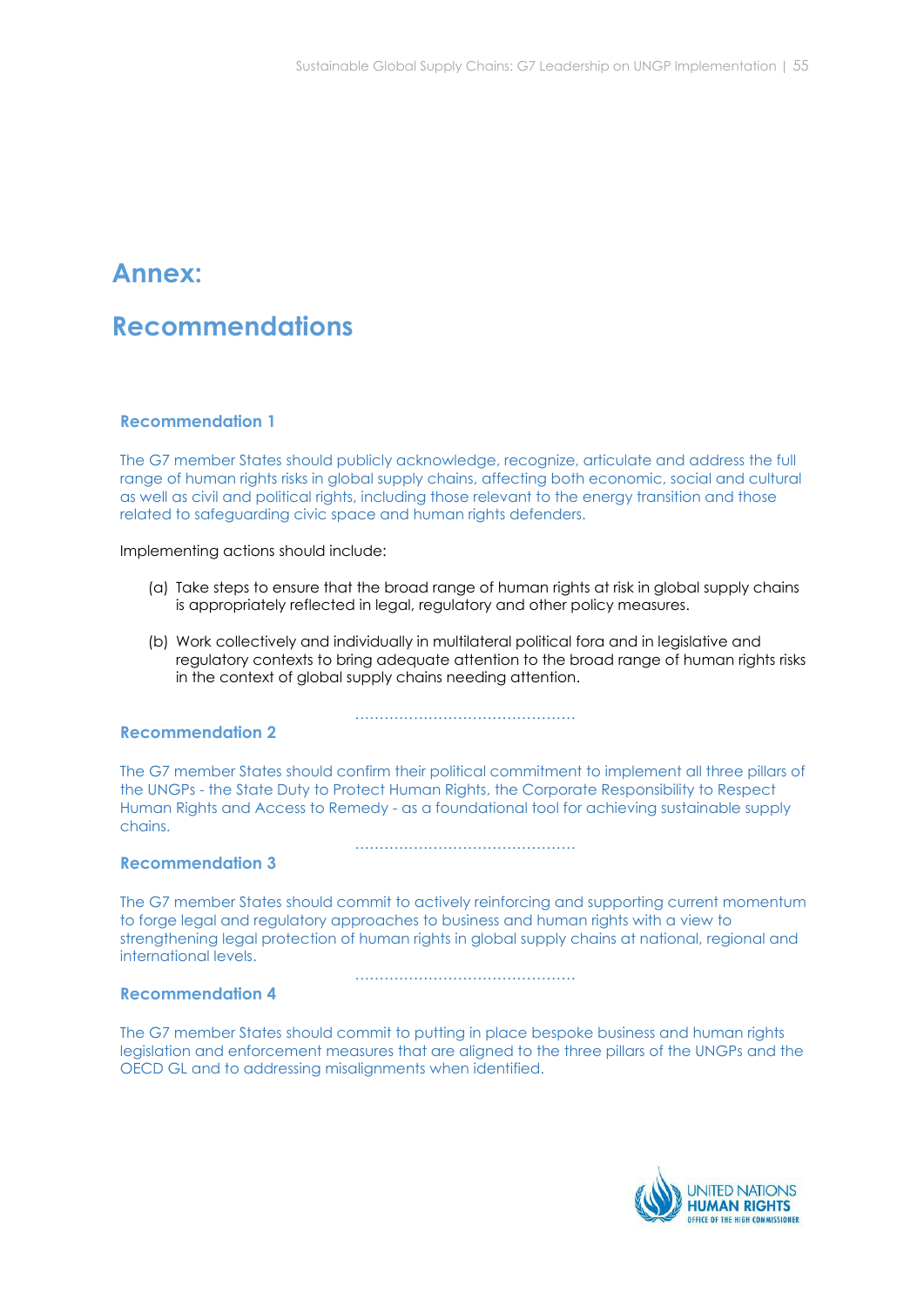# Annex:

# Recommendations

### Recommendation 1

The G7 member States should publicly acknowledge, recognize, articulate and address the full range of human rights risks in global supply chains, affecting both economic, social and cultural as well as civil and political rights, including those relevant to the energy transition and those related to safeguarding civic space and human rights defenders.

Implementing actions should include:

(a) Take steps to ensure that the broad range of human rights at risk in global supply chains is appropriately reflected in legal, regulatory and other policy measures.

(b) Work collectively and individually in multilateral political fora and in legislative and regulatory contexts to bring adequate attention to the broad range of human rights risks in the context of global supply chains needing attention.

### Recommendation 2

The G7 member States should confirm their political commitment to implement all three pillars of the UNGPs - the State Duty to Protect Human Rights, the Corporate Responsibility to Respect Human Rights and Access to Remedy - as a foundational tool for achieving sustainable supply chains.

### Recommendation 3

The G7 member States should commit to actively reinforcing and supporting current momentum to forge legal and regulatory approaches to business and human rights with a view to strengthening legal protection of human rights in global supply chains at national, regional and international levels.

### Recommendation 4

The G7 member States should commit to putting in place bespoke business and human rights legislation and enforcement measures that are aligned to the three pillars of the UNGPs and the OECD GL and to addressing misalignments when identified.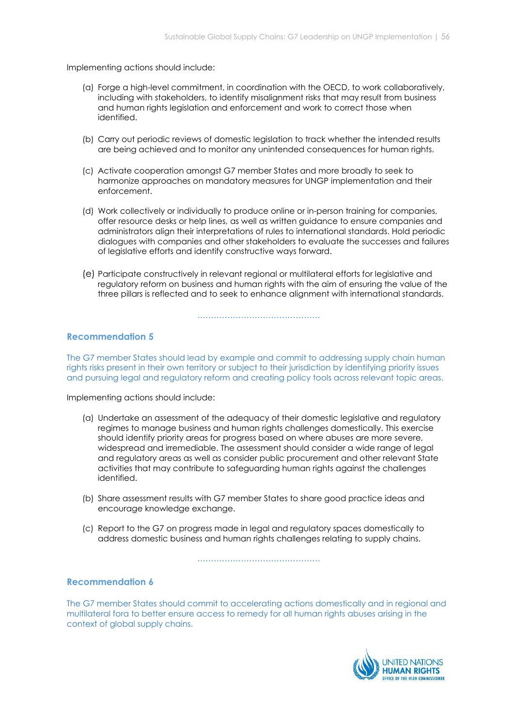Implementing actions should include:

(a) Forge a high-level commitment, in coordination with the OECD, to work collaboratively, including with stakeholders, to identify misalignment risks that may result from business and human rights legislation and enforcement and work to correct those when identified.

(b) Carry out periodic reviews of domestic legislation to track whether the intended results are being achieved and to monitor any unintended consequences for human rights.

(c) Activate cooperation amongst G7 member States and more broadly to seek to harmonize approaches on mandatory measures for UNGP implementation and their enforcement.

(d) Work collectively or individually to produce online or in-person training for companies, offer resource desks or help lines, as well as written guidance to ensure companies and administrators align their interpretations of rules to international standards. Hold periodic dialogues with companies and other stakeholders to evaluate the successes and failures of legislative efforts and identify constructive ways forward.

(e) Participate constructively in relevant regional or multilateral efforts for legislative and regulatory reform on business and human rights with the aim of ensuring the value of the three pillars is reflected and to seek to enhance alignment with international standards.

### Recommendation 5

The G7 member States should lead by example and commit to addressing supply chain human rights risks present in their own territory or subject to their jurisdiction by identifying priority issues and pursuing legal and regulatory reform and creating policy tools across relevant topic areas.

Implementing actions should include:

(a) Undertake an assessment of the adequacy of their domestic legislative and regulatory regimes to manage business and human rights challenges domestically. This exercise should identify priority areas for progress based on where abuses are more severe, widespread and irremediable. The assessment should consider a wide range of legal and regulatory areas as well as consider public procurement and other relevant State activities that may contribute to safeguarding human rights against the challenges identified.

(b) Share assessment results with G7 member States to share good practice ideas and encourage knowledge exchange.

(c) Report to the G7 on progress made in legal and regulatory spaces domestically to address domestic business and human rights challenges relating to supply chains.

### Recommendation 6

The G7 member States should commit to accelerating actions domestically and in regional and multilateral fora to better ensure access to remedy for all human rights abuses arising in the context of global supply chains.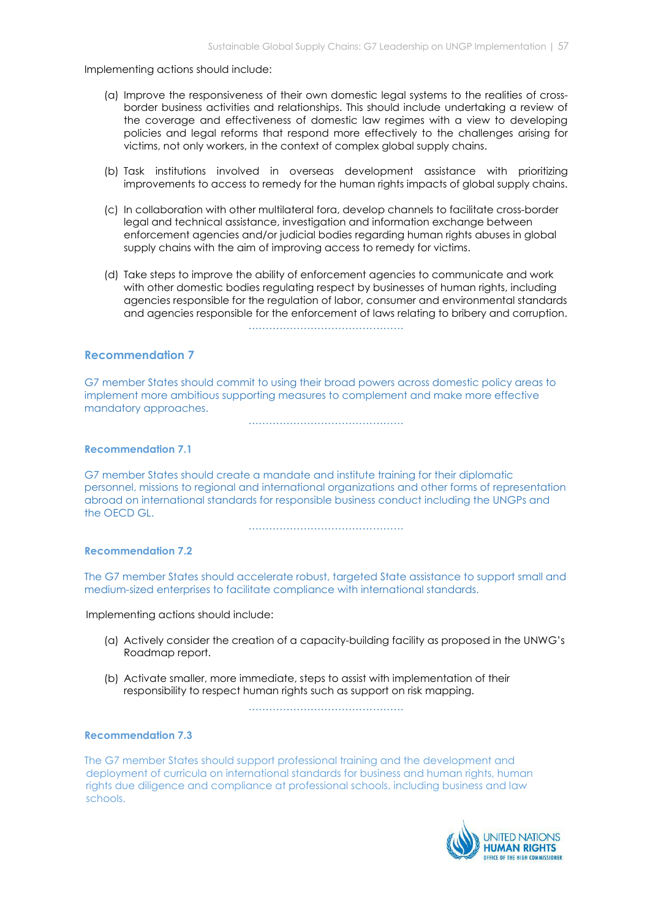Implementing actions should include:

(a) Improve the responsiveness of their own domestic legal systems to the realities of cross-border business activities and relationships. This should include undertaking a review of the coverage and effectiveness of domestic law regimes with a view to developing policies and legal reforms that respond more effectively to the challenges arising for victims, not only workers, in the context of complex global supply chains.

(b) Task institutions involved in overseas development assistance with prioritizing improvements to access to remedy for the human rights impacts of global supply chains.

(c) In collaboration with other multilateral fora, develop channels to facilitate cross-border legal and technical assistance, investigation and information exchange between enforcement agencies and/or judicial bodies regarding human rights abuses in global supply chains with the aim of improving access to remedy for victims.

(d) Take steps to improve the ability of enforcement agencies to communicate and work with other domestic bodies regulating respect by businesses of human rights, including agencies responsible for the regulation of labor, consumer and environmental standards and agencies responsible for the enforcement of laws relating to bribery and corruption.

## Recommendation 7

G7 member States should commit to using their broad powers across domestic policy areas to implement more ambitious supporting measures to complement and make more effective mandatory approaches.

### Recommendation 7.1

G7 member States should create a mandate and institute training for their diplomatic personnel, missions to regional and international organizations and other forms of representation abroad on international standards for responsible business conduct including the UNGPs and the OECD GL.

### Recommendation 7.2

The G7 member States should accelerate robust, targeted State assistance to support small and medium-sized enterprises to facilitate compliance with international standards.

Implementing actions should include:

(a) Actively consider the creation of a capacity-building facility as proposed in the UNWG's Roadmap report.

(b) Activate smaller, more immediate, steps to assist with implementation of their responsibility to respect human rights such as support on risk mapping.

### Recommendation 7.3

The G7 member States should support professional training and the development and deployment of curricula on international standards for business and human rights, human rights due diligence and compliance at professional schools, including business and law schools.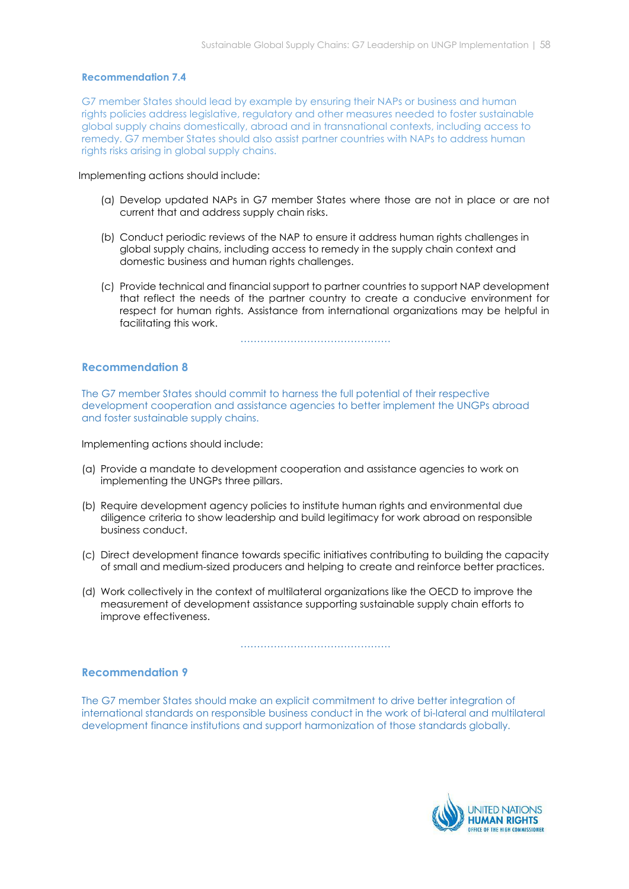### Recommendation 7.4

G7 member States should lead by example by ensuring their NAPs or business and human rights policies address legislative, regulatory and other measures needed to foster sustainable global supply chains domestically, abroad and in transnational contexts, including access to remedy. G7 member States should also assist partner countries with NAPs to address human rights risks arising in global supply chains.

Implementing actions should include:

(a) Develop updated NAPs in G7 member States where those are not in place or are not current that and address supply chain risks.

(b) Conduct periodic reviews of the NAP to ensure it address human rights challenges in global supply chains, including access to remedy in the supply chain context and domestic business and human rights challenges.

(c) Provide technical and financial support to partner countries to support NAP development that reflect the needs of the partner country to create a conducive environment for respect for human rights. Assistance from international organizations may be helpful in facilitating this work.

## Recommendation 8

The G7 member States should commit to harness the full potential of their respective development cooperation and assistance agencies to better implement the UNGPs abroad and foster sustainable supply chains.

Implementing actions should include:

(a) Provide a mandate to development cooperation and assistance agencies to work on implementing the UNGPs three pillars.

(b) Require development agency policies to institute human rights and environmental due diligence criteria to show leadership and build legitimacy for work abroad on responsible business conduct.

(c) Direct development finance towards specific initiatives contributing to building the capacity of small and medium-sized producers and helping to create and reinforce better practices.

(d) Work collectively in the context of multilateral organizations like the OECD to improve the measurement of development assistance supporting sustainable supply chain efforts to improve effectiveness.

## Recommendation 9

The G7 member States should make an explicit commitment to drive better integration of international standards on responsible business conduct in the work of bi-lateral and multilateral development finance institutions and support harmonization of those standards globally.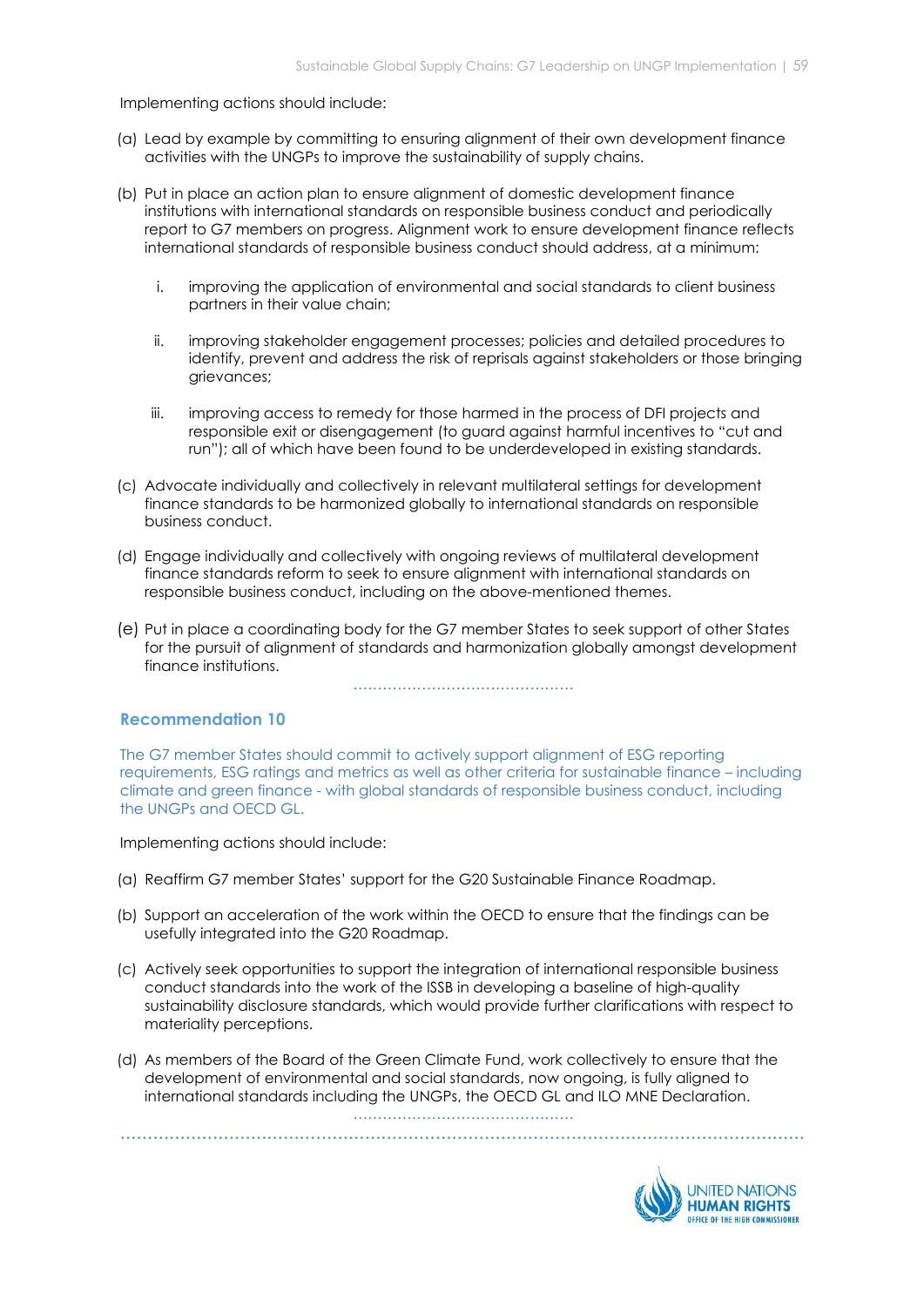Implementing actions should include:

(a) Lead by example by committing to ensuring alignment of their own development finance activities with the UNGPs to improve the sustainability of supply chains.

(b) Put in place an action plan to ensure alignment of domestic development finance institutions with international standards on responsible business conduct and periodically report to G7 members on progress. Alignment work to ensure development finance reflects international standards of responsible business conduct should address, at a minimum:

   i. improving the application of environmental and social standards to client business partners in their value chain;

   ii. improving stakeholder engagement processes; policies and detailed procedures to identify, prevent and address the risk of reprisals against stakeholders or those bringing grievances;

   iii. improving access to remedy for those harmed in the process of DFI projects and responsible exit or disengagement (to guard against harmful incentives to "cut and run"); all of which have been found to be underdeveloped in existing standards.

(c) Advocate individually and collectively in relevant multilateral settings for development finance standards to be harmonized globally to international standards on responsible business conduct.

(d) Engage individually and collectively with ongoing reviews of multilateral development finance standards reform to seek to ensure alignment with international standards on responsible business conduct, including on the above-mentioned themes.

(e) Put in place a coordinating body for the G7 member States to seek support of other States for the pursuit of alignment of standards and harmonization globally amongst development finance institutions.

## Recommendation 10

The G7 member States should commit to actively support alignment of ESG reporting requirements, ESG ratings and metrics as well as other criteria for sustainable finance – including climate and green finance - with global standards of responsible business conduct, including the UNGPs and OECD GL.

Implementing actions should include:

(a) Reaffirm G7 member States' support for the G20 Sustainable Finance Roadmap.

(b) Support an acceleration of the work within the OECD to ensure that the findings can be usefully integrated into the G20 Roadmap.

(c) Actively seek opportunities to support the integration of international responsible business conduct standards into the work of the ISSB in developing a baseline of high-quality sustainability disclosure standards, which would provide further clarifications with respect to materiality perceptions.

(d) As members of the Board of the Green Climate Fund, work collectively to ensure that the development of environmental and social standards, now ongoing, is fully aligned to international standards including the UNGPs, the OECD GL and ILO MNE Declaration.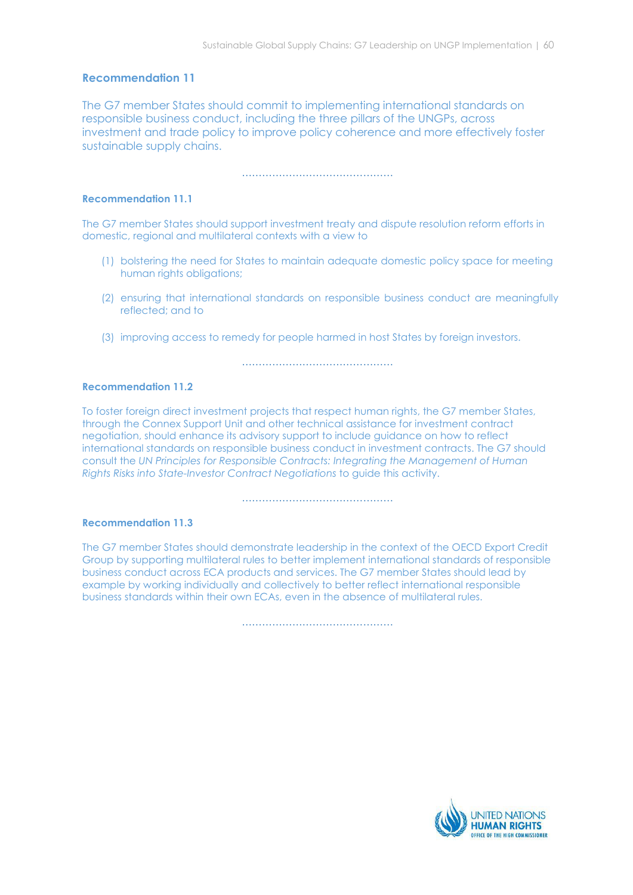### Recommendation 11

The G7 member States should commit to implementing international standards on responsible business conduct, including the three pillars of the UNGPs, across investment and trade policy to improve policy coherence and more effectively foster sustainable supply chains.

............................................

#### Recommendation 11.1

The G7 member States should support investment treaty and dispute resolution reform efforts in domestic, regional and multilateral contexts with a view to

(1) bolstering the need for States to maintain adequate domestic policy space for meeting human rights obligations;

(2) ensuring that international standards on responsible business conduct are meaningfully reflected; and to

(3) improving access to remedy for people harmed in host States by foreign investors.

............................................

#### Recommendation 11.2

To foster foreign direct investment projects that respect human rights, the G7 member States, through the Connex Support Unit and other technical assistance for investment contract negotiation, should enhance its advisory support to include guidance on how to reflect international standards on responsible business conduct in investment contracts. The G7 should consult the *UN Principles for Responsible Contracts: Integrating the Management of Human Rights Risks into State-Investor Contract Negotiations* to guide this activity.

............................................

#### Recommendation 11.3

The G7 member States should demonstrate leadership in the context of the OECD Export Credit Group by supporting multilateral rules to better implement international standards of responsible business conduct across ECA products and services. The G7 member States should lead by example by working individually and collectively to better reflect international responsible business standards within their own ECAs, even in the absence of multilateral rules.

............................................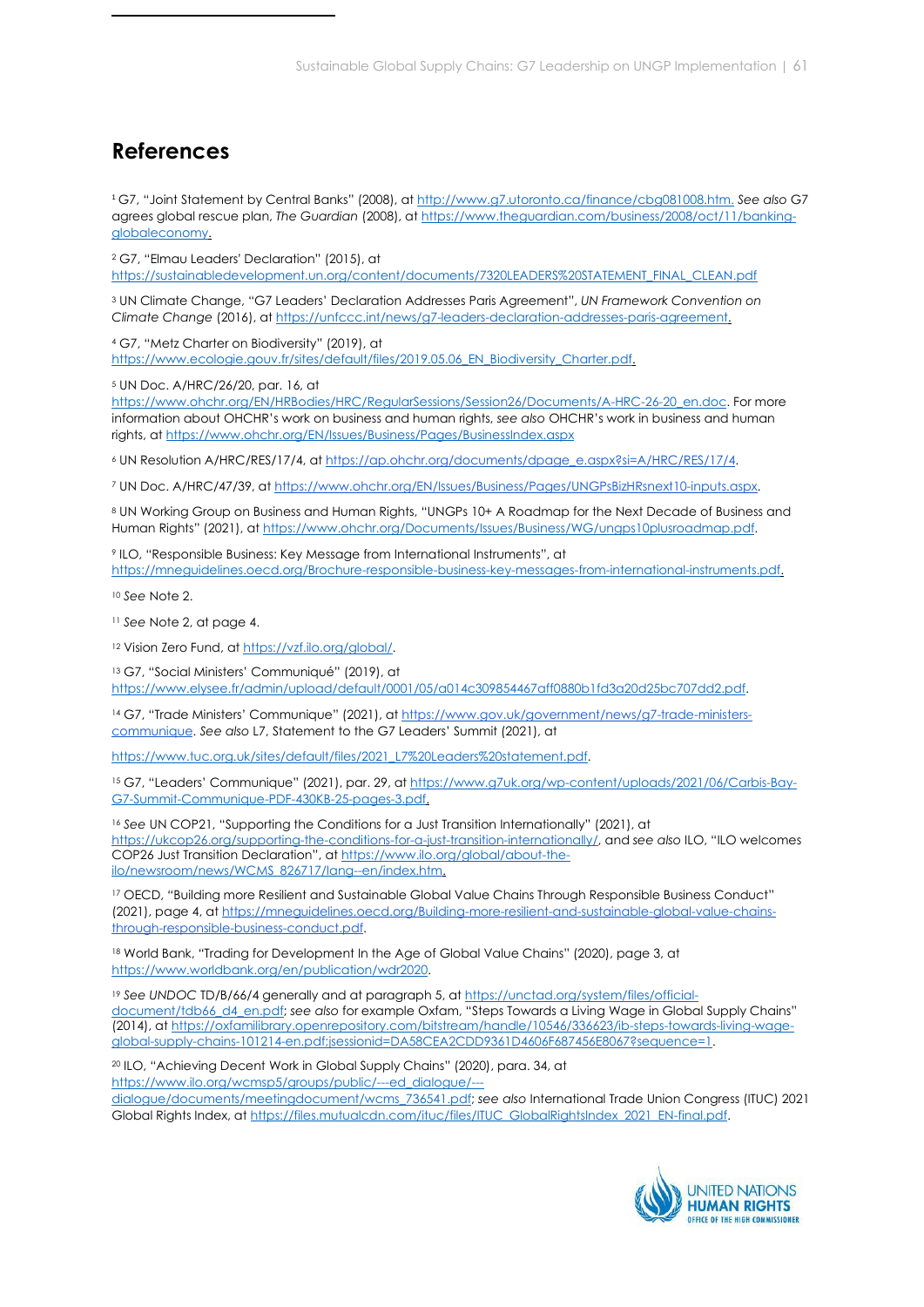# References

[1] G7, "Joint Statement by Central Banks" (2008), at http://www.g7.utoronto.ca/finance/cbg081008.htm. *See also* G7 agrees global rescue plan, *The Guardian* (2008), at https://www.theguardian.com/business/2008/oct/11/banking-globaleconomy.

[2] G7, "Elmau Leaders' Declaration" (2015), at https://sustainabledevelopment.un.org/content/documents/7320LEADERS%20STATEMENT_FINAL_CLEAN.pdf

[3] UN Climate Change, "G7 Leaders' Declaration Addresses Paris Agreement", *UN Framework Convention on Climate Change* (2016), at https://unfccc.int/news/g7-leaders-declaration-addresses-paris-agreement.

[4] G7, "Metz Charter on Biodiversity" (2019), at https://www.ecologie.gouv.fr/sites/default/files/2019.05.06_EN_Biodiversity_Charter.pdf.

[5] UN Doc. A/HRC/26/20, par. 16, at https://www.ohchr.org/EN/HRBodies/HRC/RegularSessions/Session26/Documents/A-HRC-26-20_en.doc. For more information about OHCHR's work on business and human rights, *see also* OHCHR's work in business and human rights, at https://www.ohchr.org/EN/Issues/Business/Pages/BusinessIndex.aspx

[6] UN Resolution A/HRC/RES/17/4, at https://ap.ohchr.org/documents/dpage_e.aspx?si=A/HRC/RES/17/4.

[7] UN Doc. A/HRC/47/39, at https://www.ohchr.org/EN/Issues/Business/Pages/UNGPsBizHRsnext10-inputs.aspx.

[8] UN Working Group on Business and Human Rights, "UNGPs 10+ A Roadmap for the Next Decade of Business and Human Rights" (2021), at https://www.ohchr.org/Documents/Issues/Business/WG/ungps10plusroadmap.pdf.

[9] ILO, "Responsible Business: Key Message from International Instruments", at https://mneguidelines.oecd.org/Brochure-responsible-business-key-messages-from-international-instruments.pdf.

[10] *See* Note 2.

[11] *See* Note 2, at page 4.

[12] Vision Zero Fund, at https://vzf.ilo.org/global/.

[13] G7, "Social Ministers' Communiqué" (2019), at https://www.elysee.fr/admin/upload/default/0001/05/a014c309854467aff0880b1fd3a20d25bc707dd2.pdf.

[14] G7, "Trade Ministers' Communique" (2021), at https://www.gov.uk/government/news/g7-trade-ministers-communique. *See also* L7, Statement to the G7 Leaders' Summit (2021), at

https://www.tuc.org.uk/sites/default/files/2021_L7%20Leaders%20statement.pdf.

[15] G7, "Leaders' Communique" (2021), par. 29, at https://www.g7uk.org/wp-content/uploads/2021/06/Carbis-Bay-G7-Summit-Communique-PDF-430KB-25-pages-3.pdf.

[16] *See* UN COP21, "Supporting the Conditions for a Just Transition Internationally" (2021), at https://ukcop26.org/supporting-the-conditions-for-a-just-transition-internationally/, and *see also* ILO, "ILO welcomes COP26 Just Transition Declaration", at https://www.ilo.org/global/about-the-ilo/newsroom/news/WCMS_826717/lang--en/index.htm.

[17] OECD, "Building more Resilient and Sustainable Global Value Chains Through Responsible Business Conduct" (2021), page 4, at https://mneguidelines.oecd.org/Building-more-resilient-and-sustainable-global-value-chains-through-responsible-business-conduct.pdf.

[18] World Bank, "Trading for Development In the Age of Global Value Chains" (2020), page 3, at https://www.worldbank.org/en/publication/wdr2020.

[19] *See UNDOC* TD/B/66/4 generally and at paragraph 5, at https://unctad.org/system/files/official-document/tdb66_d4_en.pdf; *see also* for example Oxfam, "Steps Towards a Living Wage in Global Supply Chains" (2014), at https://oxfamilibrary.openrepository.com/bitstream/handle/10546/336623/ib-steps-towards-living-wage-global-supply-chains-101214-en.pdf;jsessionid=DA58CEA2CDD9361D4606F687456E8067?sequence=1.

[20] ILO, "Achieving Decent Work in Global Supply Chains" (2020), para. 34, at https://www.ilo.org/wcmsp5/groups/public/---ed_dialogue/---dialogue/documents/meetingdocument/wcms_736541.pdf; *see also* International Trade Union Congress (ITUC) 2021 Global Rights Index, at https://files.mutualcdn.com/ituc/files/ITUC_GlobalRightsIndex_2021_EN-final.pdf.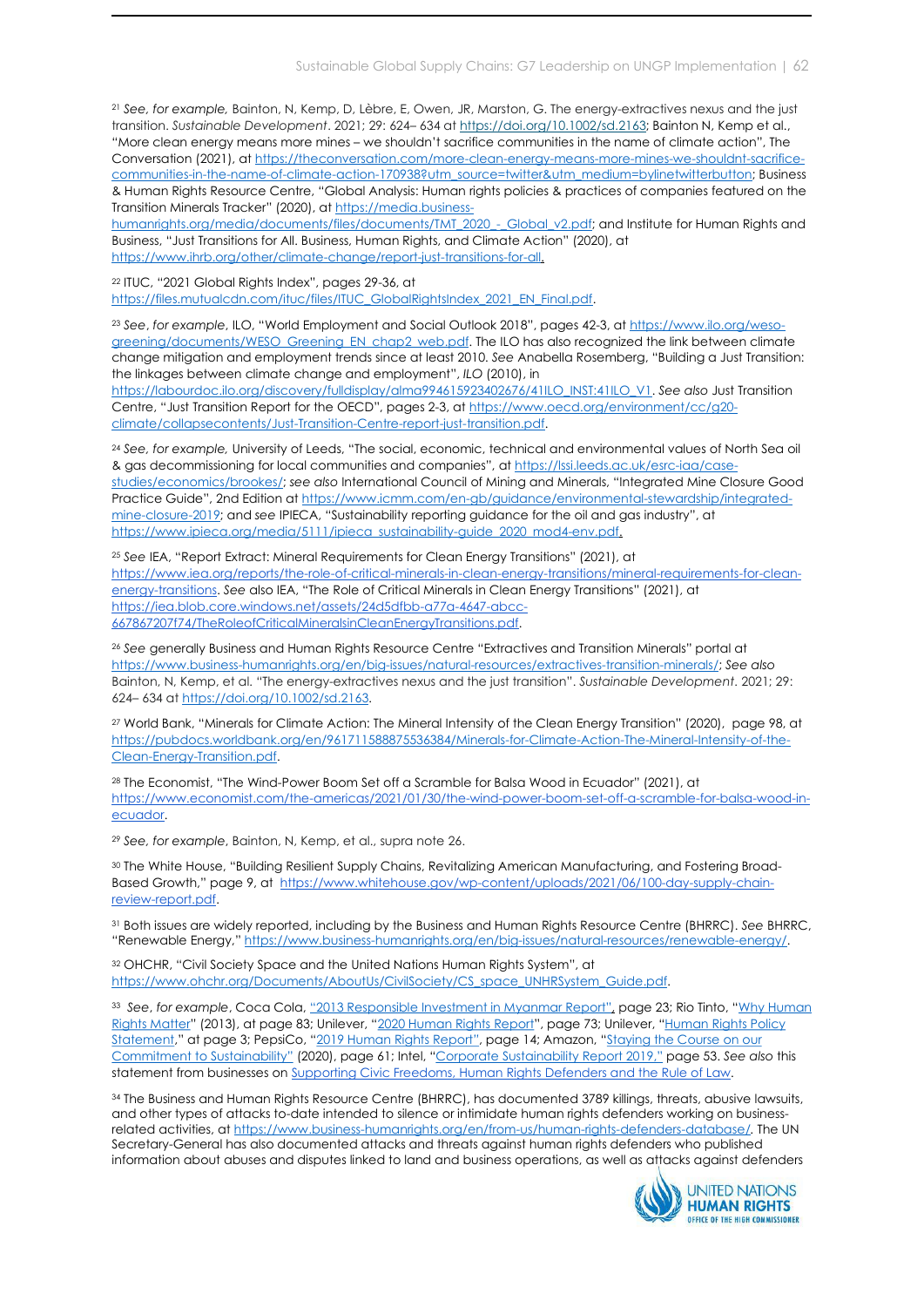[21] *See, for example,* Bainton, N, Kemp, D, Lèbre, E, Owen, JR, Marston, G. The energy-extractives nexus and the just transition. *Sustainable Development*. 2021; 29: 624– 634 at https://doi.org/10.1002/sd.2163; Bainton N, Kemp et al., "More clean energy means more mines – we shouldn't sacrifice communities in the name of climate action", The Conversation (2021), at https://theconversation.com/more-clean-energy-means-more-mines-we-shouldnt-sacrifice-communities-in-the-name-of-climate-action-170938?utm_source=twitter&utm_medium=bylinetwitterbutton; Business & Human Rights Resource Centre, "Global Analysis: Human rights policies & practices of companies featured on the Transition Minerals Tracker" (2020), at https://media.business-humanrights.org/media/documents/files/documents/TMT_2020_-_Global_v2.pdf; and Institute for Human Rights and Business, "Just Transitions for All. Business, Human Rights, and Climate Action" (2020), at https://www.ihrb.org/other/climate-change/report-just-transitions-for-all.

[22] ITUC, "2021 Global Rights Index", pages 29-36, at https://files.mutualcdn.com/ituc/files/ITUC_GlobalRightsIndex_2021_EN_Final.pdf.

[23] *See*, *for example*, ILO, "World Employment and Social Outlook 2018", pages 42-3, at https://www.ilo.org/weso-greening/documents/WESO_Greening_EN_chap2_web.pdf. The ILO has also recognized the link between climate change mitigation and employment trends since at least 2010. *See* Anabella Rosemberg, "Building a Just Transition: the linkages between climate change and employment", *ILO* (2010), in https://labourdoc.ilo.org/discovery/fulldisplay/alma994615923402676/41ILO_INST:41ILO_V1. *See also* Just Transition Centre, "Just Transition Report for the OECD", pages 2-3, at https://www.oecd.org/environment/cc/g20-climate/collapsecontents/Just-Transition-Centre-report-just-transition.pdf.

[24] *See, for example,* University of Leeds, "The social, economic, technical and environmental values of North Sea oil & gas decommissioning for local communities and companies", at https://lssi.leeds.ac.uk/esrc-iaa/case-studies/economics/brookes/; *see also* International Council of Mining and Minerals, "Integrated Mine Closure Good Practice Guide", 2nd Edition at https://www.icmm.com/en-gb/guidance/environmental-stewardship/integrated-mine-closure-2019; and *see* IPIECA, "Sustainability reporting guidance for the oil and gas industry", at https://www.ipieca.org/media/5111/ipieca_sustainability-guide_2020_mod4-env.pdf.

[25] *See* IEA, "Report Extract: Mineral Requirements for Clean Energy Transitions" (2021), at https://www.iea.org/reports/the-role-of-critical-minerals-in-clean-energy-transitions/mineral-requirements-for-clean-energy-transitions. *See* also IEA, "The Role of Critical Minerals in Clean Energy Transitions" (2021), at https://iea.blob.core.windows.net/assets/24d5dfbb-a77a-4647-abcc-667867207f74/TheRoleofCriticalMineralsinCleanEnergyTransitions.pdf.

[26] *See* generally Business and Human Rights Resource Centre "Extractives and Transition Minerals" portal at https://www.business-humanrights.org/en/big-issues/natural-resources/extractives-transition-minerals/; *See also* Bainton, N, Kemp, et al. "The energy-extractives nexus and the just transition". *Sustainable Development*. 2021; 29: 624– 634 at https://doi.org/10.1002/sd.2163.

[27] World Bank, "Minerals for Climate Action: The Mineral Intensity of the Clean Energy Transition" (2020), page 98, at https://pubdocs.worldbank.org/en/961711588875536384/Minerals-for-Climate-Action-The-Mineral-Intensity-of-the-Clean-Energy-Transition.pdf.

[28] The Economist, "The Wind-Power Boom Set off a Scramble for Balsa Wood in Ecuador" (2021), at https://www.economist.com/the-americas/2021/01/30/the-wind-power-boom-set-off-a-scramble-for-balsa-wood-in-ecuador.

[29] *See, for example*, Bainton, N, Kemp, et al., supra note 26.

[30] The White House, "Building Resilient Supply Chains, Revitalizing American Manufacturing, and Fostering Broad-Based Growth," page 9, at https://www.whitehouse.gov/wp-content/uploads/2021/06/100-day-supply-chain-review-report.pdf.

[31] Both issues are widely reported, including by the Business and Human Rights Resource Centre (BHRRC). *See* BHRRC, "Renewable Energy," https://www.business-humanrights.org/en/big-issues/natural-resources/renewable-energy/.

[32] OHCHR, "Civil Society Space and the United Nations Human Rights System", at https://www.ohchr.org/Documents/AboutUs/CivilSociety/CS_space_UNHRSystem_Guide.pdf.

[33] *See*, *for example*, Coca Cola, "2013 Responsible Investment in Myanmar Report", page 23; Rio Tinto, "Why Human Rights Matter" (2013), at page 83; Unilever, "2020 Human Rights Report", page 73; Unilever, "Human Rights Policy Statement," at page 3; PepsiCo, "2019 Human Rights Report", page 14; Amazon, "Staying the Course on our Commitment to Sustainability" (2020), page 61; Intel, "Corporate Sustainability Report 2019," page 53. *See also* this statement from businesses on Supporting Civic Freedoms, Human Rights Defenders and the Rule of Law.

[34] The Business and Human Rights Resource Centre (BHRRC), has documented 3789 killings, threats, abusive lawsuits, and other types of attacks to-date intended to silence or intimidate human rights defenders working on business-related activities, at https://www.business-humanrights.org/en/from-us/human-rights-defenders-database/. The UN Secretary-General has also documented attacks and threats against human rights defenders who published information about abuses and disputes linked to land and business operations, as well as attacks against defenders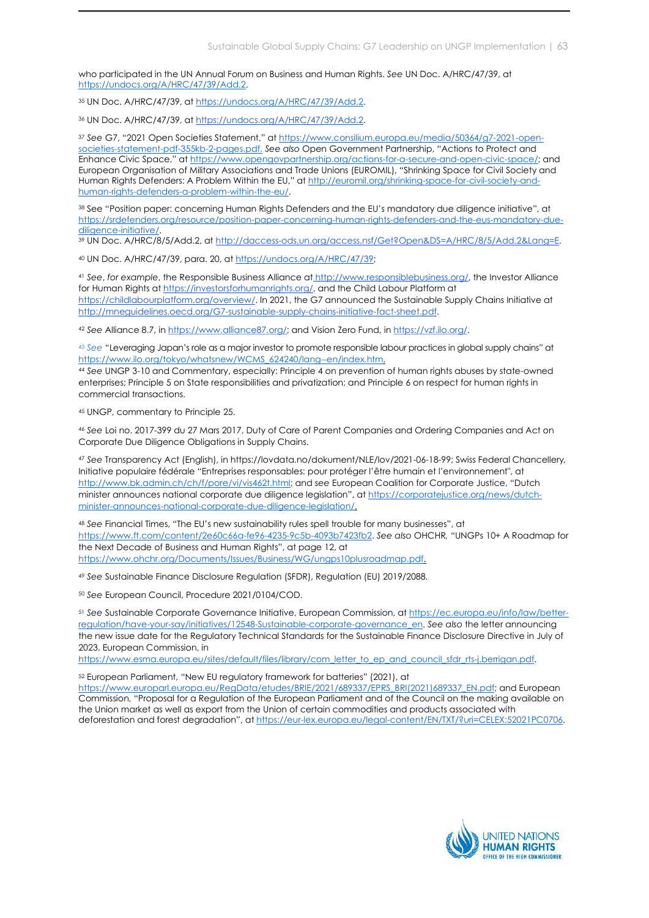who participated in the UN Annual Forum on Business and Human Rights. *See* UN Doc. A/HRC/47/39, at https://undocs.org/A/HRC/47/39/Add.2.

[35] UN Doc. A/HRC/47/39, at https://undocs.org/A/HRC/47/39/Add.2.

[36] UN Doc. A/HRC/47/39, at https://undocs.org/A/HRC/47/39/Add.2.

[37] *See* G7, "2021 Open Societies Statement," at https://www.consilium.europa.eu/media/50364/g7-2021-open-societies-statement-pdf-355kb-2-pages.pdf. *See also* Open Government Partnership, "Actions to Protect and Enhance Civic Space," at https://www.opengovpartnership.org/actions-for-a-secure-and-open-civic-space/; and European Organisation of Military Associations and Trade Unions (EUROMIL), "Shrinking Space for Civil Society and Human Rights Defenders: A Problem Within the EU," at http://euromil.org/shrinking-space-for-civil-society-and-human-rights-defenders-a-problem-within-the-eu/.

[38] See "Position paper: concerning Human Rights Defenders and the EU's mandatory due diligence initiative", at https://srdefenders.org/resource/position-paper-concerning-human-rights-defenders-and-the-eus-mandatory-due-diligence-initiative/.

[39] UN Doc. A/HRC/8/5/Add.2, at http://daccess-ods.un.org/access.nsf/Get?Open&DS=A/HRC/8/5/Add.2&Lang=E.

[40] UN Doc. A/HRC/47/39, para. 20, at https://undocs.org/A/HRC/47/39;

[41] *See*, *for example*, the Responsible Business Alliance at http://www.responsiblebusiness.org/, the Investor Alliance for Human Rights at https://investorsforhumanrights.org/, and the Child Labour Platform at https://childlabourplatform.org/overview/. In 2021, the G7 announced the Sustainable Supply Chains Initiative at http://mneguidelines.oecd.org/G7-sustainable-supply-chains-initiative-fact-sheet.pdf.

[42] *See* Alliance 8.7, in https://www.alliance87.org/; and Vision Zero Fund, in https://vzf.ilo.org/.

[43] *See* "Leveraging Japan's role as a major investor to promote responsible labour practices in global supply chains" at https://www.ilo.org/tokyo/whatsnew/WCMS_624240/lang--en/index.htm.

[44] *See* UNGP 3-10 and Commentary, especially: Principle 4 on prevention of human rights abuses by state-owned enterprises; Principle 5 on State responsibilities and privatization; and Principle 6 on respect for human rights in commercial transactions.

[45] UNGP, commentary to Principle 25.

[46] *See* Loi no. 2017-399 du 27 Mars 2017, Duty of Care of Parent Companies and Ordering Companies and Act on Corporate Due Diligence Obligations in Supply Chains.

[47] *See* Transparency Act (English), in https://lovdata.no/dokument/NLE/lov/2021-06-18-99; Swiss Federal Chancellery, Initiative populaire fédérale "Entreprises responsables: pour protéger l'être humain et l'environnement", at http://www.bk.admin.ch/ch/f/pore/vi/vis462t.html; and *see* European Coalition for Corporate Justice, "Dutch minister announces national corporate due diligence legislation", at https://corporatejustice.org/news/dutch-minister-announces-national-corporate-due-diligence-legislation/.

[48] *See* Financial Times, "The EU's new sustainability rules spell trouble for many businesses", at https://www.ft.com/content/2e60c66a-fe96-4235-9c5b-4093b7423fb2. *See also* OHCHR, "UNGPs 10+ A Roadmap for the Next Decade of Business and Human Rights", at page 12, at https://www.ohchr.org/Documents/Issues/Business/WG/ungps10plusroadmap.pdf.

[49] *See* Sustainable Finance Disclosure Regulation (SFDR), Regulation (EU) 2019/2088.

[50] *See* European Council, Procedure 2021/0104/COD.

[51] *See* Sustainable Corporate Governance Initiative, European Commission, at https://ec.europa.eu/info/law/better-regulation/have-your-say/initiatives/12548-Sustainable-corporate-governance_en. *See also* the letter announcing the new issue date for the Regulatory Technical Standards for the Sustainable Finance Disclosure Directive in July of 2023, European Commission, in https://www.esma.europa.eu/sites/default/files/library/com_letter_to_ep_and_council_sfdr_rts-j.berrigan.pdf.

[52] European Parliament, "New EU regulatory framework for batteries" (2021), at https://www.europarl.europa.eu/RegData/etudes/BRIE/2021/689337/EPRS_BRI(2021)689337_EN.pdf; and European Commission, "Proposal for a Regulation of the European Parliament and of the Council on the making available on the Union market as well as export from the Union of certain commodities and products associated with deforestation and forest degradation", at https://eur-lex.europa.eu/legal-content/EN/TXT/?uri=CELEX:52021PC0706.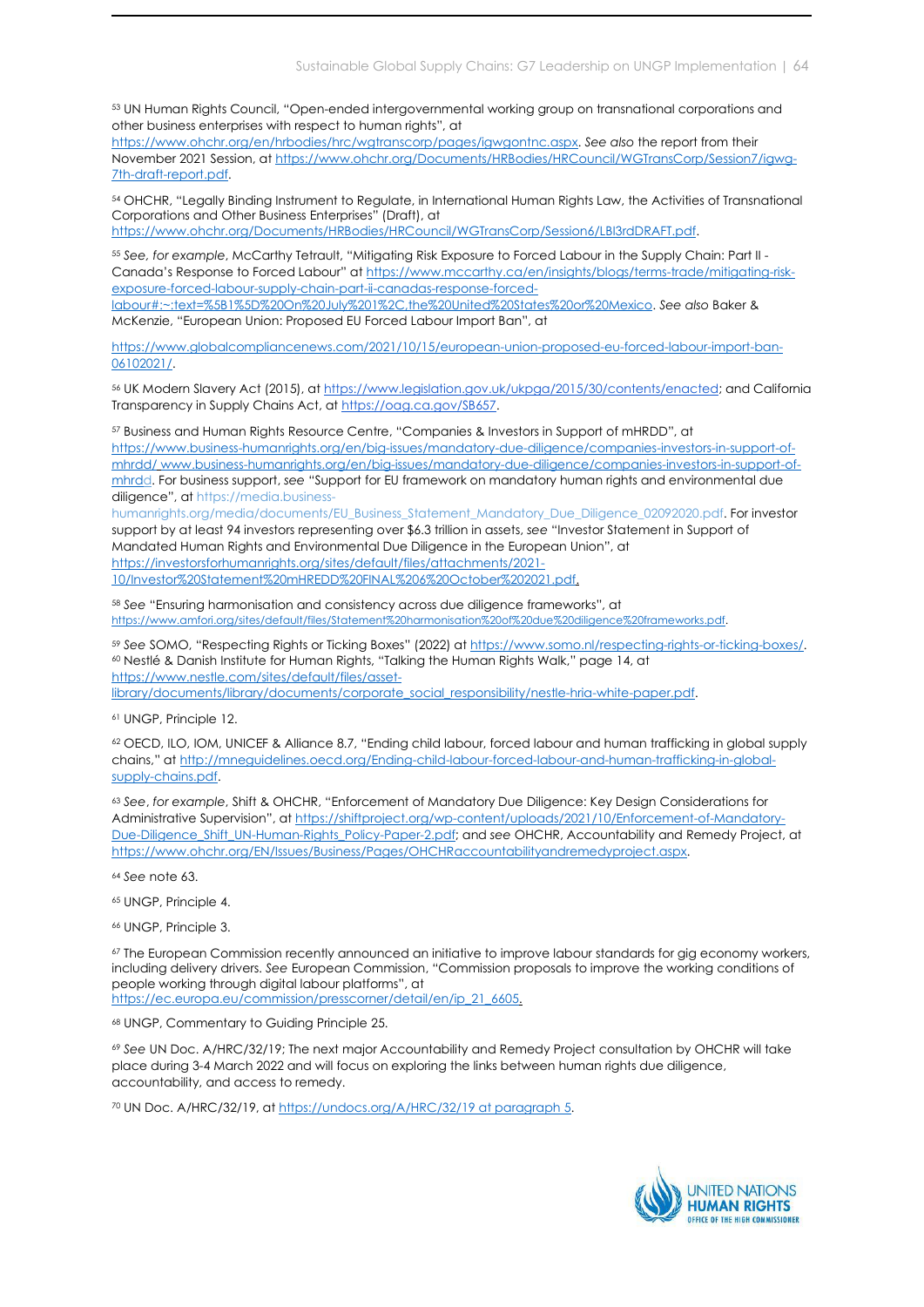[53] UN Human Rights Council, "Open-ended intergovernmental working group on transnational corporations and other business enterprises with respect to human rights", at https://www.ohchr.org/en/hrbodies/hrc/wgtranscorp/pages/igwgontnc.aspx. *See also* the report from their November 2021 Session, at https://www.ohchr.org/Documents/HRBodies/HRCouncil/WGTransCorp/Session7/igwg-7th-draft-report.pdf.

[54] OHCHR, "Legally Binding Instrument to Regulate, in International Human Rights Law, the Activities of Transnational Corporations and Other Business Enterprises" (Draft), at https://www.ohchr.org/Documents/HRBodies/HRCouncil/WGTransCorp/Session6/LBI3rdDRAFT.pdf.

[55] *See, for example*, McCarthy Tetrault, "Mitigating Risk Exposure to Forced Labour in the Supply Chain: Part II - Canada's Response to Forced Labour" at https://www.mccarthy.ca/en/insights/blogs/terms-trade/mitigating-risk-exposure-forced-labour-supply-chain-part-ii-canadas-response-forced-labour#:~:text=%5B1%5D%20On%20July%201%2C,the%20United%20States%20or%20Mexico. *See also* Baker & McKenzie, "European Union: Proposed EU Forced Labour Import Ban", at https://www.globalcompliancenews.com/2021/10/15/european-union-proposed-eu-forced-labour-import-ban-06102021/.

[56] UK Modern Slavery Act (2015), at https://www.legislation.gov.uk/ukpga/2015/30/contents/enacted; and California Transparency in Supply Chains Act, at https://oag.ca.gov/SB657.

[57] Business and Human Rights Resource Centre, "Companies & Investors in Support of mHRDD", at https://www.business-humanrights.org/en/big-issues/mandatory-due-diligence/companies-investors-in-support-of-mhrdd/ www.business-humanrights.org/en/big-issues/mandatory-due-diligence/companies-investors-in-support-of-mhrdd. For business support, *see* "Support for EU framework on mandatory human rights and environmental due diligence", at https://media.business-humanrights.org/media/documents/EU_Business_Statement_Mandatory_Due_Diligence_02092020.pdf. For investor support by at least 94 investors representing over $6.3 trillion in assets, *see* "Investor Statement in Support of Mandated Human Rights and Environmental Due Diligence in the European Union", at https://investorsforhumanrights.org/sites/default/files/attachments/2021-10/Investor%20Statement%20mHREDD%20FINAL%206%20October%202021.pdf.

[58] *See* "Ensuring harmonisation and consistency across due diligence frameworks", at https://www.amfori.org/sites/default/files/Statement%20harmonisation%20of%20due%20diligence%20frameworks.pdf.

[59] *See* SOMO, "Respecting Rights or Ticking Boxes" (2022) at https://www.somo.nl/respecting-rights-or-ticking-boxes/.

[60] Nestlé & Danish Institute for Human Rights, "Talking the Human Rights Walk," page 14, at https://www.nestle.com/sites/default/files/asset-library/documents/library/documents/corporate_social_responsibility/nestle-hria-white-paper.pdf.

[61] UNGP, Principle 12.

[62] OECD, ILO, IOM, UNICEF & Alliance 8.7, "Ending child labour, forced labour and human trafficking in global supply chains," at http://mneguidelines.oecd.org/Ending-child-labour-forced-labour-and-human-trafficking-in-global-supply-chains.pdf.

[63] *See*, *for example*, Shift & OHCHR, "Enforcement of Mandatory Due Diligence: Key Design Considerations for Administrative Supervision", at https://shiftproject.org/wp-content/uploads/2021/10/Enforcement-of-Mandatory-Due-Diligence_Shift_UN-Human-Rights_Policy-Paper-2.pdf; and *see* OHCHR, Accountability and Remedy Project, at https://www.ohchr.org/EN/Issues/Business/Pages/OHCHRaccountabilityandremedyproject.aspx.

[64] *See* note 63.

[65] UNGP, Principle 4.

[66] UNGP, Principle 3.

[67] The European Commission recently announced an initiative to improve labour standards for gig economy workers, including delivery drivers. *See* European Commission, "Commission proposals to improve the working conditions of people working through digital labour platforms", at https://ec.europa.eu/commission/presscorner/detail/en/ip_21_6605.

[68] UNGP, Commentary to Guiding Principle 25.

[69] *See* UN Doc. A/HRC/32/19; The next major Accountability and Remedy Project consultation by OHCHR will take place during 3-4 March 2022 and will focus on exploring the links between human rights due diligence, accountability, and access to remedy.

[70] UN Doc. A/HRC/32/19, at https://undocs.org/A/HRC/32/19 at paragraph 5.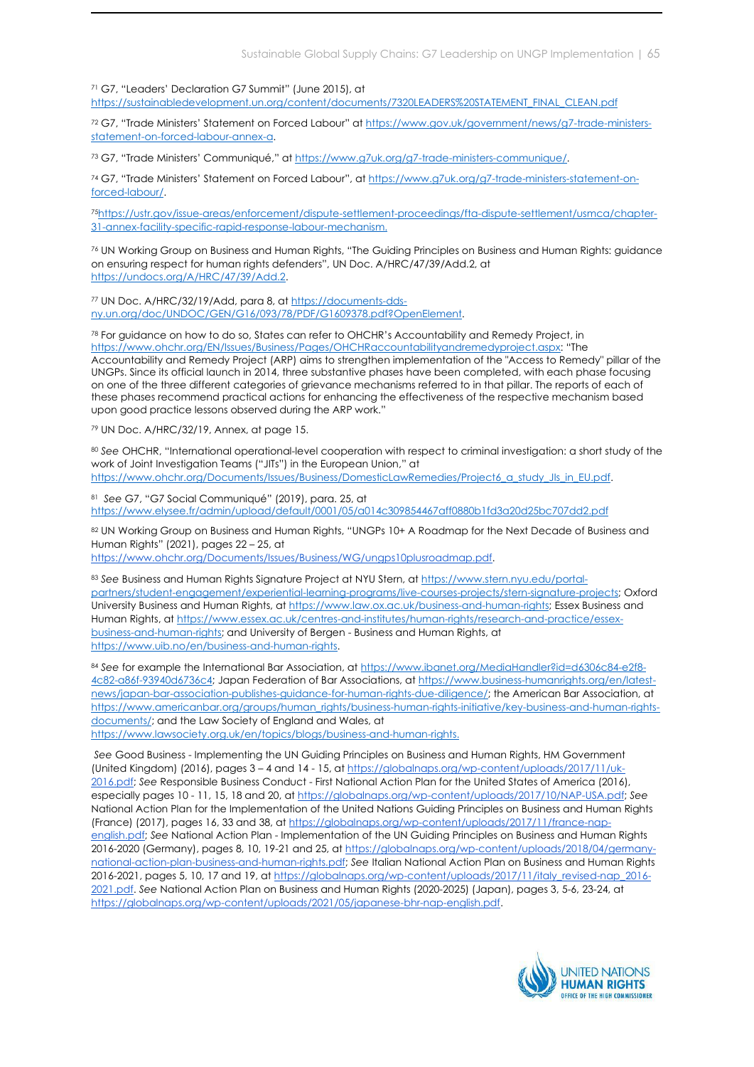[71] G7, "Leaders' Declaration G7 Summit" (June 2015), at https://sustainabledevelopment.un.org/content/documents/7320LEADERS%20STATEMENT_FINAL_CLEAN.pdf

[72] G7, "Trade Ministers' Statement on Forced Labour" at https://www.gov.uk/government/news/g7-trade-ministers-statement-on-forced-labour-annex-a.

[73] G7, "Trade Ministers' Communiqué," at https://www.g7uk.org/g7-trade-ministers-communique/.

[74] G7, "Trade Ministers' Statement on Forced Labour", at https://www.g7uk.org/g7-trade-ministers-statement-on-forced-labour/.

[75] https://ustr.gov/issue-areas/enforcement/dispute-settlement-proceedings/fta-dispute-settlement/usmca/chapter-31-annex-facility-specific-rapid-response-labour-mechanism.

[76] UN Working Group on Business and Human Rights, "The Guiding Principles on Business and Human Rights: guidance on ensuring respect for human rights defenders", UN Doc. A/HRC/47/39/Add.2, at https://undocs.org/A/HRC/47/39/Add.2.

[77] UN Doc. A/HRC/32/19/Add, para 8, at https://documents-dds-ny.un.org/doc/UNDOC/GEN/G16/093/78/PDF/G1609378.pdf?OpenElement.

[78] For guidance on how to do so, States can refer to OHCHR's Accountability and Remedy Project, in https://www.ohchr.org/EN/Issues/Business/Pages/OHCHRaccountabilityandremedyproject.aspx: "The Accountability and Remedy Project (ARP) aims to strengthen implementation of the "Access to Remedy" pillar of the UNGPs. Since its official launch in 2014, three substantive phases have been completed, with each phase focusing on one of the three different categories of grievance mechanisms referred to in that pillar. The reports of each of these phases recommend practical actions for enhancing the effectiveness of the respective mechanism based upon good practice lessons observed during the ARP work."

[79] UN Doc. A/HRC/32/19, Annex, at page 15.

[80] *See* OHCHR, "International operational-level cooperation with respect to criminal investigation: a short study of the work of Joint Investigation Teams ("JITs") in the European Union," at https://www.ohchr.org/Documents/Issues/Business/DomesticLawRemedies/Project6_a_study_JIs_in_EU.pdf.

[81] *See* G7, "G7 Social Communiqué" (2019), para. 25, at https://www.elysee.fr/admin/upload/default/0001/05/a014c309854467aff0880b1fd3a20d25bc707dd2.pdf

[82] UN Working Group on Business and Human Rights, "UNGPs 10+ A Roadmap for the Next Decade of Business and Human Rights" (2021), pages 22 – 25, at https://www.ohchr.org/Documents/Issues/Business/WG/ungps10plusroadmap.pdf.

[83] *See* Business and Human Rights Signature Project at NYU Stern, at https://www.stern.nyu.edu/portal-partners/student-engagement/experiential-learning-programs/live-courses-projects/stern-signature-projects; Oxford University Business and Human Rights, at https://www.law.ox.ac.uk/business-and-human-rights; Essex Business and Human Rights, at https://www.essex.ac.uk/centres-and-institutes/human-rights/research-and-practice/essex-business-and-human-rights; and University of Bergen - Business and Human Rights, at https://www.uib.no/en/business-and-human-rights.

[84] *See* for example the International Bar Association, at https://www.ibanet.org/MediaHandler?id=d6306c84-e2f8-4c82-a86f-93940d6736c4; Japan Federation of Bar Associations, at https://www.business-humanrights.org/en/latest-news/japan-bar-association-publishes-guidance-for-human-rights-due-diligence/; the American Bar Association, at https://www.americanbar.org/groups/human_rights/business-human-rights-initiative/key-business-and-human-rights-documents/; and the Law Society of England and Wales, at https://www.lawsociety.org.uk/en/topics/blogs/business-and-human-rights.

*See* Good Business - Implementing the UN Guiding Principles on Business and Human Rights, HM Government (United Kingdom) (2016), pages 3 – 4 and 14 - 15, at https://globalnaps.org/wp-content/uploads/2017/11/uk-2016.pdf; *See* Responsible Business Conduct - First National Action Plan for the United States of America (2016), especially pages 10 - 11, 15, 18 and 20, at https://globalnaps.org/wp-content/uploads/2017/10/NAP-USA.pdf; *See* National Action Plan for the Implementation of the United Nations Guiding Principles on Business and Human Rights (France) (2017), pages 16, 33 and 38, at https://globalnaps.org/wp-content/uploads/2017/11/france-nap-english.pdf; *See* National Action Plan - Implementation of the UN Guiding Principles on Business and Human Rights 2016-2020 (Germany), pages 8, 10, 19-21 and 25, at https://globalnaps.org/wp-content/uploads/2018/04/germany-national-action-plan-business-and-human-rights.pdf; *See* Italian National Action Plan on Business and Human Rights 2016-2021, pages 5, 10, 17 and 19, at https://globalnaps.org/wp-content/uploads/2017/11/italy_revised-nap_2016-2021.pdf. *See* National Action Plan on Business and Human Rights (2020-2025) (Japan), pages 3, 5-6, 23-24, at https://globalnaps.org/wp-content/uploads/2021/05/japanese-bhr-nap-english.pdf.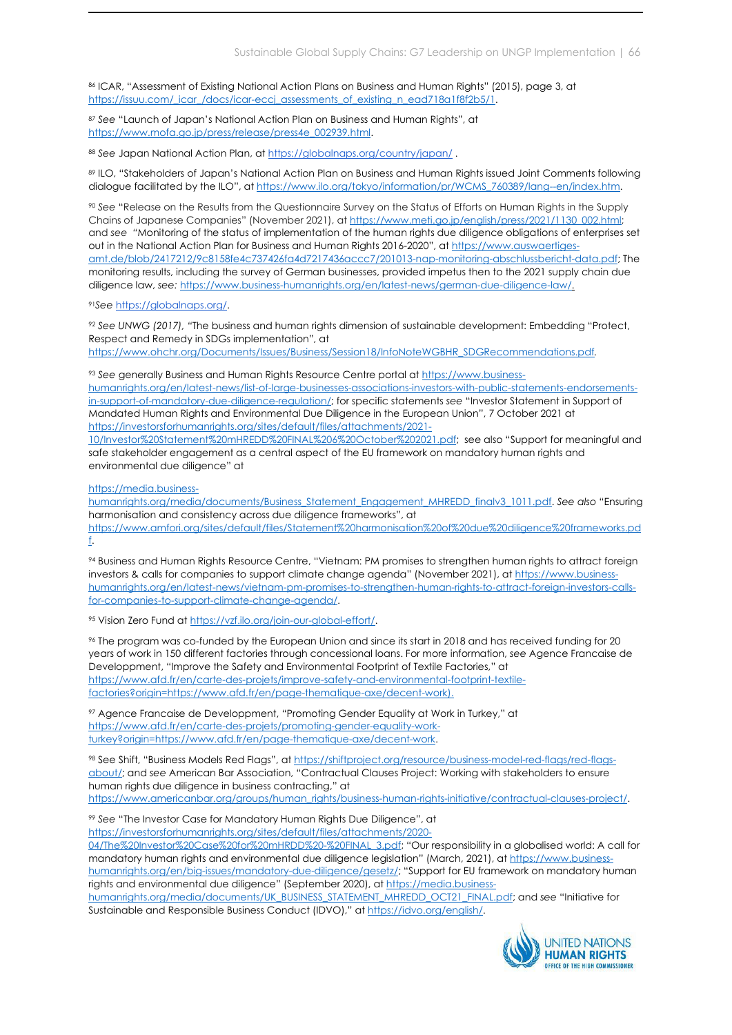[86] ICAR, "Assessment of Existing National Action Plans on Business and Human Rights" (2015), page 3, at https://issuu.com/_icar_/docs/icar-eccj_assessments_of_existing_n_ead718a1f8f2b5/1.

[87] *See* "Launch of Japan's National Action Plan on Business and Human Rights", at https://www.mofa.go.jp/press/release/press4e_002939.html.

[88] *See* Japan National Action Plan, at https://globalnaps.org/country/japan/ .

[89] ILO, "Stakeholders of Japan's National Action Plan on Business and Human Rights issued Joint Comments following dialogue facilitated by the ILO", at https://www.ilo.org/tokyo/information/pr/WCMS_760389/lang--en/index.htm.

[90] *See* "Release on the Results from the Questionnaire Survey on the Status of Efforts on Human Rights in the Supply Chains of Japanese Companies" (November 2021), at https://www.meti.go.jp/english/press/2021/1130_002.html; and *see* "Monitoring of the status of implementation of the human rights due diligence obligations of enterprises set out in the National Action Plan for Business and Human Rights 2016-2020", at https://www.auswaertiges-amt.de/blob/2417212/9c8158fe4c737426fa4d7217436accc7/201013-nap-monitoring-abschlussbericht-data.pdf; The monitoring results, including the survey of German businesses, provided impetus then to the 2021 supply chain due diligence law, *see:* https://www.business-humanrights.org/en/latest-news/german-due-diligence-law/.

[91] *See* https://globalnaps.org/.

[92] *See UNWG (2017)*, "The business and human rights dimension of sustainable development: Embedding "Protect, Respect and Remedy in SDGs implementation", at https://www.ohchr.org/Documents/Issues/Business/Session18/InfoNoteWGBHR_SDGRecommendations.pdf.

[93] *See* generally Business and Human Rights Resource Centre portal at https://www.business-humanrights.org/en/latest-news/list-of-large-businesses-associations-investors-with-public-statements-endorsements-in-support-of-mandatory-due-diligence-regulation/; for specific statements *see* "Investor Statement in Support of Mandated Human Rights and Environmental Due Diligence in the European Union", 7 October 2021 at https://investorsforhumanrights.org/sites/default/files/attachments/2021-10/Investor%20Statement%20mHREDD%20FINAL%206%20October%202021.pdf; see also "Support for meaningful and safe stakeholder engagement as a central aspect of the EU framework on mandatory human rights and environmental due diligence" at

https://media.business-humanrights.org/media/documents/Business_Statement_Engagement_MHREDD_finalv3_1011.pdf. *See also* "Ensuring harmonisation and consistency across due diligence frameworks", at https://www.amfori.org/sites/default/files/Statement%20harmonisation%20of%20due%20diligence%20frameworks.pdf.

[94] Business and Human Rights Resource Centre, "Vietnam: PM promises to strengthen human rights to attract foreign investors & calls for companies to support climate change agenda" (November 2021), at https://www.business-humanrights.org/en/latest-news/vietnam-pm-promises-to-strengthen-human-rights-to-attract-foreign-investors-calls-for-companies-to-support-climate-change-agenda/.

[95] Vision Zero Fund at https://vzf.ilo.org/join-our-global-effort/.

[96] The program was co-funded by the European Union and since its start in 2018 and has received funding for 20 years of work in 150 different factories through concessional loans. For more information, *see* Agence Francaise de Developpment, "Improve the Safety and Environmental Footprint of Textile Factories," at https://www.afd.fr/en/carte-des-projets/improve-safety-and-environmental-footprint-textile-factories?origin=https://www.afd.fr/en/page-thematique-axe/decent-work).

[97] Agence Francaise de Developpment, "Promoting Gender Equality at Work in Turkey," at https://www.afd.fr/en/carte-des-projets/promoting-gender-equality-work-turkey?origin=https://www.afd.fr/en/page-thematique-axe/decent-work.

[98] See Shift, "Business Models Red Flags", at https://shiftproject.org/resource/business-model-red-flags/red-flags-about/; and *see* American Bar Association, "Contractual Clauses Project: Working with stakeholders to ensure human rights due diligence in business contracting," at https://www.americanbar.org/groups/human_rights/business-human-rights-initiative/contractual-clauses-project/.

[99] *See* "The Investor Case for Mandatory Human Rights Due Diligence", at https://investorsforhumanrights.org/sites/default/files/attachments/2020-04/The%20Investor%20Case%20for%20mHRDD%20-%20FINAL_3.pdf; "Our responsibility in a globalised world: A call for mandatory human rights and environmental due diligence legislation" (March, 2021), at https://www.business-humanrights.org/en/big-issues/mandatory-due-diligence/gesetz/; "Support for EU framework on mandatory human rights and environmental due diligence" (September 2020), at https://media.business-humanrights.org/media/documents/UK_BUSINESS_STATEMENT_MHREDD_OCT21_FINAL.pdf; and *see* "Initiative for Sustainable and Responsible Business Conduct (IDVO)," at https://idvo.org/english/.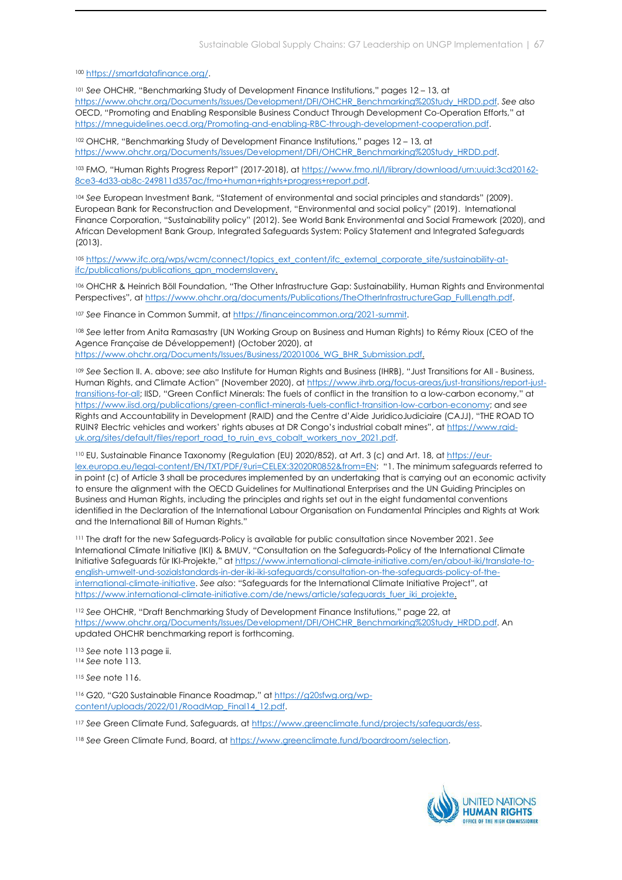[100] https://smartdatafinance.org/.

[101] *See* OHCHR, "Benchmarking Study of Development Finance Institutions," pages 12 – 13, at https://www.ohchr.org/Documents/Issues/Development/DFI/OHCHR_Benchmarking%20Study_HRDD.pdf. *See also* OECD, "Promoting and Enabling Responsible Business Conduct Through Development Co-Operation Efforts," at https://mneguidelines.oecd.org/Promoting-and-enabling-RBC-through-development-cooperation.pdf.

[102] OHCHR, "Benchmarking Study of Development Finance Institutions," pages 12 – 13, at https://www.ohchr.org/Documents/Issues/Development/DFI/OHCHR_Benchmarking%20Study_HRDD.pdf.

[103] FMO, "Human Rights Progress Report" (2017-2018), at https://www.fmo.nl/l/library/download/urn:uuid:3cd20162-8ce3-4d33-ab8c-249811d357ac/fmo+human+rights+progress+report.pdf.

[104] *See* European Investment Bank, "Statement of environmental and social principles and standards" (2009). European Bank for Reconstruction and Development, "Environmental and social policy" (2019). International Finance Corporation, "Sustainability policy" (2012). See World Bank Environmental and Social Framework (2020), and African Development Bank Group, Integrated Safeguards System: Policy Statement and Integrated Safeguards (2013).

[105] https://www.ifc.org/wps/wcm/connect/topics_ext_content/ifc_external_corporate_site/sustainability-at-ifc/publications/publications_gpn_modernslavery.

[106] OHCHR & Heinrich Böll Foundation, "The Other Infrastructure Gap: Sustainability, Human Rights and Environmental Perspectives", at https://www.ohchr.org/documents/Publications/TheOtherInfrastructureGap_FullLength.pdf.

[107] *See* Finance in Common Summit, at https://financeincommon.org/2021-summit.

[108] *See* letter from Anita Ramasastry (UN Working Group on Business and Human Rights) to Rémy Rioux (CEO of the Agence Française de Développement) (October 2020), at https://www.ohchr.org/Documents/Issues/Business/20201006_WG_BHR_Submission.pdf.

[109] *See* Section II. A. above; *see also* Institute for Human Rights and Business (IHRB), "Just Transitions for All - Business, Human Rights, and Climate Action" (November 2020), at https://www.ihrb.org/focus-areas/just-transitions/report-just-transitions-for-all; IISD, "Green Conflict Minerals: The fuels of conflict in the transition to a low-carbon economy," at https://www.iisd.org/publications/green-conflict-minerals-fuels-conflict-transition-low-carbon-economy; and *see* Rights and Accountability in Development (RAID) and the Centre d'Aide JuridicoJudiciaire (CAJJ), "THE ROAD TO RUIN? Electric vehicles and workers' rights abuses at DR Congo's industrial cobalt mines", at https://www.raid-uk.org/sites/default/files/report_road_to_ruin_evs_cobalt_workers_nov_2021.pdf.

[110] EU, Sustainable Finance Taxonomy (Regulation (EU) 2020/852), at Art. 3 (c) and Art. 18, at https://eur-lex.europa.eu/legal-content/EN/TXT/PDF/?uri=CELEX:32020R0852&from=EN: "1. The minimum safeguards referred to in point (c) of Article 3 shall be procedures implemented by an undertaking that is carrying out an economic activity to ensure the alignment with the OECD Guidelines for Multinational Enterprises and the UN Guiding Principles on Business and Human Rights, including the principles and rights set out in the eight fundamental conventions identified in the Declaration of the International Labour Organisation on Fundamental Principles and Rights at Work and the International Bill of Human Rights."

[111] The draft for the new Safeguards-Policy is available for public consultation since November 2021. *See* International Climate Initiative (IKI) & BMUV, "Consultation on the Safeguards-Policy of the International Climate Initiative Safeguards für IKI-Projekte," at https://www.international-climate-initiative.com/en/about-iki/translate-to-english-umwelt-und-sozialstandards-in-der-iki-iki-safeguards/consultation-on-the-safeguards-policy-of-the-international-climate-initiative. *See also*: "Safeguards for the International Climate Initiative Project", at https://www.international-climate-initiative.com/de/news/article/safeguards_fuer_iki_projekte.

[112] *See* OHCHR, "Draft Benchmarking Study of Development Finance Institutions," page 22, at https://www.ohchr.org/Documents/Issues/Development/DFI/OHCHR_Benchmarking%20Study_HRDD.pdf. An updated OHCHR benchmarking report is forthcoming.

[113] *See* note 113 page ii.

[114] *See* note 113.

[115] *See* note 116.

[116] G20, "G20 Sustainable Finance Roadmap," at https://g20sfwg.org/wp-content/uploads/2022/01/RoadMap_Final14_12.pdf.

[117] *See* Green Climate Fund, Safeguards, at https://www.greenclimate.fund/projects/safeguards/ess.

[118] *See* Green Climate Fund, Board, at https://www.greenclimate.fund/boardroom/selection.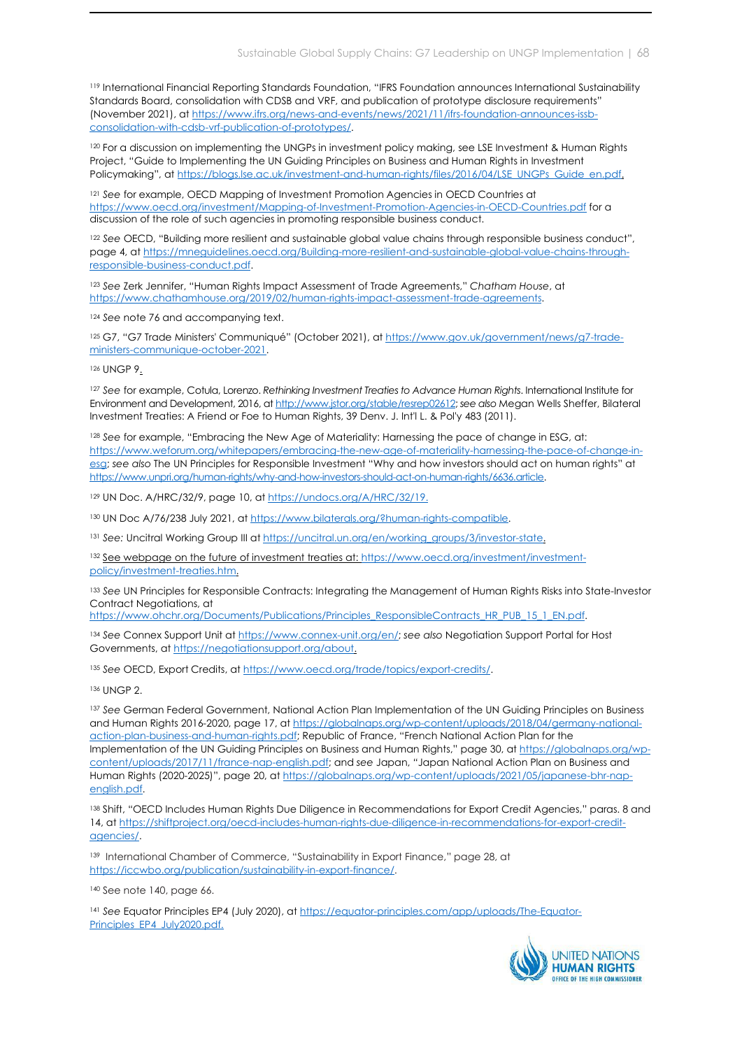[119] International Financial Reporting Standards Foundation, "IFRS Foundation announces International Sustainability Standards Board, consolidation with CDSB and VRF, and publication of prototype disclosure requirements" (November 2021), at https://www.ifrs.org/news-and-events/news/2021/11/ifrs-foundation-announces-issb-consolidation-with-cdsb-vrf-publication-of-prototypes/.

[120] For a discussion on implementing the UNGPs in investment policy making, see LSE Investment & Human Rights Project, "Guide to Implementing the UN Guiding Principles on Business and Human Rights in Investment Policymaking", at https://blogs.lse.ac.uk/investment-and-human-rights/files/2016/04/LSE_UNGPs_Guide_en.pdf.

[121] *See* for example, OECD Mapping of Investment Promotion Agencies in OECD Countries at https://www.oecd.org/investment/Mapping-of-Investment-Promotion-Agencies-in-OECD-Countries.pdf for a discussion of the role of such agencies in promoting responsible business conduct.

[122] *See* OECD, "Building more resilient and sustainable global value chains through responsible business conduct", page 4, at https://mneguidelines.oecd.org/Building-more-resilient-and-sustainable-global-value-chains-through-responsible-business-conduct.pdf.

[123] *See* Zerk Jennifer, "Human Rights Impact Assessment of Trade Agreements," *Chatham House*, at https://www.chathamhouse.org/2019/02/human-rights-impact-assessment-trade-agreements.

[124] *See* note 76 and accompanying text.

[125] G7, "G7 Trade Ministers' Communiqué" (October 2021), at https://www.gov.uk/government/news/g7-trade-ministers-communique-october-2021.

[126] UNGP 9.

[127] *See* for example, Cotula, Lorenzo. *Rethinking Investment Treaties to Advance Human Rights*. International Institute for Environment and Development, 2016, at http://www.jstor.org/stable/resrep02612; *see also* Megan Wells Sheffer, Bilateral Investment Treaties: A Friend or Foe to Human Rights, 39 Denv. J. Int'l L. & Pol'y 483 (2011).

[128] *See* for example, "Embracing the New Age of Materiality: Harnessing the pace of change in ESG, at: https://www.weforum.org/whitepapers/embracing-the-new-age-of-materiality-harnessing-the-pace-of-change-in-esg; *see also* The UN Principles for Responsible Investment "Why and how investors should act on human rights" at https://www.unpri.org/human-rights/why-and-how-investors-should-act-on-human-rights/6636.article.

[129] UN Doc. A/HRC/32/9, page 10, at https://undocs.org/A/HRC/32/19.

[130] UN Doc A/76/238 July 2021, at https://www.bilaterals.org/?human-rights-compatible.

[131] *See:* Uncitral Working Group III at https://uncitral.un.org/en/working_groups/3/investor-state.

[132] See webpage on the future of investment treaties at: https://www.oecd.org/investment/investment-policy/investment-treaties.htm.

[133] *See* UN Principles for Responsible Contracts: Integrating the Management of Human Rights Risks into State-Investor Contract Negotiations, at https://www.ohchr.org/Documents/Publications/Principles_ResponsibleContracts_HR_PUB_15_1_EN.pdf.

[134] *See* Connex Support Unit at https://www.connex-unit.org/en/; *see also* Negotiation Support Portal for Host Governments, at https://negotiationsupport.org/about.

[135] *See* OECD, Export Credits, at https://www.oecd.org/trade/topics/export-credits/.

[136] UNGP 2.

[137] *See* German Federal Government, National Action Plan Implementation of the UN Guiding Principles on Business and Human Rights 2016-2020, page 17, at https://globalnaps.org/wp-content/uploads/2018/04/germany-national-action-plan-business-and-human-rights.pdf; Republic of France, "French National Action Plan for the Implementation of the UN Guiding Principles on Business and Human Rights," page 30, at https://globalnaps.org/wp-content/uploads/2017/11/france-nap-english.pdf; and *see* Japan, "Japan National Action Plan on Business and Human Rights (2020-2025)", page 20, at https://globalnaps.org/wp-content/uploads/2021/05/japanese-bhr-nap-english.pdf.

[138] Shift, "OECD Includes Human Rights Due Diligence in Recommendations for Export Credit Agencies," paras. 8 and 14, at https://shiftproject.org/oecd-includes-human-rights-due-diligence-in-recommendations-for-export-credit-agencies/.

[139] International Chamber of Commerce, "Sustainability in Export Finance," page 28, at https://iccwbo.org/publication/sustainability-in-export-finance/.

[140] See note 140, page 66.

[141] *See* Equator Principles EP4 (July 2020), at https://equator-principles.com/app/uploads/The-Equator-Principles_EP4_July2020.pdf.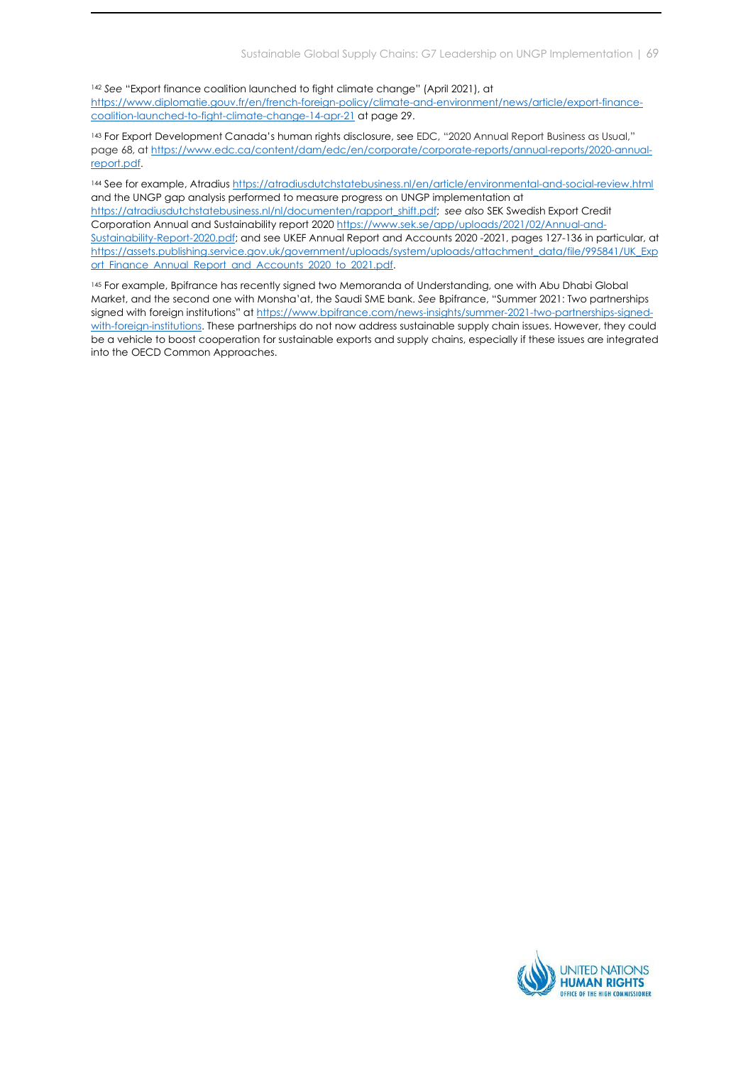[142] *See* "Export finance coalition launched to fight climate change" (April 2021), at https://www.diplomatie.gouv.fr/en/french-foreign-policy/climate-and-environment/news/article/export-finance-coalition-launched-to-fight-climate-change-14-apr-21 at page 29.

[143] For Export Development Canada's human rights disclosure, see EDC, "2020 Annual Report Business as Usual," page 68, at https://www.edc.ca/content/dam/edc/en/corporate/corporate-reports/annual-reports/2020-annual-report.pdf.

[144] See for example, Atradius https://atradiusdutchstatebusiness.nl/en/article/environmental-and-social-review.html and the UNGP gap analysis performed to measure progress on UNGP implementation at https://atradiusdutchstatebusiness.nl/nl/documenten/rapport_shift.pdf; *see also* SEK Swedish Export Credit Corporation Annual and Sustainability report 2020 https://www.sek.se/app/uploads/2021/02/Annual-and-Sustainability-Report-2020.pdf; and see UKEF Annual Report and Accounts 2020 -2021, pages 127-136 in particular, at https://assets.publishing.service.gov.uk/government/uploads/system/uploads/attachment_data/file/995841/UK_Export_Finance_Annual_Report_and_Accounts_2020_to_2021.pdf.

[145] For example, Bpifrance has recently signed two Memoranda of Understanding, one with Abu Dhabi Global Market, and the second one with Monsha'at, the Saudi SME bank. *See* Bpifrance, "Summer 2021: Two partnerships signed with foreign institutions" at https://www.bpifrance.com/news-insights/summer-2021-two-partnerships-signed-with-foreign-institutions. These partnerships do not now address sustainable supply chain issues. However, they could be a vehicle to boost cooperation for sustainable exports and supply chains, especially if these issues are integrated into the OECD Common Approaches.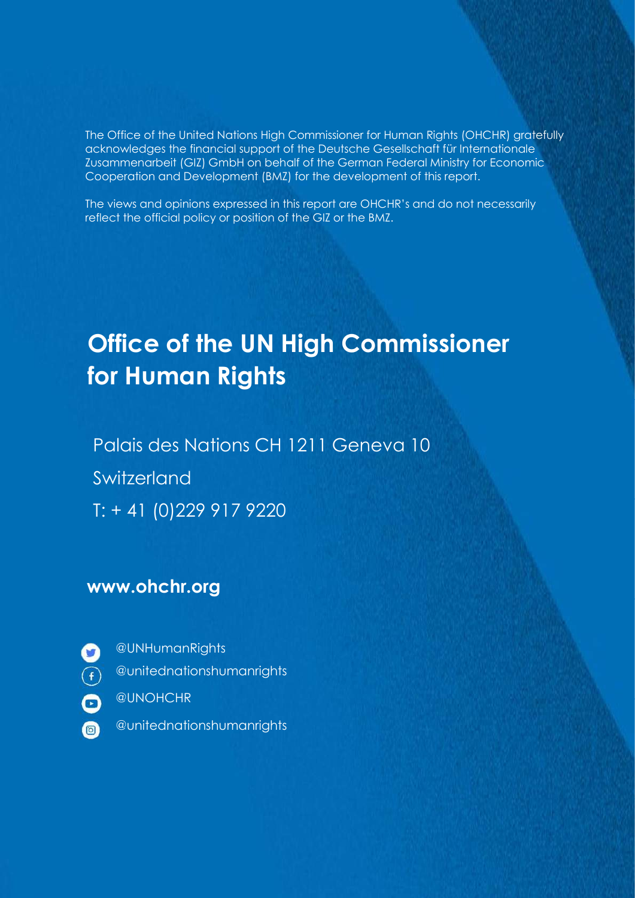The Office of the United Nations High Commissioner for Human Rights (OHCHR) gratefully acknowledges the financial support of the Deutsche Gesellschaft für Internationale Zusammenarbeit (GIZ) GmbH on behalf of the German Federal Ministry for Economic Cooperation and Development (BMZ) for the development of this report.

The views and opinions expressed in this report are OHCHR's and do not necessarily reflect the official policy or position of the GIZ or the BMZ.

# Office of the UN High Commissioner for Human Rights

Palais des Nations CH 1211 Geneva 10

Switzerland

T: + 41 (0)229 917 9220

**www.ohchr.org**

@UNHumanRights

@unitednationshumanrights

@UNOHCHR

@unitednationshumanrights